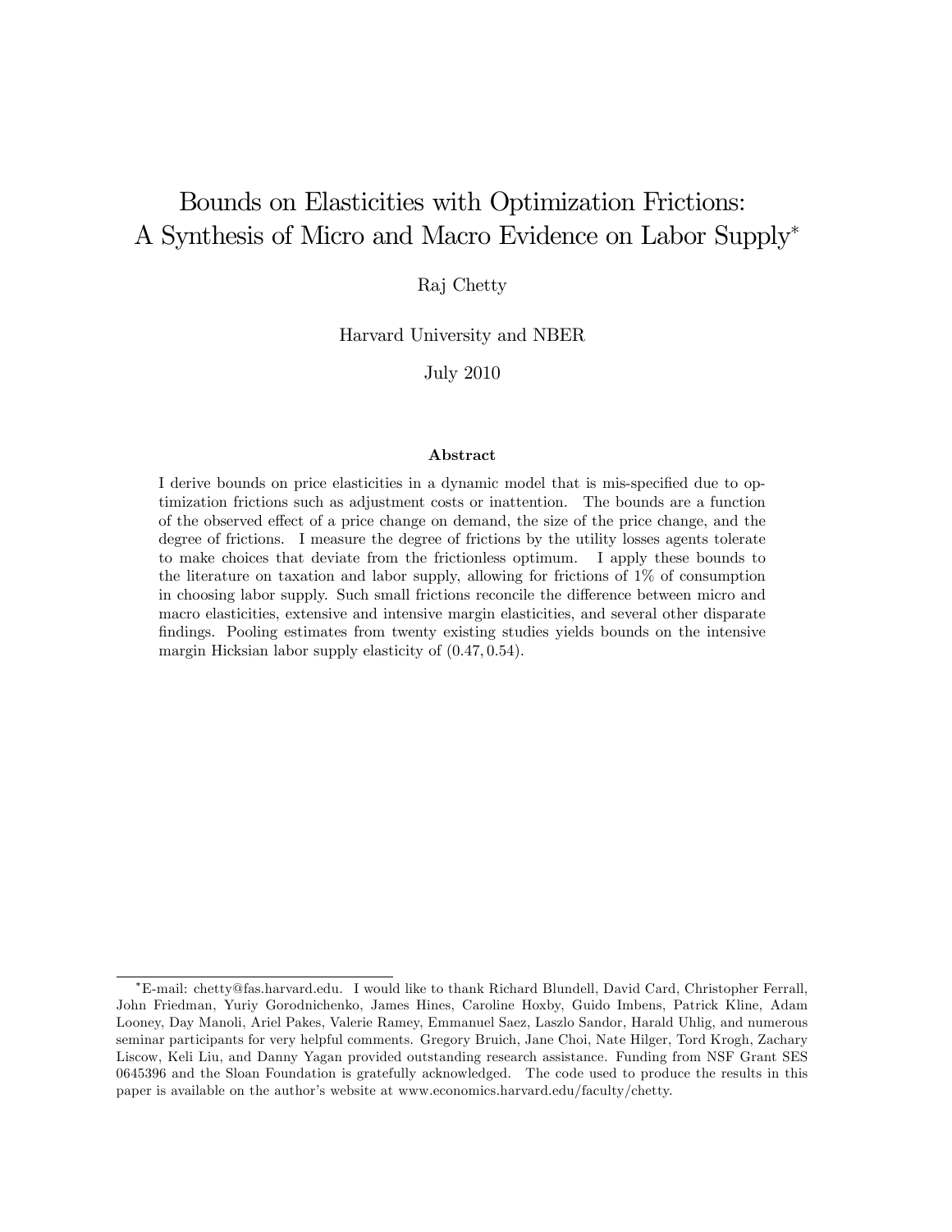# Bounds on Elasticities with Optimization Frictions: A Synthesis of Micro and Macro Evidence on Labor Supply*

Raj Chetty

Harvard University and NBER

July 2010

## Abstract

I derive bounds on price elasticities in a dynamic model that is mis-specified due to optimization frictions such as adjustment costs or inattention. The bounds are a function of the observed effect of a price change on demand, the size of the price change, and the degree of frictions. I measure the degree of frictions by the utility losses agents tolerate to make choices that deviate from the frictionless optimum. I apply these bounds to the literature on taxation and labor supply, allowing for frictions of 1% of consumption in choosing labor supply. Such small frictions reconcile the difference between micro and macro elasticities, extensive and intensive margin elasticities, and several other disparate findings. Pooling estimates from twenty existing studies yields bounds on the intensive margin Hicksian labor supply elasticity of $(0.47, 0.54)$.

---

*E-mail: chetty@fas.harvard.edu. I would like to thank Richard Blundell, David Card, Christopher Ferrall, John Friedman, Yuriy Gorodnichenko, James Hines, Caroline Hoxby, Guido Imbens, Patrick Kline, Adam Looney, Day Manoli, Ariel Pakes, Valerie Ramey, Emmanuel Saez, Laszlo Sandor, Harald Uhlig, and numerous seminar participants for very helpful comments. Gregory Bruich, Jane Choi, Nate Hilger, Tord Krogh, Zachary Liscow, Keli Liu, and Danny Yagan provided outstanding research assistance. Funding from NSF Grant SES 0645396 and the Sloan Foundation is gratefully acknowledged. The code used to produce the results in this paper is available on the author's website at www.economics.harvard.edu/faculty/chetty.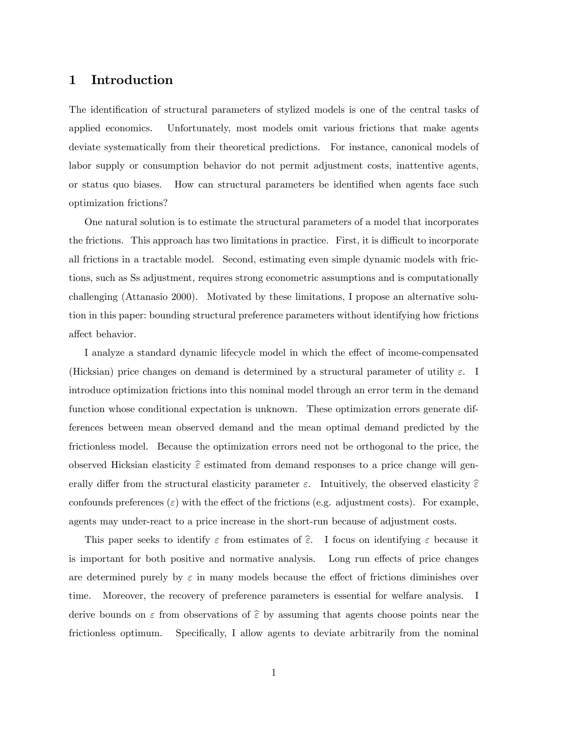# 1 Introduction

The identification of structural parameters of stylized models is one of the central tasks of applied economics. Unfortunately, most models omit various frictions that make agents deviate systematically from their theoretical predictions. For instance, canonical models of labor supply or consumption behavior do not permit adjustment costs, inattentive agents, or status quo biases. How can structural parameters be identified when agents face such optimization frictions?

One natural solution is to estimate the structural parameters of a model that incorporates the frictions. This approach has two limitations in practice. First, it is difficult to incorporate all frictions in a tractable model. Second, estimating even simple dynamic models with frictions, such as Ss adjustment, requires strong econometric assumptions and is computationally challenging (Attanasio 2000). Motivated by these limitations, I propose an alternative solution in this paper: bounding structural preference parameters without identifying how frictions affect behavior.

I analyze a standard dynamic lifecycle model in which the effect of income-compensated (Hicksian) price changes on demand is determined by a structural parameter of utility $\varepsilon$. I introduce optimization frictions into this nominal model through an error term in the demand function whose conditional expectation is unknown. These optimization errors generate differences between mean observed demand and the mean optimal demand predicted by the frictionless model. Because the optimization errors need not be orthogonal to the price, the observed Hicksian elasticity $\widehat{\varepsilon}$ estimated from demand responses to a price change will generally differ from the structural elasticity parameter $\varepsilon$. Intuitively, the observed elasticity $\widehat{\varepsilon}$ confounds preferences ($\varepsilon$) with the effect of the frictions (e.g. adjustment costs). For example, agents may under-react to a price increase in the short-run because of adjustment costs.

This paper seeks to identify $\varepsilon$ from estimates of $\widehat{\varepsilon}$. I focus on identifying $\varepsilon$ because it is important for both positive and normative analysis. Long run effects of price changes are determined purely by $\varepsilon$ in many models because the effect of frictions diminishes over time. Moreover, the recovery of preference parameters is essential for welfare analysis. I derive bounds on $\varepsilon$ from observations of $\widehat{\varepsilon}$ by assuming that agents choose points near the frictionless optimum. Specifically, I allow agents to deviate arbitrarily from the nominal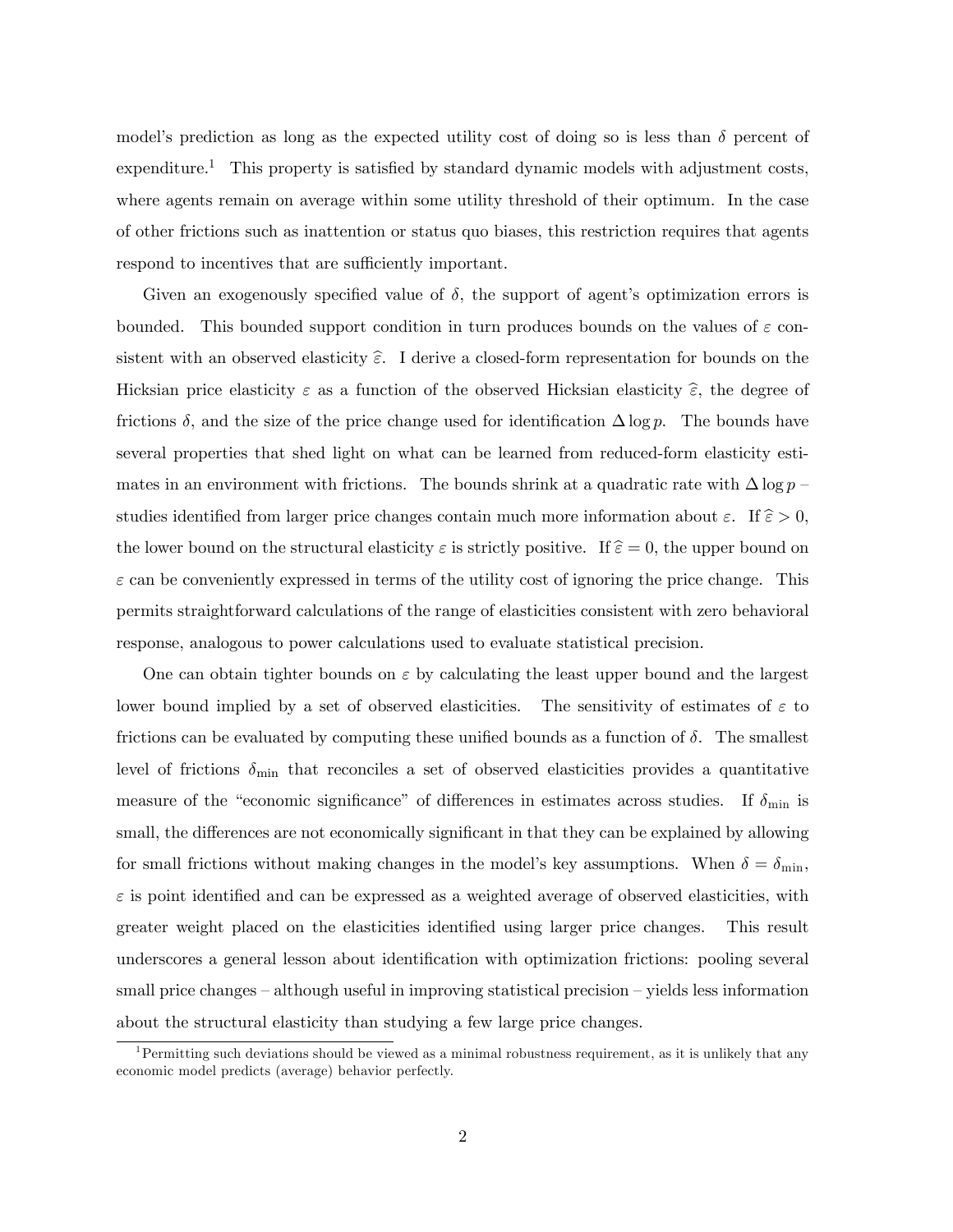model's prediction as long as the expected utility cost of doing so is less than $\delta$ percent of expenditure.[1] This property is satisfied by standard dynamic models with adjustment costs, where agents remain on average within some utility threshold of their optimum. In the case of other frictions such as inattention or status quo biases, this restriction requires that agents respond to incentives that are sufficiently important.

Given an exogenously specified value of $\delta$, the support of agent's optimization errors is bounded. This bounded support condition in turn produces bounds on the values of $\varepsilon$ consistent with an observed elasticity $\widehat{\varepsilon}$. I derive a closed-form representation for bounds on the Hicksian price elasticity $\varepsilon$ as a function of the observed Hicksian elasticity $\widehat{\varepsilon}$, the degree of frictions $\delta$, and the size of the price change used for identification $\Delta \log p$. The bounds have several properties that shed light on what can be learned from reduced-form elasticity estimates in an environment with frictions. The bounds shrink at a quadratic rate with $\Delta \log p$ – studies identified from larger price changes contain much more information about $\varepsilon$. If $\widehat{\varepsilon} > 0$, the lower bound on the structural elasticity $\varepsilon$ is strictly positive. If $\widehat{\varepsilon} = 0$, the upper bound on $\varepsilon$ can be conveniently expressed in terms of the utility cost of ignoring the price change. This permits straightforward calculations of the range of elasticities consistent with zero behavioral response, analogous to power calculations used to evaluate statistical precision.

One can obtain tighter bounds on $\varepsilon$ by calculating the least upper bound and the largest lower bound implied by a set of observed elasticities. The sensitivity of estimates of $\varepsilon$ to frictions can be evaluated by computing these unified bounds as a function of $\delta$. The smallest level of frictions $\delta_{\min}$ that reconciles a set of observed elasticities provides a quantitative measure of the "economic significance" of differences in estimates across studies. If $\delta_{\min}$ is small, the differences are not economically significant in that they can be explained by allowing for small frictions without making changes in the model's key assumptions. When $\delta = \delta_{\min}$, $\varepsilon$ is point identified and can be expressed as a weighted average of observed elasticities, with greater weight placed on the elasticities identified using larger price changes. This result underscores a general lesson about identification with optimization frictions: pooling several small price changes – although useful in improving statistical precision – yields less information about the structural elasticity than studying a few large price changes.

[1] Permitting such deviations should be viewed as a minimal robustness requirement, as it is unlikely that any economic model predicts (average) behavior perfectly.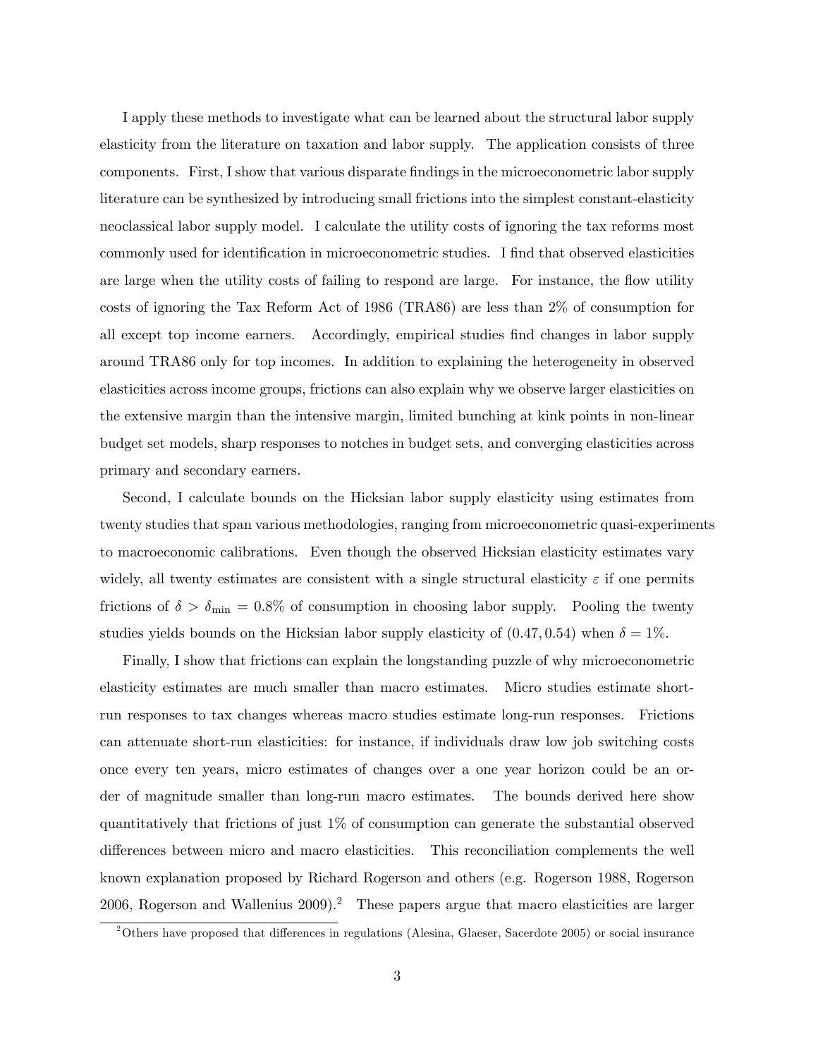I apply these methods to investigate what can be learned about the structural labor supply elasticity from the literature on taxation and labor supply. The application consists of three components. First, I show that various disparate findings in the microeconometric labor supply literature can be synthesized by introducing small frictions into the simplest constant-elasticity neoclassical labor supply model. I calculate the utility costs of ignoring the tax reforms most commonly used for identification in microeconometric studies. I find that observed elasticities are large when the utility costs of failing to respond are large. For instance, the flow utility costs of ignoring the Tax Reform Act of 1986 (TRA86) are less than 2% of consumption for all except top income earners. Accordingly, empirical studies find changes in labor supply around TRA86 only for top incomes. In addition to explaining the heterogeneity in observed elasticities across income groups, frictions can also explain why we observe larger elasticities on the extensive margin than the intensive margin, limited bunching at kink points in non-linear budget set models, sharp responses to notches in budget sets, and converging elasticities across primary and secondary earners.

Second, I calculate bounds on the Hicksian labor supply elasticity using estimates from twenty studies that span various methodologies, ranging from microeconometric quasi-experiments to macroeconomic calibrations. Even though the observed Hicksian elasticity estimates vary widely, all twenty estimates are consistent with a single structural elasticity $\varepsilon$ if one permits frictions of $\delta > \delta_{\min} = 0.8\%$ of consumption in choosing labor supply. Pooling the twenty studies yields bounds on the Hicksian labor supply elasticity of $(0.47, 0.54)$ when $\delta = 1\%$.

Finally, I show that frictions can explain the longstanding puzzle of why microeconometric elasticity estimates are much smaller than macro estimates. Micro studies estimate short-run responses to tax changes whereas macro studies estimate long-run responses. Frictions can attenuate short-run elasticities: for instance, if individuals draw low job switching costs once every ten years, micro estimates of changes over a one year horizon could be an order of magnitude smaller than long-run macro estimates. The bounds derived here show quantitatively that frictions of just 1% of consumption can generate the substantial observed differences between micro and macro elasticities. This reconciliation complements the well known explanation proposed by Richard Rogerson and others (e.g. Rogerson 1988, Rogerson 2006, Rogerson and Wallenius 2009).[2] These papers argue that macro elasticities are larger

[2] Others have proposed that differences in regulations (Alesina, Glaeser, Sacerdote 2005) or social insurance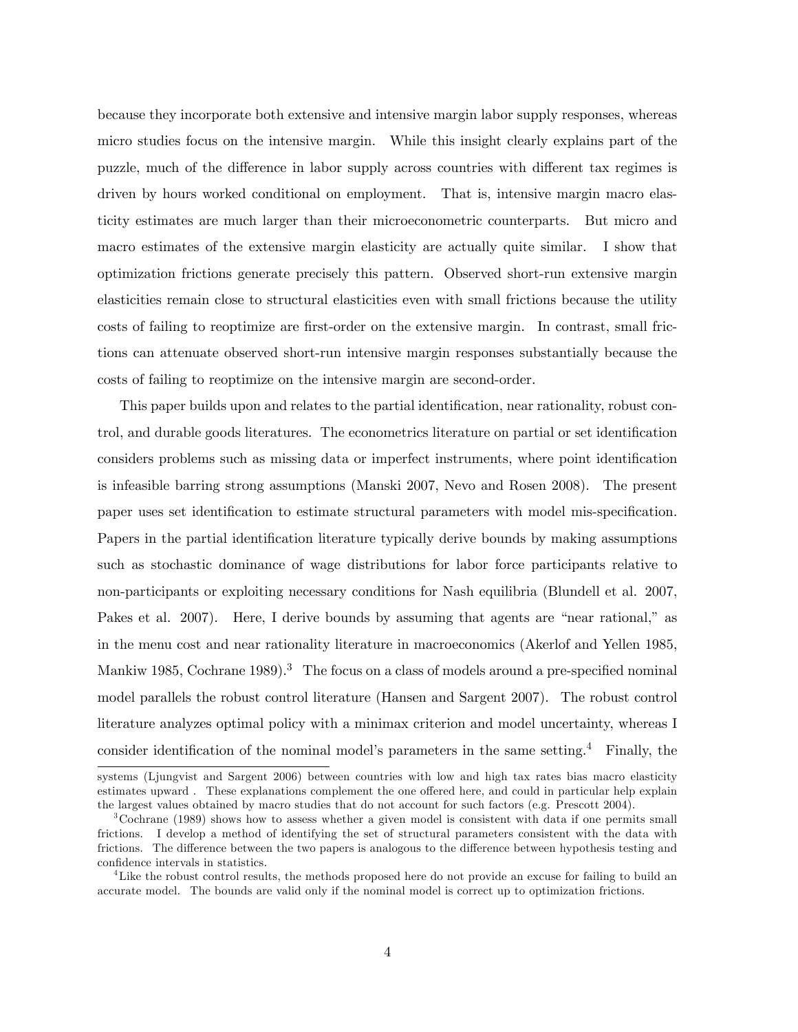because they incorporate both extensive and intensive margin labor supply responses, whereas micro studies focus on the intensive margin. While this insight clearly explains part of the puzzle, much of the difference in labor supply across countries with different tax regimes is driven by hours worked conditional on employment. That is, intensive margin macro elasticity estimates are much larger than their microeconometric counterparts. But micro and macro estimates of the extensive margin elasticity are actually quite similar. I show that optimization frictions generate precisely this pattern. Observed short-run extensive margin elasticities remain close to structural elasticities even with small frictions because the utility costs of failing to reoptimize are first-order on the extensive margin. In contrast, small frictions can attenuate observed short-run intensive margin responses substantially because the costs of failing to reoptimize on the intensive margin are second-order.

This paper builds upon and relates to the partial identification, near rationality, robust control, and durable goods literatures. The econometrics literature on partial or set identification considers problems such as missing data or imperfect instruments, where point identification is infeasible barring strong assumptions (Manski 2007, Nevo and Rosen 2008). The present paper uses set identification to estimate structural parameters with model mis-specification. Papers in the partial identification literature typically derive bounds by making assumptions such as stochastic dominance of wage distributions for labor force participants relative to non-participants or exploiting necessary conditions for Nash equilibria (Blundell et al. 2007, Pakes et al. 2007). Here, I derive bounds by assuming that agents are "near rational," as in the menu cost and near rationality literature in macroeconomics (Akerlof and Yellen 1985, Mankiw 1985, Cochrane 1989).[3] The focus on a class of models around a pre-specified nominal model parallels the robust control literature (Hansen and Sargent 2007). The robust control literature analyzes optimal policy with a minimax criterion and model uncertainty, whereas I consider identification of the nominal model's parameters in the same setting.[4] Finally, the

systems (Ljungvist and Sargent 2006) between countries with low and high tax rates bias macro elasticity estimates upward . These explanations complement the one offered here, and could in particular help explain the largest values obtained by macro studies that do not account for such factors (e.g. Prescott 2004).

[3] Cochrane (1989) shows how to assess whether a given model is consistent with data if one permits small frictions. I develop a method of identifying the set of structural parameters consistent with the data with frictions. The difference between the two papers is analogous to the difference between hypothesis testing and confidence intervals in statistics.

[4] Like the robust control results, the methods proposed here do not provide an excuse for failing to build an accurate model. The bounds are valid only if the nominal model is correct up to optimization frictions.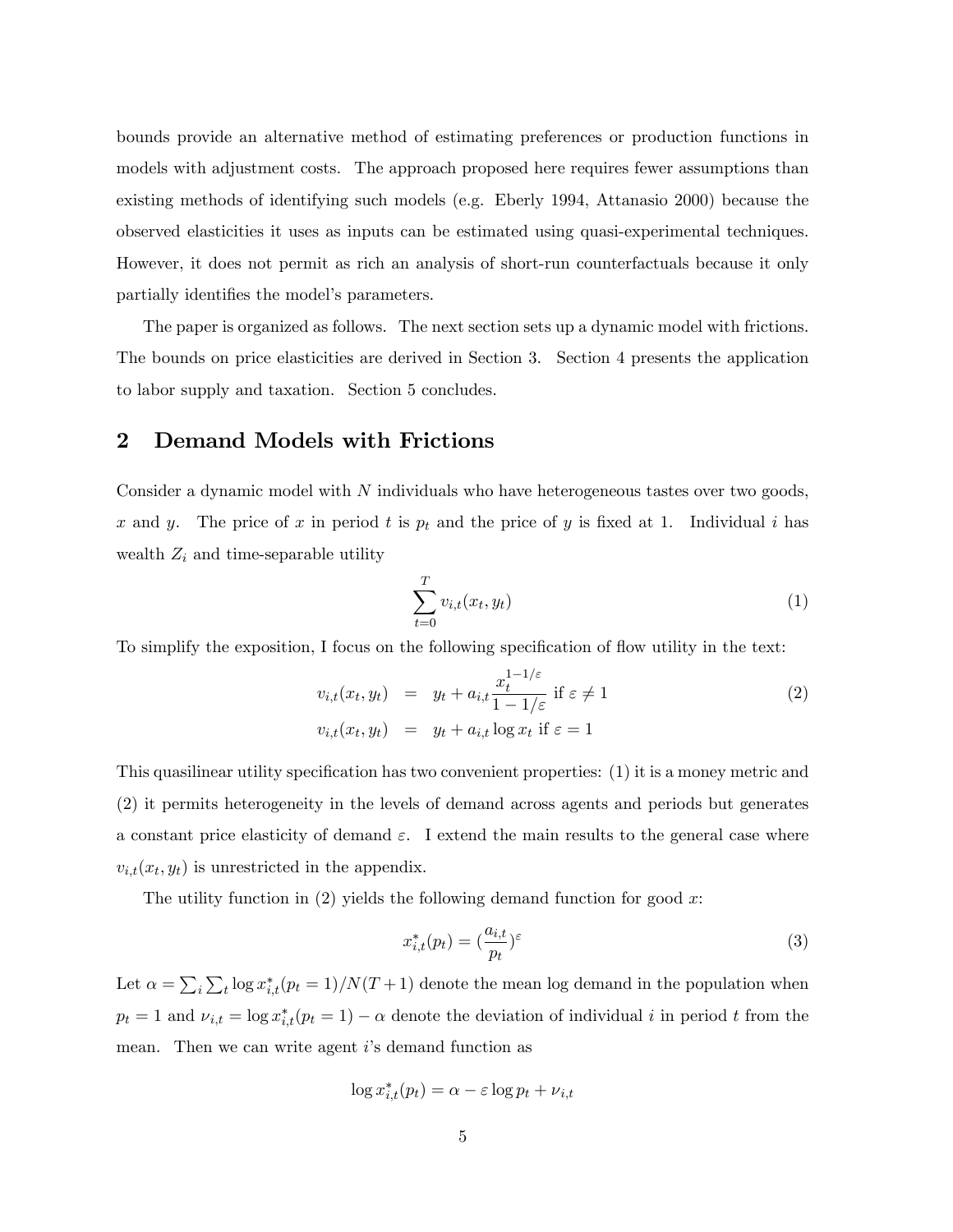bounds provide an alternative method of estimating preferences or production functions in models with adjustment costs. The approach proposed here requires fewer assumptions than existing methods of identifying such models (e.g. Eberly 1994, Attanasio 2000) because the observed elasticities it uses as inputs can be estimated using quasi-experimental techniques. However, it does not permit as rich an analysis of short-run counterfactuals because it only partially identifies the model's parameters.

The paper is organized as follows. The next section sets up a dynamic model with frictions. The bounds on price elasticities are derived in Section 3. Section 4 presents the application to labor supply and taxation. Section 5 concludes.

## 2 Demand Models with Frictions

Consider a dynamic model with $N$ individuals who have heterogeneous tastes over two goods, $x$ and $y$. The price of $x$ in period $t$ is $p_t$ and the price of $y$ is fixed at 1. Individual $i$ has wealth $Z_i$ and time-separable utility

$$\sum_{t=0}^{T} v_{i,t}(x_t, y_t) \tag{1}$$

To simplify the exposition, I focus on the following specification of flow utility in the text:

$$\begin{aligned} v_{i,t}(x_t, y_t) &= y_t + a_{i,t}\frac{x_t^{1-1/\varepsilon}}{1-1/\varepsilon} \text{ if } \varepsilon \neq 1 \\ v_{i,t}(x_t, y_t) &= y_t + a_{i,t}\log x_t \text{ if } \varepsilon = 1 \end{aligned} \tag{2}$$

This quasilinear utility specification has two convenient properties: (1) it is a money metric and (2) it permits heterogeneity in the levels of demand across agents and periods but generates a constant price elasticity of demand $\varepsilon$. I extend the main results to the general case where $v_{i,t}(x_t, y_t)$ is unrestricted in the appendix.

The utility function in (2) yields the following demand function for good $x$:

$$x^*_{i,t}(p_t) = (\frac{a_{i,t}}{p_t})^{\varepsilon} \tag{3}$$

Let $\alpha = \sum_i \sum_t \log x^*_{i,t}(p_t = 1)/N(T+1)$ denote the mean log demand in the population when $p_t = 1$ and $\nu_{i,t} = \log x^*_{i,t}(p_t = 1) - \alpha$ denote the deviation of individual $i$ in period $t$ from the mean. Then we can write agent $i$'s demand function as

$$\log x^*_{i,t}(p_t) = \alpha - \varepsilon \log p_t + \nu_{i,t}$$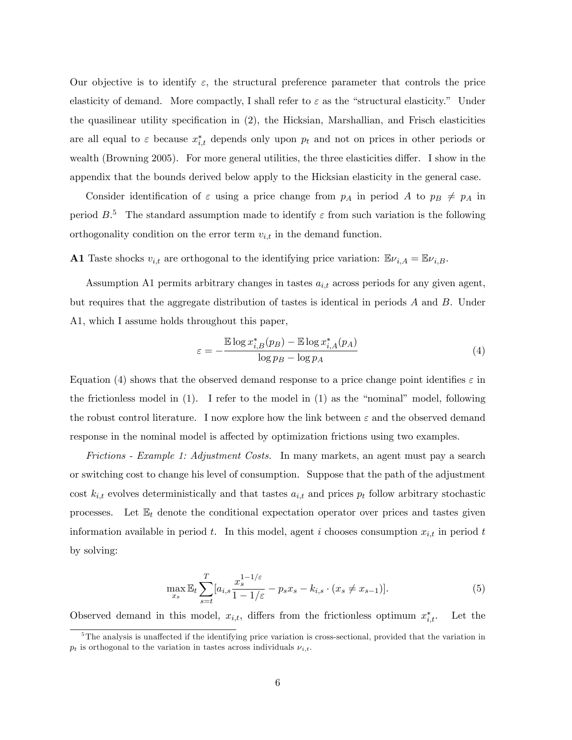Our objective is to identify $\varepsilon$, the structural preference parameter that controls the price elasticity of demand. More compactly, I shall refer to $\varepsilon$ as the "structural elasticity." Under the quasilinear utility specification in (2), the Hicksian, Marshallian, and Frisch elasticities are all equal to $\varepsilon$ because $x^*_{i,t}$ depends only upon $p_t$ and not on prices in other periods or wealth (Browning 2005). For more general utilities, the three elasticities differ. I show in the appendix that the bounds derived below apply to the Hicksian elasticity in the general case.

Consider identification of $\varepsilon$ using a price change from $p_A$ in period $A$ to $p_B \neq p_A$ in period $B$.[5] The standard assumption made to identify $\varepsilon$ from such variation is the following orthogonality condition on the error term $v_{i,t}$ in the demand function.

**A1** Taste shocks $v_{i,t}$ are orthogonal to the identifying price variation: $\mathbb{E}\nu_{i,A} = \mathbb{E}\nu_{i,B}$.

Assumption A1 permits arbitrary changes in tastes $a_{i,t}$ across periods for any given agent, but requires that the aggregate distribution of tastes is identical in periods $A$ and $B$. Under A1, which I assume holds throughout this paper,

$$\varepsilon = -\frac{\mathbb{E}\log x^*_{i,B}(p_B) - \mathbb{E}\log x^*_{i,A}(p_A)}{\log p_B - \log p_A} \tag{4}$$

Equation (4) shows that the observed demand response to a price change point identifies $\varepsilon$ in the frictionless model in (1). I refer to the model in (1) as the "nominal" model, following the robust control literature. I now explore how the link between $\varepsilon$ and the observed demand response in the nominal model is affected by optimization frictions using two examples.

*Frictions - Example 1: Adjustment Costs.* In many markets, an agent must pay a search or switching cost to change his level of consumption. Suppose that the path of the adjustment cost $k_{i,t}$ evolves deterministically and that tastes $a_{i,t}$ and prices $p_t$ follow arbitrary stochastic processes. Let $\mathbb{E}_t$ denote the conditional expectation operator over prices and tastes given information available in period $t$. In this model, agent $i$ chooses consumption $x_{i,t}$ in period $t$ by solving:

$$\max_{x_s} \mathbb{E}_t \sum_{s=t}^{T} [a_{i,s} \frac{x_s^{1-1/\varepsilon}}{1-1/\varepsilon} - p_s x_s - k_{i,s} \cdot (x_s \neq x_{s-1})]. \tag{5}$$

Observed demand in this model, $x_{i,t}$, differs from the frictionless optimum $x^*_{i,t}$. Let the

[5] The analysis is unaffected if the identifying price variation is cross-sectional, provided that the variation in $p_t$ is orthogonal to the variation in tastes across individuals $\nu_{i,t}$.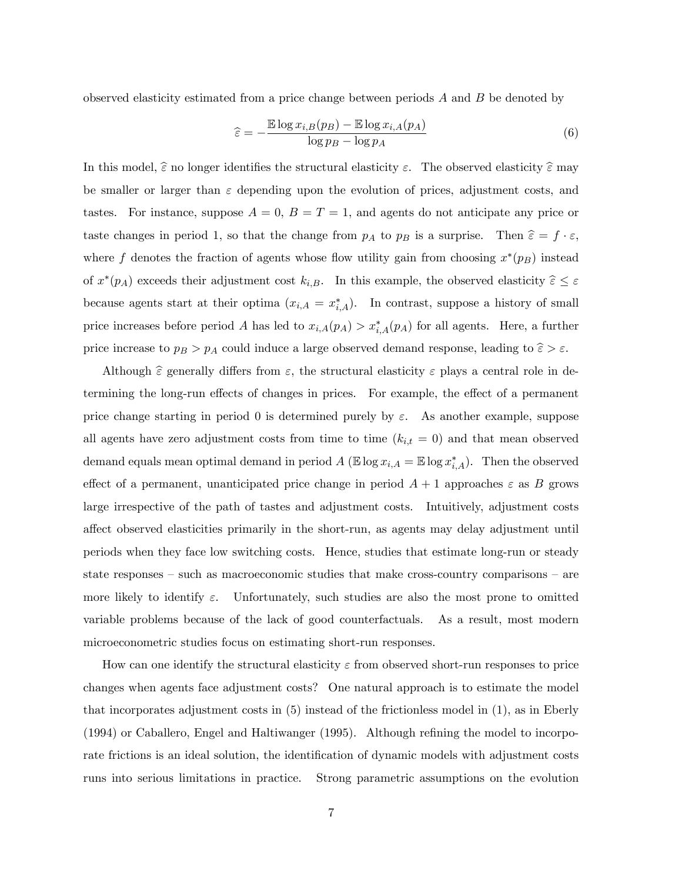observed elasticity estimated from a price change between periods $A$ and $B$ be denoted by

$$\widehat{\varepsilon} = -\frac{\mathbb{E}\log x_{i,B}(p_B) - \mathbb{E}\log x_{i,A}(p_A)}{\log p_B - \log p_A} \tag{6}$$

In this model, $\widehat{\varepsilon}$ no longer identifies the structural elasticity $\varepsilon$. The observed elasticity $\widehat{\varepsilon}$ may be smaller or larger than $\varepsilon$ depending upon the evolution of prices, adjustment costs, and tastes. For instance, suppose $A = 0$, $B = T = 1$, and agents do not anticipate any price or taste changes in period 1, so that the change from $p_A$ to $p_B$ is a surprise. Then $\widehat{\varepsilon} = f \cdot \varepsilon$, where $f$ denotes the fraction of agents whose flow utility gain from choosing $x^*(p_B)$ instead of $x^*(p_A)$ exceeds their adjustment cost $k_{i,B}$. In this example, the observed elasticity $\widehat{\varepsilon} \leq \varepsilon$ because agents start at their optima ($x_{i,A} = x^*_{i,A}$). In contrast, suppose a history of small price increases before period $A$ has led to $x_{i,A}(p_A) > x^*_{i,A}(p_A)$ for all agents. Here, a further price increase to $p_B > p_A$ could induce a large observed demand response, leading to $\widehat{\varepsilon} > \varepsilon$.

Although $\widehat{\varepsilon}$ generally differs from $\varepsilon$, the structural elasticity $\varepsilon$ plays a central role in determining the long-run effects of changes in prices. For example, the effect of a permanent price change starting in period 0 is determined purely by $\varepsilon$. As another example, suppose all agents have zero adjustment costs from time to time ($k_{i,t} = 0$) and that mean observed demand equals mean optimal demand in period $A$ ($\mathbb{E}\log x_{i,A} = \mathbb{E}\log x^*_{i,A}$). Then the observed effect of a permanent, unanticipated price change in period $A+1$ approaches $\varepsilon$ as $B$ grows large irrespective of the path of tastes and adjustment costs. Intuitively, adjustment costs affect observed elasticities primarily in the short-run, as agents may delay adjustment until periods when they face low switching costs. Hence, studies that estimate long-run or steady state responses – such as macroeconomic studies that make cross-country comparisons – are more likely to identify $\varepsilon$. Unfortunately, such studies are also the most prone to omitted variable problems because of the lack of good counterfactuals. As a result, most modern microeconometric studies focus on estimating short-run responses.

How can one identify the structural elasticity $\varepsilon$ from observed short-run responses to price changes when agents face adjustment costs? One natural approach is to estimate the model that incorporates adjustment costs in (5) instead of the frictionless model in (1), as in Eberly (1994) or Caballero, Engel and Haltiwanger (1995). Although refining the model to incorporate frictions is an ideal solution, the identification of dynamic models with adjustment costs runs into serious limitations in practice. Strong parametric assumptions on the evolution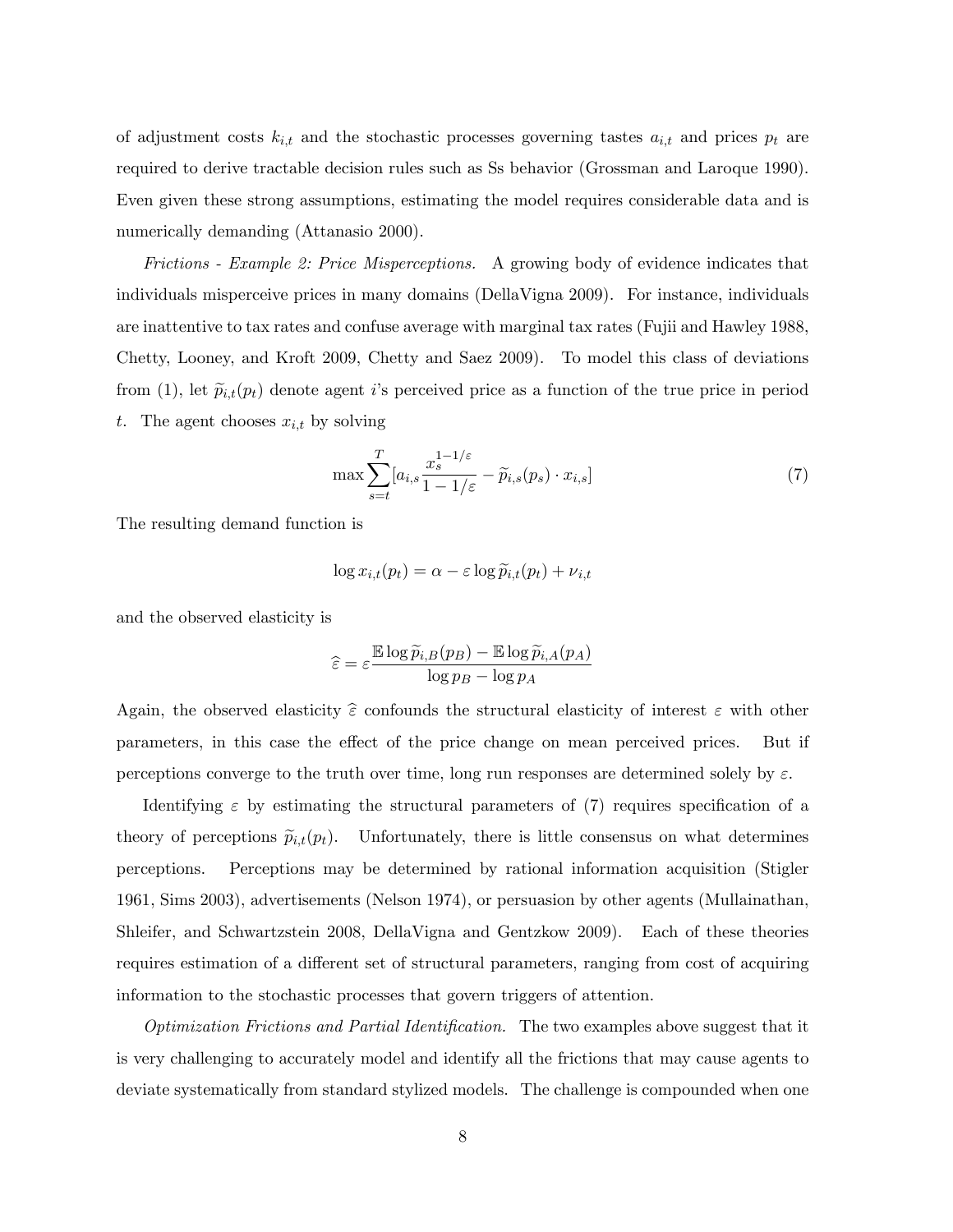of adjustment costs $k_{i,t}$ and the stochastic processes governing tastes $a_{i,t}$ and prices $p_t$ are required to derive tractable decision rules such as Ss behavior (Grossman and Laroque 1990). Even given these strong assumptions, estimating the model requires considerable data and is numerically demanding (Attanasio 2000).

*Frictions - Example 2: Price Misperceptions.* A growing body of evidence indicates that individuals misperceive prices in many domains (DellaVigna 2009). For instance, individuals are inattentive to tax rates and confuse average with marginal tax rates (Fujii and Hawley 1988, Chetty, Looney, and Kroft 2009, Chetty and Saez 2009). To model this class of deviations from (1), let $\widetilde{p}_{i,t}(p_t)$ denote agent $i$'s perceived price as a function of the true price in period $t$. The agent chooses $x_{i,t}$ by solving

$$\max \sum_{s=t}^{T} [a_{i,s} \frac{x_s^{1-1/\varepsilon}}{1-1/\varepsilon} - \widetilde{p}_{i,s}(p_s) \cdot x_{i,s}] \tag{7}$$

The resulting demand function is

$$\log x_{i,t}(p_t) = \alpha - \varepsilon \log \widetilde{p}_{i,t}(p_t) + \nu_{i,t}$$

and the observed elasticity is

$$\widehat{\varepsilon} = \varepsilon \frac{\mathbb{E} \log \widetilde{p}_{i,B}(p_B) - \mathbb{E} \log \widetilde{p}_{i,A}(p_A)}{\log p_B - \log p_A}$$

Again, the observed elasticity $\widehat{\varepsilon}$ confounds the structural elasticity of interest $\varepsilon$ with other parameters, in this case the effect of the price change on mean perceived prices. But if perceptions converge to the truth over time, long run responses are determined solely by $\varepsilon$.

Identifying $\varepsilon$ by estimating the structural parameters of (7) requires specification of a theory of perceptions $\widetilde{p}_{i,t}(p_t)$. Unfortunately, there is little consensus on what determines perceptions. Perceptions may be determined by rational information acquisition (Stigler 1961, Sims 2003), advertisements (Nelson 1974), or persuasion by other agents (Mullainathan, Shleifer, and Schwartzstein 2008, DellaVigna and Gentzkow 2009). Each of these theories requires estimation of a different set of structural parameters, ranging from cost of acquiring information to the stochastic processes that govern triggers of attention.

*Optimization Frictions and Partial Identification.* The two examples above suggest that it is very challenging to accurately model and identify all the frictions that may cause agents to deviate systematically from standard stylized models. The challenge is compounded when one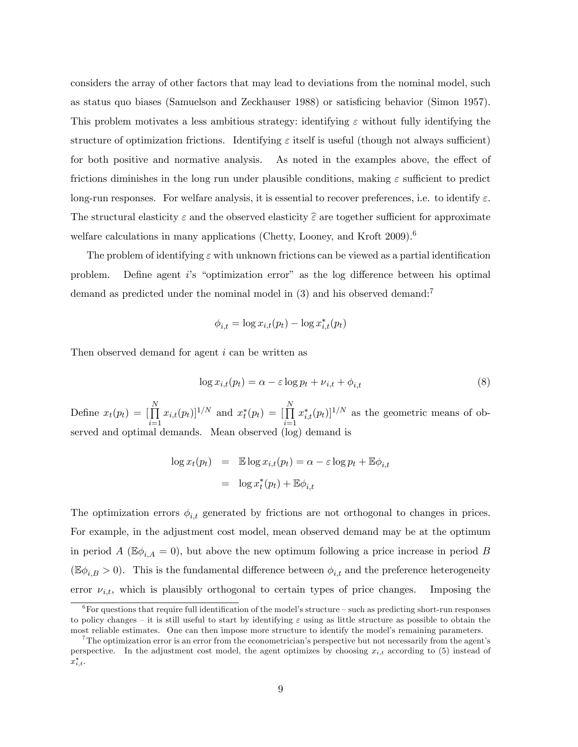considers the array of other factors that may lead to deviations from the nominal model, such as status quo biases (Samuelson and Zeckhauser 1988) or satisficing behavior (Simon 1957). This problem motivates a less ambitious strategy: identifying $\varepsilon$ without fully identifying the structure of optimization frictions. Identifying $\varepsilon$ itself is useful (though not always sufficient) for both positive and normative analysis. As noted in the examples above, the effect of frictions diminishes in the long run under plausible conditions, making $\varepsilon$ sufficient to predict long-run responses. For welfare analysis, it is essential to recover preferences, i.e. to identify $\varepsilon$. The structural elasticity $\varepsilon$ and the observed elasticity $\widehat{\varepsilon}$ are together sufficient for approximate welfare calculations in many applications (Chetty, Looney, and Kroft 2009).[6]

The problem of identifying $\varepsilon$ with unknown frictions can be viewed as a partial identification problem. Define agent $i$'s "optimization error" as the log difference between his optimal demand as predicted under the nominal model in (3) and his observed demand:[7]

$$\phi_{i,t} = \log x_{i,t}(p_t) - \log x^*_{i,t}(p_t)$$

Then observed demand for agent $i$ can be written as

$$\log x_{i,t}(p_t) = \alpha - \varepsilon \log p_t + \nu_{i,t} + \phi_{i,t} \tag{8}$$

Define $x_t(p_t) = [\prod_{i=1}^{N} x_{i,t}(p_t)]^{1/N}$ and $x^*_t(p_t) = [\prod_{i=1}^{N} x^*_{i,t}(p_t)]^{1/N}$ as the geometric means of observed and optimal demands. Mean observed (log) demand is

$$\begin{aligned} \log x_t(p_t) &= \mathbb{E} \log x_{i,t}(p_t) = \alpha - \varepsilon \log p_t + \mathbb{E}\phi_{i,t} \\ &= \log x^*_t(p_t) + \mathbb{E}\phi_{i,t} \end{aligned}$$

The optimization errors $\phi_{i,t}$ generated by frictions are not orthogonal to changes in prices. For example, in the adjustment cost model, mean observed demand may be at the optimum in period $A$ ($\mathbb{E}\phi_{i,A} = 0$), but above the new optimum following a price increase in period $B$ ($\mathbb{E}\phi_{i,B} > 0$). This is the fundamental difference between $\phi_{i,t}$ and the preference heterogeneity error $\nu_{i,t}$, which is plausibly orthogonal to certain types of price changes. Imposing the

[6] For questions that require full identification of the model's structure – such as predicting short-run responses to policy changes – it is still useful to start by identifying $\varepsilon$ using as little structure as possible to obtain the most reliable estimates. One can then impose more structure to identify the model's remaining parameters.

[7] The optimization error is an error from the econometrician's perspective but not necessarily from the agent's perspective. In the adjustment cost model, the agent optimizes by choosing $x_{i,t}$ according to (5) instead of $x^*_{i,t}$.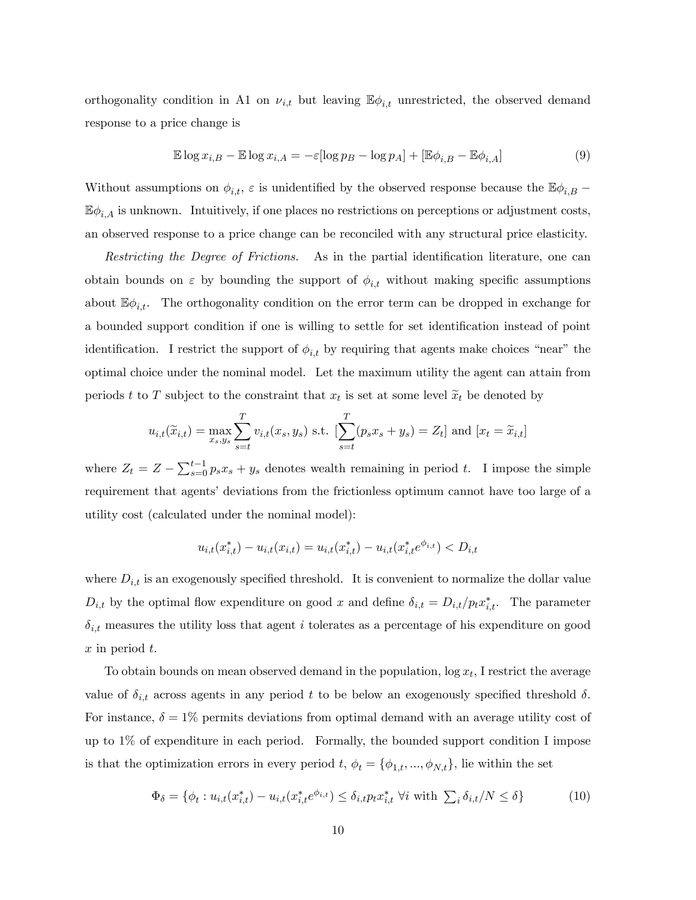orthogonality condition in A1 on $\nu_{i,t}$ but leaving $\mathbb{E}\phi_{i,t}$ unrestricted, the observed demand response to a price change is

$$\mathbb{E}\log x_{i,B} - \mathbb{E}\log x_{i,A} = -\varepsilon[\log p_B - \log p_A] + [\mathbb{E}\phi_{i,B} - \mathbb{E}\phi_{i,A}] \tag{9}$$

Without assumptions on $\phi_{i,t}$, $\varepsilon$ is unidentified by the observed response because the $\mathbb{E}\phi_{i,B} - \mathbb{E}\phi_{i,A}$ is unknown. Intuitively, if one places no restrictions on perceptions or adjustment costs, an observed response to a price change can be reconciled with any structural price elasticity.

*Restricting the Degree of Frictions.* As in the partial identification literature, one can obtain bounds on $\varepsilon$ by bounding the support of $\phi_{i,t}$ without making specific assumptions about $\mathbb{E}\phi_{i,t}$. The orthogonality condition on the error term can be dropped in exchange for a bounded support condition if one is willing to settle for set identification instead of point identification. I restrict the support of $\phi_{i,t}$ by requiring that agents make choices "near" the optimal choice under the nominal model. Let the maximum utility the agent can attain from periods $t$ to $T$ subject to the constraint that $x_t$ is set at some level $\widetilde{x}_t$ be denoted by

$$u_{i,t}(\widetilde{x}_{i,t}) = \max_{x_s, y_s} \sum_{s=t}^{T} v_{i,t}(x_s, y_s) \text{ s.t. } [\sum_{s=t}^{T}(p_s x_s + y_s) = Z_t] \text{ and } [x_t = \widetilde{x}_{i,t}]$$

where $Z_t = Z - \sum_{s=0}^{t-1} p_s x_s + y_s$ denotes wealth remaining in period $t$. I impose the simple requirement that agents' deviations from the frictionless optimum cannot have too large of a utility cost (calculated under the nominal model):

$$u_{i,t}(x^*_{i,t}) - u_{i,t}(x_{i,t}) = u_{i,t}(x^*_{i,t}) - u_{i,t}(x^*_{i,t}e^{\phi_{i,t}}) < D_{i,t}$$

where $D_{i,t}$ is an exogenously specified threshold. It is convenient to normalize the dollar value $D_{i,t}$ by the optimal flow expenditure on good $x$ and define $\delta_{i,t} = D_{i,t}/p_t x^*_{i,t}$. The parameter $\delta_{i,t}$ measures the utility loss that agent $i$ tolerates as a percentage of his expenditure on good $x$ in period $t$.

To obtain bounds on mean observed demand in the population, $\log x_t$, I restrict the average value of $\delta_{i,t}$ across agents in any period $t$ to be below an exogenously specified threshold $\delta$. For instance, $\delta = 1\%$ permits deviations from optimal demand with an average utility cost of up to 1% of expenditure in each period. Formally, the bounded support condition I impose is that the optimization errors in every period $t$, $\phi_t = \{\phi_{1,t}, ..., \phi_{N,t}\}$, lie within the set

$$\Phi_\delta = \{\phi_t : u_{i,t}(x^*_{i,t}) - u_{i,t}(x^*_{i,t}e^{\phi_{i,t}}) \leq \delta_{i,t} p_t x^*_{i,t} \ \forall i \text{ with } \textstyle\sum_i \delta_{i,t}/N \leq \delta\} \tag{10}$$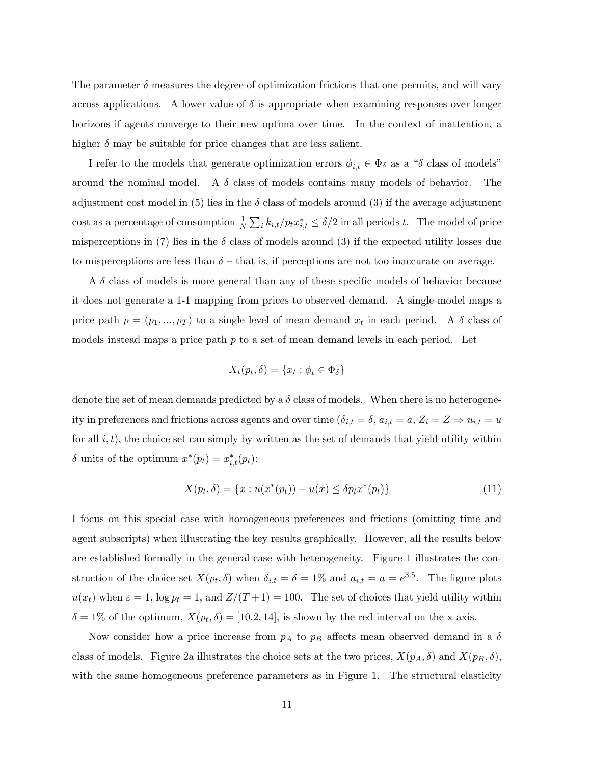The parameter $\delta$ measures the degree of optimization frictions that one permits, and will vary across applications. A lower value of $\delta$ is appropriate when examining responses over longer horizons if agents converge to their new optima over time. In the context of inattention, a higher $\delta$ may be suitable for price changes that are less salient.

I refer to the models that generate optimization errors $\phi_{i,t} \in \Phi_\delta$ as a "$\delta$ class of models" around the nominal model. A $\delta$ class of models contains many models of behavior. The adjustment cost model in (5) lies in the $\delta$ class of models around (3) if the average adjustment cost as a percentage of consumption $\frac{1}{N}\sum_i k_{i,t}/p_t x^*_{i,t} \leq \delta/2$ in all periods $t$. The model of price misperceptions in (7) lies in the $\delta$ class of models around (3) if the expected utility losses due to misperceptions are less than $\delta$ – that is, if perceptions are not too inaccurate on average.

A $\delta$ class of models is more general than any of these specific models of behavior because it does not generate a 1-1 mapping from prices to observed demand. A single model maps a price path $p = (p_1, ..., p_T)$ to a single level of mean demand $x_t$ in each period. A $\delta$ class of models instead maps a price path $p$ to a set of mean demand levels in each period. Let

$$X_t(p_t, \delta) = \{x_t : \phi_t \in \Phi_\delta\}$$

denote the set of mean demands predicted by a $\delta$ class of models. When there is no heterogeneity in preferences and frictions across agents and over time ($\delta_{i,t} = \delta$, $a_{i,t} = a$, $Z_i = Z \Rightarrow u_{i,t} = u$ for all $i, t$), the choice set can simply by written as the set of demands that yield utility within $\delta$ units of the optimum $x^*(p_t) = x^*_{i,t}(p_t)$:

$$X(p_t, \delta) = \{x : u(x^*(p_t)) - u(x) \leq \delta p_t x^*(p_t)\} \tag{11}$$

I focus on this special case with homogeneous preferences and frictions (omitting time and agent subscripts) when illustrating the key results graphically. However, all the results below are established formally in the general case with heterogeneity. Figure 1 illustrates the construction of the choice set $X(p_t, \delta)$ when $\delta_{i,t} = \delta = 1\%$ and $a_{i,t} = a = e^{3.5}$. The figure plots $u(x_t)$ when $\varepsilon = 1$, $\log p_t = 1$, and $Z/(T+1) = 100$. The set of choices that yield utility within $\delta = 1\%$ of the optimum, $X(p_t, \delta) = [10.2, 14]$, is shown by the red interval on the x axis.

Now consider how a price increase from $p_A$ to $p_B$ affects mean observed demand in a $\delta$ class of models. Figure 2a illustrates the choice sets at the two prices, $X(p_A, \delta)$ and $X(p_B, \delta)$, with the same homogeneous preference parameters as in Figure 1. The structural elasticity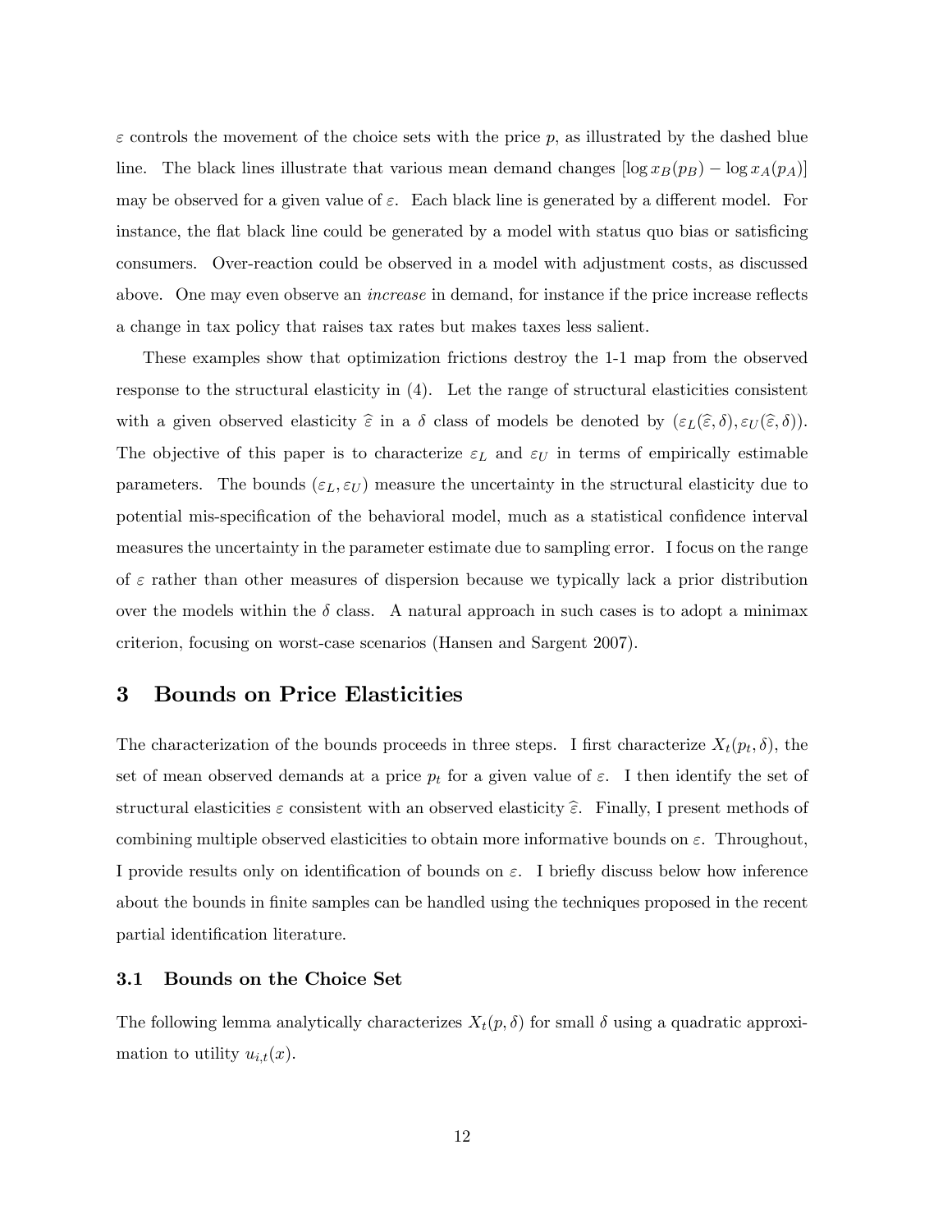$\varepsilon$ controls the movement of the choice sets with the price $p$, as illustrated by the dashed blue line. The black lines illustrate that various mean demand changes $[\log x_B(p_B) - \log x_A(p_A)]$ may be observed for a given value of $\varepsilon$. Each black line is generated by a different model. For instance, the flat black line could be generated by a model with status quo bias or satisficing consumers. Over-reaction could be observed in a model with adjustment costs, as discussed above. One may even observe an *increase* in demand, for instance if the price increase reflects a change in tax policy that raises tax rates but makes taxes less salient.

These examples show that optimization frictions destroy the 1-1 map from the observed response to the structural elasticity in (4). Let the range of structural elasticities consistent with a given observed elasticity $\widehat{\varepsilon}$ in a $\delta$ class of models be denoted by $(\varepsilon_L(\widehat{\varepsilon}, \delta), \varepsilon_U(\widehat{\varepsilon}, \delta))$. The objective of this paper is to characterize $\varepsilon_L$ and $\varepsilon_U$ in terms of empirically estimable parameters. The bounds $(\varepsilon_L, \varepsilon_U)$ measure the uncertainty in the structural elasticity due to potential mis-specification of the behavioral model, much as a statistical confidence interval measures the uncertainty in the parameter estimate due to sampling error. I focus on the range of $\varepsilon$ rather than other measures of dispersion because we typically lack a prior distribution over the models within the $\delta$ class. A natural approach in such cases is to adopt a minimax criterion, focusing on worst-case scenarios (Hansen and Sargent 2007).

## 3 Bounds on Price Elasticities

The characterization of the bounds proceeds in three steps. I first characterize $X_t(p_t, \delta)$, the set of mean observed demands at a price $p_t$ for a given value of $\varepsilon$. I then identify the set of structural elasticities $\varepsilon$ consistent with an observed elasticity $\widehat{\varepsilon}$. Finally, I present methods of combining multiple observed elasticities to obtain more informative bounds on $\varepsilon$. Throughout, I provide results only on identification of bounds on $\varepsilon$. I briefly discuss below how inference about the bounds in finite samples can be handled using the techniques proposed in the recent partial identification literature.

### 3.1 Bounds on the Choice Set

The following lemma analytically characterizes $X_t(p, \delta)$ for small $\delta$ using a quadratic approximation to utility $u_{i,t}(x)$.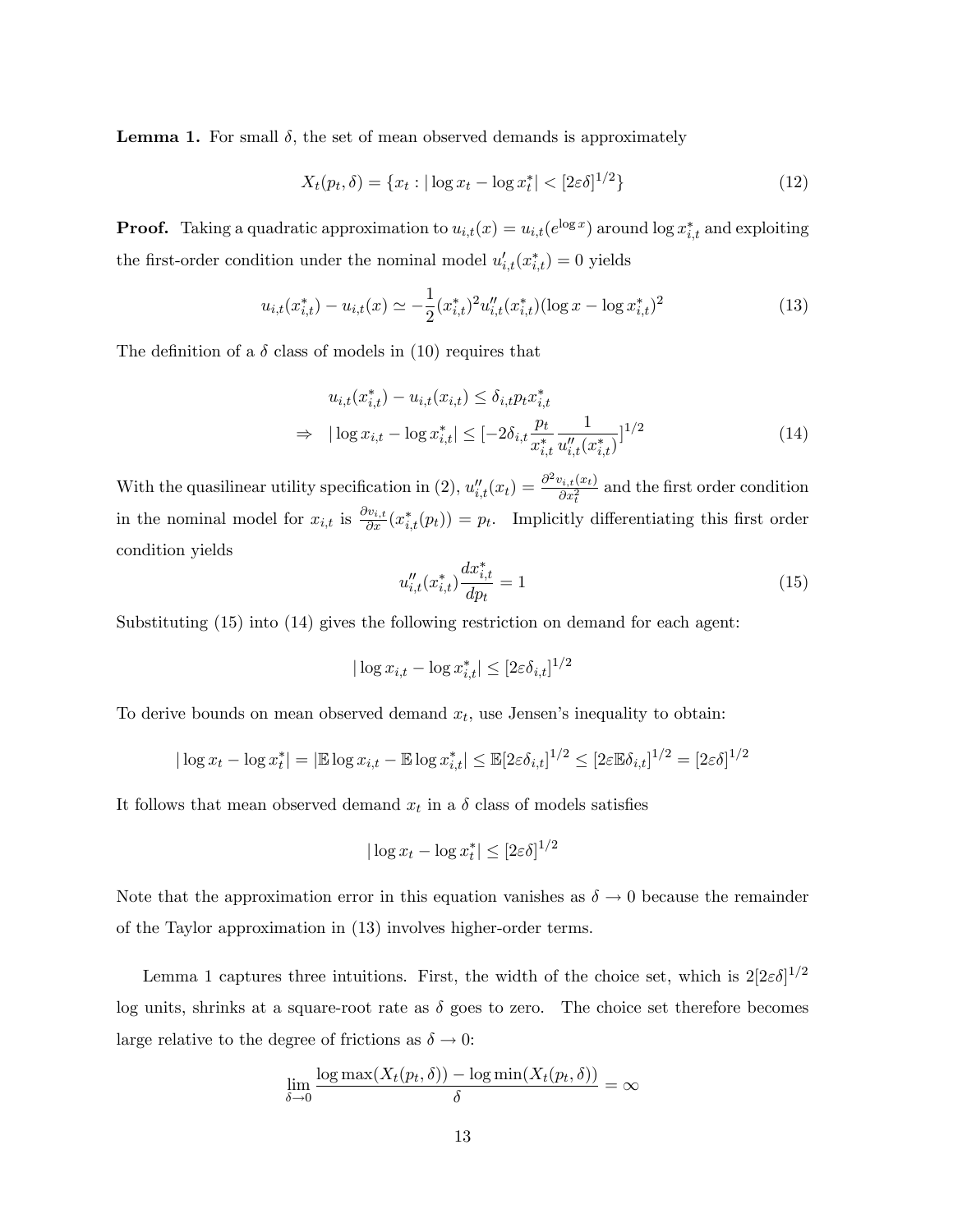**Lemma 1.** For small $\delta$, the set of mean observed demands is approximately

$$X_t(p_t, \delta) = \{x_t : |\log x_t - \log x_t^*| < [2\varepsilon\delta]^{1/2}\} \tag{12}$$

**Proof.** Taking a quadratic approximation to $u_{i,t}(x) = u_{i,t}(e^{\log x})$ around $\log x_{i,t}^*$ and exploiting the first-order condition under the nominal model $u_{i,t}'(x_{i,t}^*) = 0$ yields

$$u_{i,t}(x_{i,t}^*) - u_{i,t}(x) \simeq -\frac{1}{2}(x_{i,t}^*)^2 u_{i,t}''(x_{i,t}^*)(\log x - \log x_{i,t}^*)^2 \tag{13}$$

The definition of a $\delta$ class of models in (10) requires that

$$\begin{aligned} & u_{i,t}(x_{i,t}^*) - u_{i,t}(x_{i,t}) \leq \delta_{i,t} p_t x_{i,t}^* \\ \Rightarrow \quad & |\log x_{i,t} - \log x_{i,t}^*| \leq [-2\delta_{i,t}\frac{p_t}{x_{i,t}^*}\frac{1}{u_{i,t}''(x_{i,t}^*)}]^{1/2} \end{aligned} \tag{14}$$

With the quasilinear utility specification in (2), $u_{i,t}''(x_t) = \frac{\partial^2 v_{i,t}(x_t)}{\partial x_t^2}$ and the first order condition in the nominal model for $x_{i,t}$ is $\frac{\partial v_{i,t}}{\partial x}(x_{i,t}^*(p_t)) = p_t$. Implicitly differentiating this first order condition yields

$$u_{i,t}''(x_{i,t}^*)\frac{dx_{i,t}^*}{dp_t} = 1 \tag{15}$$

Substituting (15) into (14) gives the following restriction on demand for each agent:

$$|\log x_{i,t} - \log x_{i,t}^*| \leq [2\varepsilon\delta_{i,t}]^{1/2}$$

To derive bounds on mean observed demand $x_t$, use Jensen's inequality to obtain:

$$|\log x_t - \log x_t^*| = |\mathbb{E}\log x_{i,t} - \mathbb{E}\log x_{i,t}^*| \leq \mathbb{E}[2\varepsilon\delta_{i,t}]^{1/2} \leq [2\varepsilon\mathbb{E}\delta_{i,t}]^{1/2} = [2\varepsilon\delta]^{1/2}$$

It follows that mean observed demand $x_t$ in a $\delta$ class of models satisfies

$$|\log x_t - \log x_t^*| \leq [2\varepsilon\delta]^{1/2}$$

Note that the approximation error in this equation vanishes as $\delta \to 0$ because the remainder of the Taylor approximation in (13) involves higher-order terms.

Lemma 1 captures three intuitions. First, the width of the choice set, which is $2[2\varepsilon\delta]^{1/2}$ log units, shrinks at a square-root rate as $\delta$ goes to zero. The choice set therefore becomes large relative to the degree of frictions as $\delta \to 0$:

$$\lim_{\delta\to 0}\frac{\log\max(X_t(p_t,\delta)) - \log\min(X_t(p_t,\delta))}{\delta} = \infty$$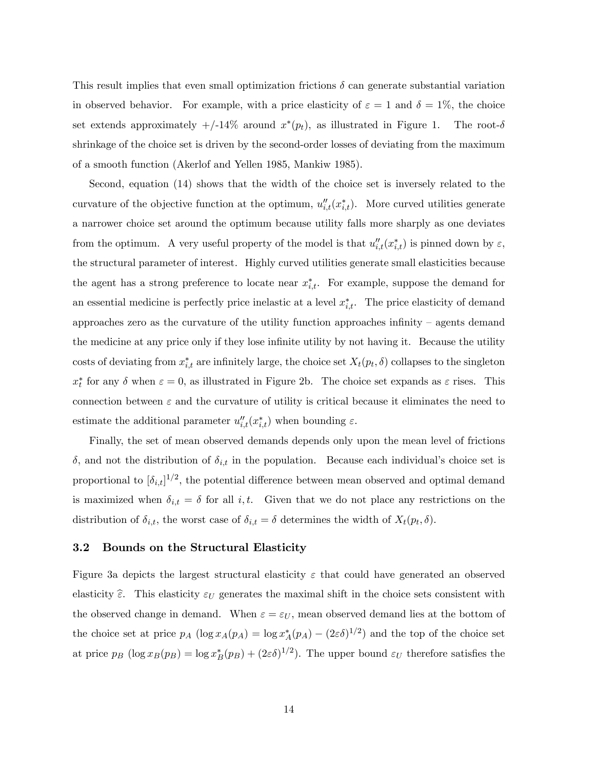This result implies that even small optimization frictions $\delta$ can generate substantial variation in observed behavior. For example, with a price elasticity of $\varepsilon = 1$ and $\delta = 1\%$, the choice set extends approximately +/-14% around $x^*(p_t)$, as illustrated in Figure 1. The root-$\delta$ shrinkage of the choice set is driven by the second-order losses of deviating from the maximum of a smooth function (Akerlof and Yellen 1985, Mankiw 1985).

Second, equation (14) shows that the width of the choice set is inversely related to the curvature of the objective function at the optimum, $u''_{i,t}(x^*_{i,t})$. More curved utilities generate a narrower choice set around the optimum because utility falls more sharply as one deviates from the optimum. A very useful property of the model is that $u''_{i,t}(x^*_{i,t})$ is pinned down by $\varepsilon$, the structural parameter of interest. Highly curved utilities generate small elasticities because the agent has a strong preference to locate near $x^*_{i,t}$. For example, suppose the demand for an essential medicine is perfectly price inelastic at a level $x^*_{i,t}$. The price elasticity of demand approaches zero as the curvature of the utility function approaches infinity – agents demand the medicine at any price only if they lose infinite utility by not having it. Because the utility costs of deviating from $x^*_{i,t}$ are infinitely large, the choice set $X_t(p_t, \delta)$ collapses to the singleton $x^*_t$ for any $\delta$ when $\varepsilon = 0$, as illustrated in Figure 2b. The choice set expands as $\varepsilon$ rises. This connection between $\varepsilon$ and the curvature of utility is critical because it eliminates the need to estimate the additional parameter $u''_{i,t}(x^*_{i,t})$ when bounding $\varepsilon$.

Finally, the set of mean observed demands depends only upon the mean level of frictions $\delta$, and not the distribution of $\delta_{i,t}$ in the population. Because each individual's choice set is proportional to $[\delta_{i,t}]^{1/2}$, the potential difference between mean observed and optimal demand is maximized when $\delta_{i,t} = \delta$ for all $i, t$. Given that we do not place any restrictions on the distribution of $\delta_{i,t}$, the worst case of $\delta_{i,t} = \delta$ determines the width of $X_t(p_t, \delta)$.

### 3.2 Bounds on the Structural Elasticity

Figure 3a depicts the largest structural elasticity $\varepsilon$ that could have generated an observed elasticity $\widehat{\varepsilon}$. This elasticity $\varepsilon_U$ generates the maximal shift in the choice sets consistent with the observed change in demand. When $\varepsilon = \varepsilon_U$, mean observed demand lies at the bottom of the choice set at price $p_A$ ($\log x_A(p_A) = \log x^*_A(p_A) - (2\varepsilon\delta)^{1/2}$) and the top of the choice set at price $p_B$ ($\log x_B(p_B) = \log x^*_B(p_B) + (2\varepsilon\delta)^{1/2}$). The upper bound $\varepsilon_U$ therefore satisfies the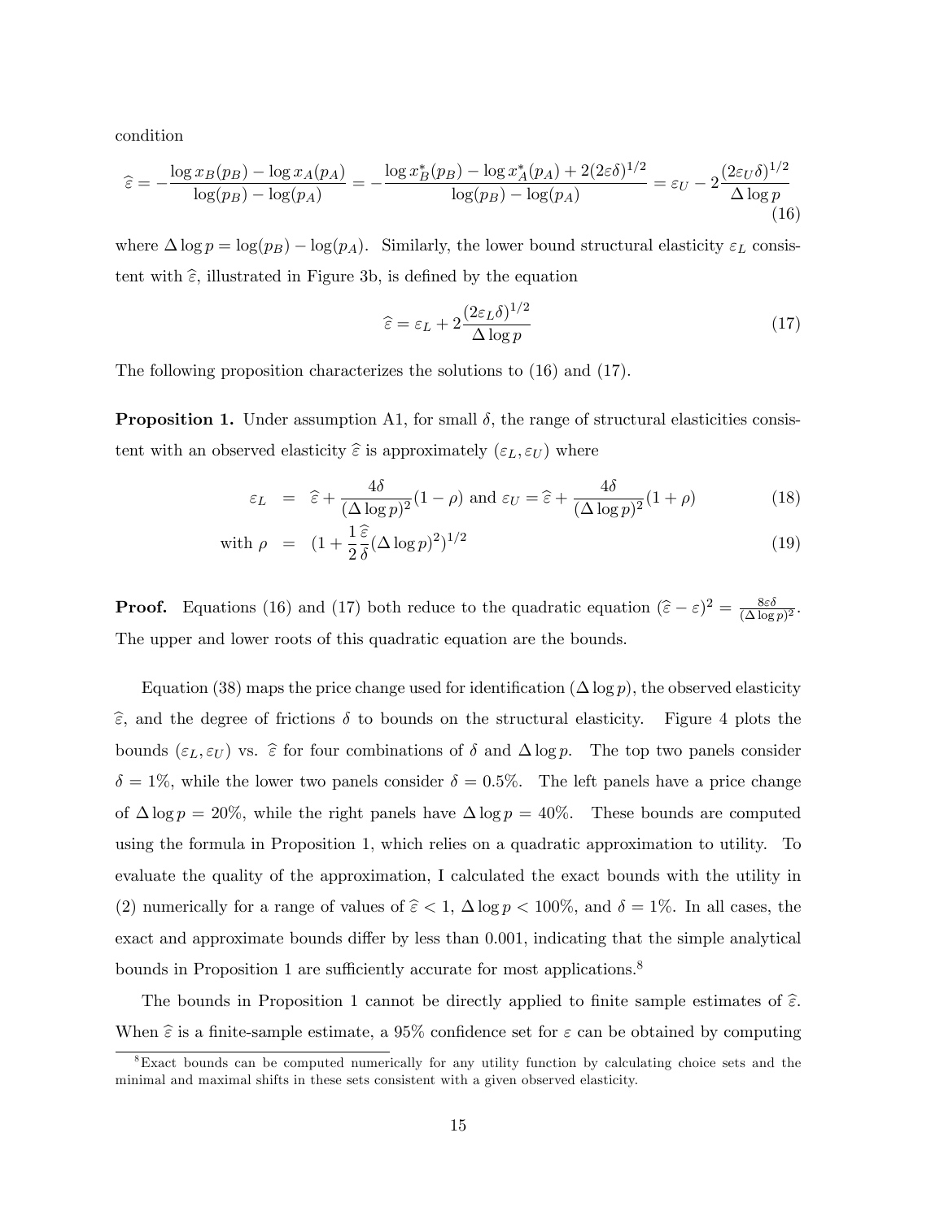condition

$$\widehat{\varepsilon} = -\frac{\log x_B(p_B) - \log x_A(p_A)}{\log(p_B) - \log(p_A)} = -\frac{\log x_B^*(p_B) - \log x_A^*(p_A) + 2(2\varepsilon\delta)^{1/2}}{\log(p_B) - \log(p_A)} = \varepsilon_U - 2\frac{(2\varepsilon_U\delta)^{1/2}}{\Delta \log p} \tag{16}$$

where $\Delta \log p = \log(p_B) - \log(p_A)$. Similarly, the lower bound structural elasticity $\varepsilon_L$ consistent with $\widehat{\varepsilon}$, illustrated in Figure 3b, is defined by the equation

$$\widehat{\varepsilon} = \varepsilon_L + 2\frac{(2\varepsilon_L\delta)^{1/2}}{\Delta \log p} \tag{17}$$

The following proposition characterizes the solutions to (16) and (17).

**Proposition 1.** Under assumption A1, for small $\delta$, the range of structural elasticities consistent with an observed elasticity $\widehat{\varepsilon}$ is approximately $(\varepsilon_L, \varepsilon_U)$ where

$$\varepsilon_L = \widehat{\varepsilon} + \frac{4\delta}{(\Delta \log p)^2}(1-\rho) \text{ and } \varepsilon_U = \widehat{\varepsilon} + \frac{4\delta}{(\Delta \log p)^2}(1+\rho) \tag{18}$$

$$\text{with } \rho = (1 + \frac{1}{2}\frac{\widehat{\varepsilon}}{\delta}(\Delta \log p)^2)^{1/2} \tag{19}$$

**Proof.** Equations (16) and (17) both reduce to the quadratic equation $(\widehat{\varepsilon} - \varepsilon)^2 = \frac{8\varepsilon\delta}{(\Delta \log p)^2}$. The upper and lower roots of this quadratic equation are the bounds.

Equation (38) maps the price change used for identification ($\Delta \log p$), the observed elasticity $\widehat{\varepsilon}$, and the degree of frictions $\delta$ to bounds on the structural elasticity. Figure 4 plots the bounds $(\varepsilon_L, \varepsilon_U)$ vs. $\widehat{\varepsilon}$ for four combinations of $\delta$ and $\Delta \log p$. The top two panels consider $\delta = 1\%$, while the lower two panels consider $\delta = 0.5\%$. The left panels have a price change of $\Delta \log p = 20\%$, while the right panels have $\Delta \log p = 40\%$. These bounds are computed using the formula in Proposition 1, which relies on a quadratic approximation to utility. To evaluate the quality of the approximation, I calculated the exact bounds with the utility in (2) numerically for a range of values of $\widehat{\varepsilon} < 1$, $\Delta \log p < 100\%$, and $\delta = 1\%$. In all cases, the exact and approximate bounds differ by less than 0.001, indicating that the simple analytical bounds in Proposition 1 are sufficiently accurate for most applications.[8]

The bounds in Proposition 1 cannot be directly applied to finite sample estimates of $\widehat{\varepsilon}$. When $\widehat{\varepsilon}$ is a finite-sample estimate, a 95% confidence set for $\varepsilon$ can be obtained by computing

[8] Exact bounds can be computed numerically for any utility function by calculating choice sets and the minimal and maximal shifts in these sets consistent with a given observed elasticity.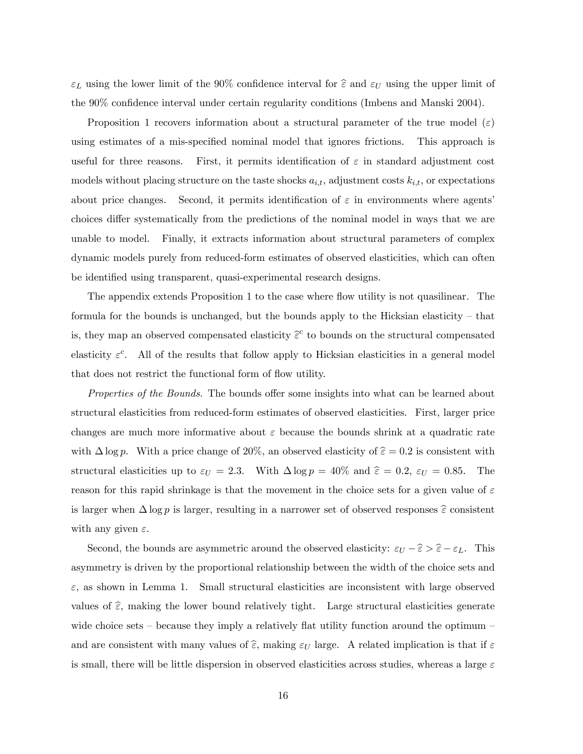$\varepsilon_L$ using the lower limit of the 90% confidence interval for $\widehat{\varepsilon}$ and $\varepsilon_U$ using the upper limit of the 90% confidence interval under certain regularity conditions (Imbens and Manski 2004).

Proposition 1 recovers information about a structural parameter of the true model ($\varepsilon$) using estimates of a mis-specified nominal model that ignores frictions. This approach is useful for three reasons. First, it permits identification of $\varepsilon$ in standard adjustment cost models without placing structure on the taste shocks $a_{i,t}$, adjustment costs $k_{i,t}$, or expectations about price changes. Second, it permits identification of $\varepsilon$ in environments where agents' choices differ systematically from the predictions of the nominal model in ways that we are unable to model. Finally, it extracts information about structural parameters of complex dynamic models purely from reduced-form estimates of observed elasticities, which can often be identified using transparent, quasi-experimental research designs.

The appendix extends Proposition 1 to the case where flow utility is not quasilinear. The formula for the bounds is unchanged, but the bounds apply to the Hicksian elasticity – that is, they map an observed compensated elasticity $\widehat{\varepsilon}^c$ to bounds on the structural compensated elasticity $\varepsilon^c$. All of the results that follow apply to Hicksian elasticities in a general model that does not restrict the functional form of flow utility.

*Properties of the Bounds.* The bounds offer some insights into what can be learned about structural elasticities from reduced-form estimates of observed elasticities. First, larger price changes are much more informative about $\varepsilon$ because the bounds shrink at a quadratic rate with $\Delta \log p$. With a price change of 20%, an observed elasticity of $\widehat{\varepsilon} = 0.2$ is consistent with structural elasticities up to $\varepsilon_U = 2.3$. With $\Delta \log p = 40\%$ and $\widehat{\varepsilon} = 0.2$, $\varepsilon_U = 0.85$. The reason for this rapid shrinkage is that the movement in the choice sets for a given value of $\varepsilon$ is larger when $\Delta \log p$ is larger, resulting in a narrower set of observed responses $\widehat{\varepsilon}$ consistent with any given $\varepsilon$.

Second, the bounds are asymmetric around the observed elasticity: $\varepsilon_U - \widehat{\varepsilon} > \widehat{\varepsilon} - \varepsilon_L$. This asymmetry is driven by the proportional relationship between the width of the choice sets and $\varepsilon$, as shown in Lemma 1. Small structural elasticities are inconsistent with large observed values of $\widehat{\varepsilon}$, making the lower bound relatively tight. Large structural elasticities generate wide choice sets – because they imply a relatively flat utility function around the optimum – and are consistent with many values of $\widehat{\varepsilon}$, making $\varepsilon_U$ large. A related implication is that if $\varepsilon$ is small, there will be little dispersion in observed elasticities across studies, whereas a large $\varepsilon$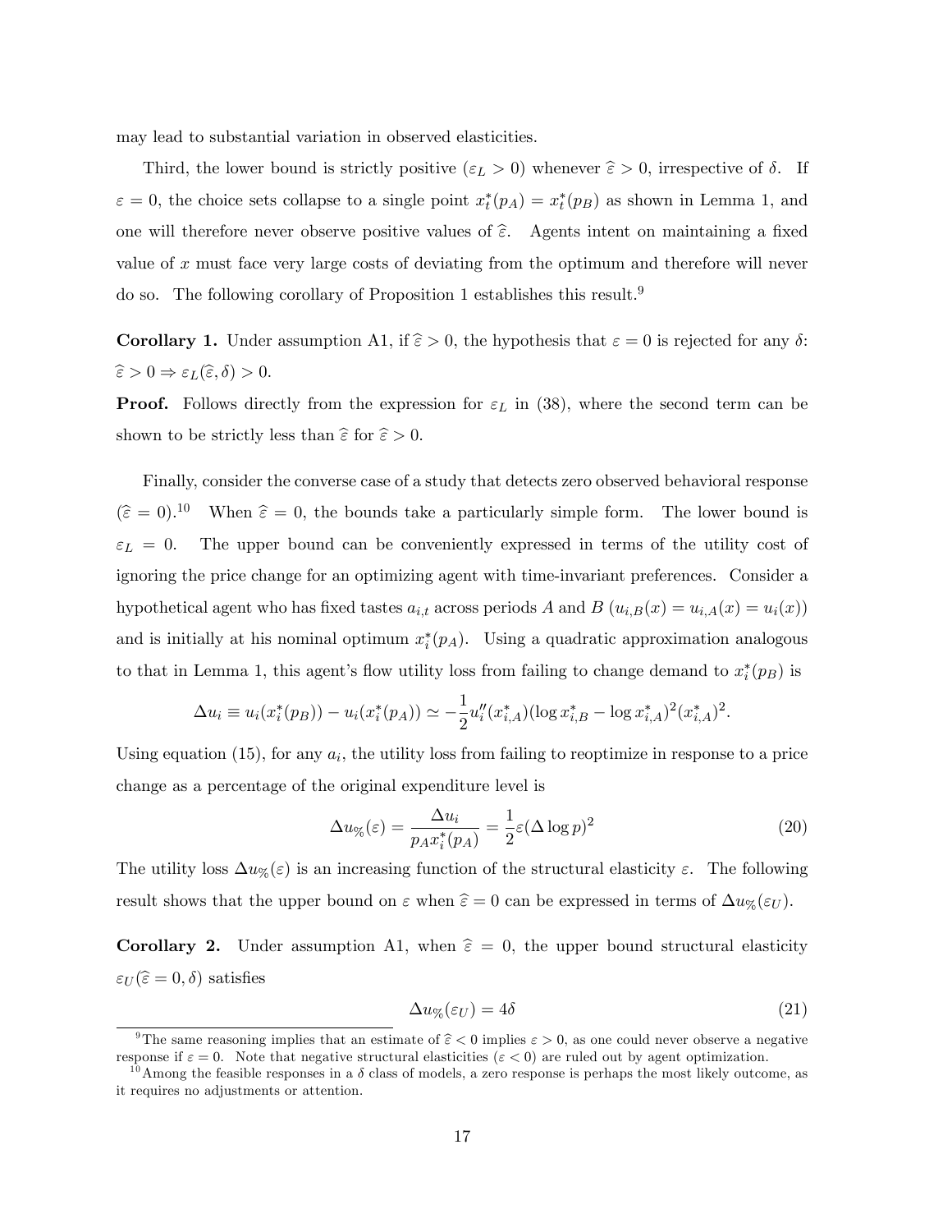may lead to substantial variation in observed elasticities.

Third, the lower bound is strictly positive ($\varepsilon_L > 0$) whenever $\widehat{\varepsilon} > 0$, irrespective of $\delta$. If $\varepsilon = 0$, the choice sets collapse to a single point $x_t^*(p_A) = x_t^*(p_B)$ as shown in Lemma 1, and one will therefore never observe positive values of $\widehat{\varepsilon}$. Agents intent on maintaining a fixed value of $x$ must face very large costs of deviating from the optimum and therefore will never do so. The following corollary of Proposition 1 establishes this result.[9]

**Corollary 1.** Under assumption A1, if $\widehat{\varepsilon} > 0$, the hypothesis that $\varepsilon = 0$ is rejected for any $\delta$: $\widehat{\varepsilon} > 0 \Rightarrow \varepsilon_L(\widehat{\varepsilon}, \delta) > 0$.

**Proof.** Follows directly from the expression for $\varepsilon_L$ in (38), where the second term can be shown to be strictly less than $\widehat{\varepsilon}$ for $\widehat{\varepsilon} > 0$.

Finally, consider the converse case of a study that detects zero observed behavioral response ($\widehat{\varepsilon} = 0$).[10] When $\widehat{\varepsilon} = 0$, the bounds take a particularly simple form. The lower bound is $\varepsilon_L = 0$. The upper bound can be conveniently expressed in terms of the utility cost of ignoring the price change for an optimizing agent with time-invariant preferences. Consider a hypothetical agent who has fixed tastes $a_{i,t}$ across periods $A$ and $B$ ($u_{i,B}(x) = u_{i,A}(x) = u_i(x)$) and is initially at his nominal optimum $x_i^*(p_A)$. Using a quadratic approximation analogous to that in Lemma 1, this agent's flow utility loss from failing to change demand to $x_i^*(p_B)$ is

$$\Delta u_i \equiv u_i(x_i^*(p_B)) - u_i(x_i^*(p_A)) \simeq -\frac{1}{2}u_i''(x_{i,A}^*)(\log x_{i,B}^* - \log x_{i,A}^*)^2(x_{i,A}^*)^2.$$

Using equation (15), for any $a_i$, the utility loss from failing to reoptimize in response to a price change as a percentage of the original expenditure level is

$$\Delta u_{\%}(\varepsilon) = \frac{\Delta u_i}{p_A x_i^*(p_A)} = \frac{1}{2}\varepsilon(\Delta \log p)^2 \tag{20}$$

The utility loss $\Delta u_{\%}(\varepsilon)$ is an increasing function of the structural elasticity $\varepsilon$. The following result shows that the upper bound on $\varepsilon$ when $\widehat{\varepsilon} = 0$ can be expressed in terms of $\Delta u_{\%}(\varepsilon_U)$.

**Corollary 2.** Under assumption A1, when $\widehat{\varepsilon} = 0$, the upper bound structural elasticity $\varepsilon_U(\widehat{\varepsilon} = 0, \delta)$ satisfies

$$\Delta u_{\%}(\varepsilon_U) = 4\delta \tag{21}$$

[9] The same reasoning implies that an estimate of $\widehat{\varepsilon} < 0$ implies $\varepsilon > 0$, as one could never observe a negative response if $\varepsilon = 0$. Note that negative structural elasticities ($\varepsilon < 0$) are ruled out by agent optimization.

[10] Among the feasible responses in a $\delta$ class of models, a zero response is perhaps the most likely outcome, as it requires no adjustments or attention.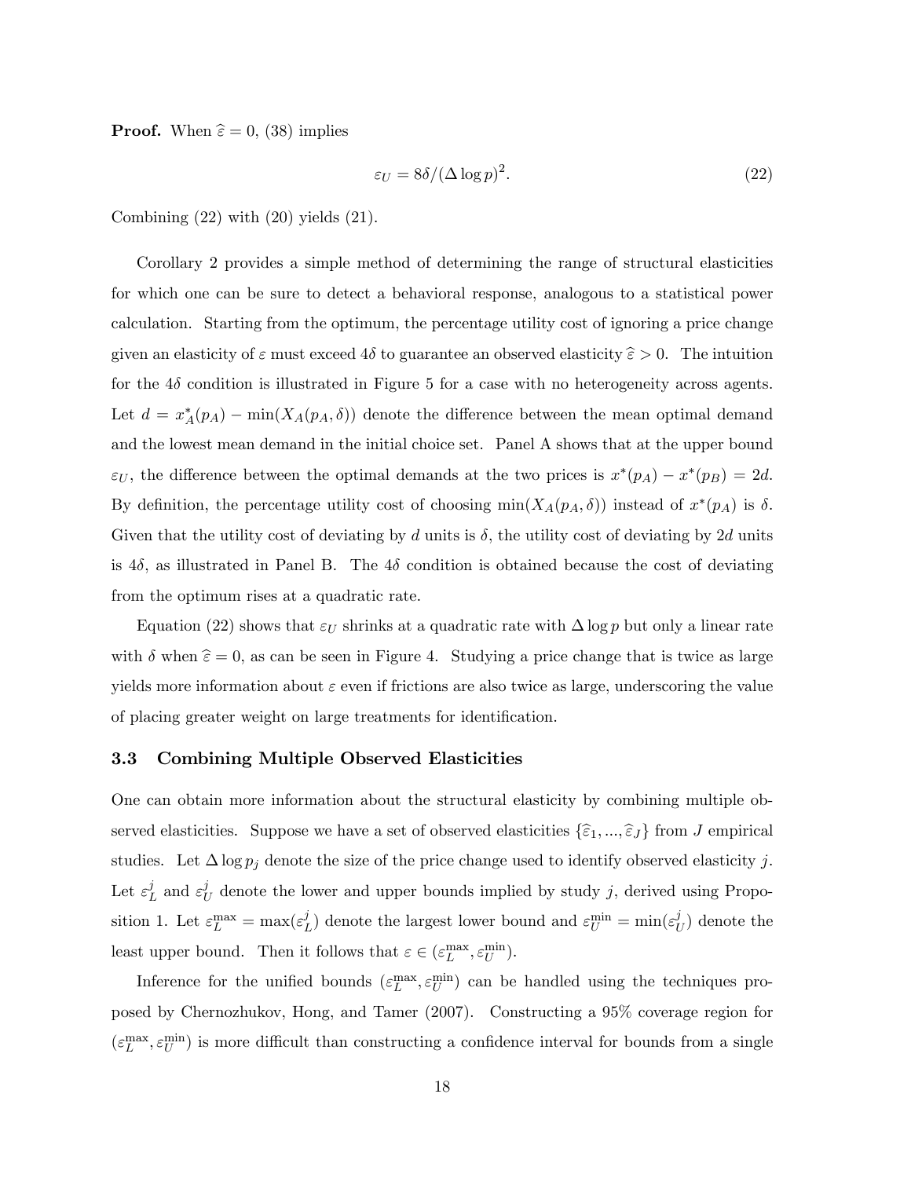**Proof.** When $\widehat{\varepsilon} = 0$, (38) implies

$$\varepsilon_U = 8\delta/(\Delta \log p)^2. \tag{22}$$

Combining (22) with (20) yields (21).

Corollary 2 provides a simple method of determining the range of structural elasticities for which one can be sure to detect a behavioral response, analogous to a statistical power calculation. Starting from the optimum, the percentage utility cost of ignoring a price change given an elasticity of $\varepsilon$ must exceed $4\delta$ to guarantee an observed elasticity $\widehat{\varepsilon} > 0$. The intuition for the $4\delta$ condition is illustrated in Figure 5 for a case with no heterogeneity across agents. Let $d = x_A^*(p_A) - \min(X_A(p_A, \delta))$ denote the difference between the mean optimal demand and the lowest mean demand in the initial choice set. Panel A shows that at the upper bound $\varepsilon_U$, the difference between the optimal demands at the two prices is $x^*(p_A) - x^*(p_B) = 2d$. By definition, the percentage utility cost of choosing $\min(X_A(p_A, \delta))$ instead of $x^*(p_A)$ is $\delta$. Given that the utility cost of deviating by $d$ units is $\delta$, the utility cost of deviating by $2d$ units is $4\delta$, as illustrated in Panel B. The $4\delta$ condition is obtained because the cost of deviating from the optimum rises at a quadratic rate.

Equation (22) shows that $\varepsilon_U$ shrinks at a quadratic rate with $\Delta \log p$ but only a linear rate with $\delta$ when $\widehat{\varepsilon} = 0$, as can be seen in Figure 4. Studying a price change that is twice as large yields more information about $\varepsilon$ even if frictions are also twice as large, underscoring the value of placing greater weight on large treatments for identification.

### 3.3 Combining Multiple Observed Elasticities

One can obtain more information about the structural elasticity by combining multiple observed elasticities. Suppose we have a set of observed elasticities $\{\widehat{\varepsilon}_1, ..., \widehat{\varepsilon}_J\}$ from $J$ empirical studies. Let $\Delta \log p_j$ denote the size of the price change used to identify observed elasticity $j$. Let $\varepsilon_L^j$ and $\varepsilon_U^j$ denote the lower and upper bounds implied by study $j$, derived using Proposition 1. Let $\varepsilon_L^{\max} = \max(\varepsilon_L^j)$ denote the largest lower bound and $\varepsilon_U^{\min} = \min(\varepsilon_U^j)$ denote the least upper bound. Then it follows that $\varepsilon \in (\varepsilon_L^{\max}, \varepsilon_U^{\min})$.

Inference for the unified bounds $(\varepsilon_L^{\max}, \varepsilon_U^{\min})$ can be handled using the techniques proposed by Chernozhukov, Hong, and Tamer (2007). Constructing a 95% coverage region for $(\varepsilon_L^{\max}, \varepsilon_U^{\min})$ is more difficult than constructing a confidence interval for bounds from a single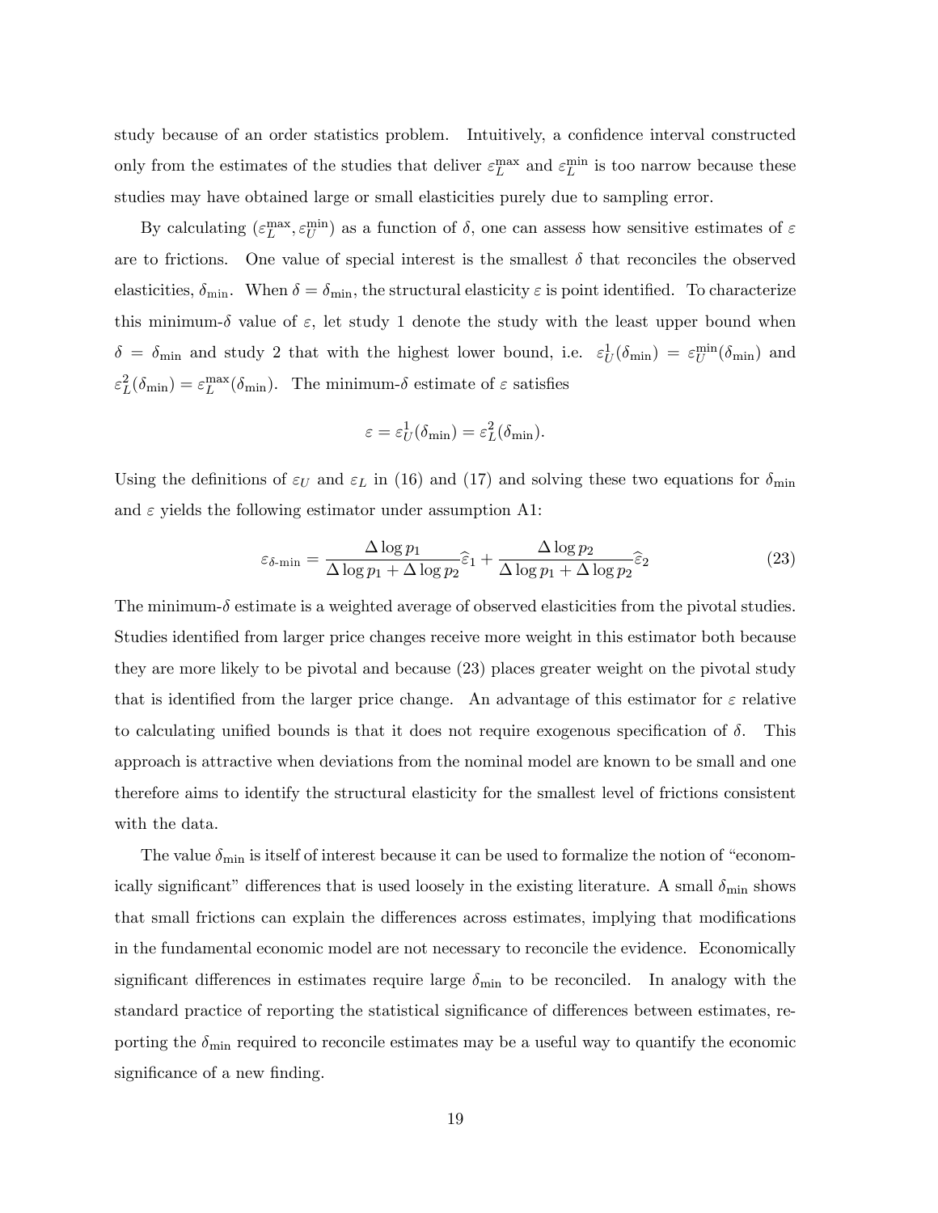study because of an order statistics problem. Intuitively, a confidence interval constructed only from the estimates of the studies that deliver $\varepsilon_L^{\max}$ and $\varepsilon_L^{\min}$ is too narrow because these studies may have obtained large or small elasticities purely due to sampling error.

By calculating $(\varepsilon_L^{\max}, \varepsilon_U^{\min})$ as a function of $\delta$, one can assess how sensitive estimates of $\varepsilon$ are to frictions. One value of special interest is the smallest $\delta$ that reconciles the observed elasticities, $\delta_{\min}$. When $\delta = \delta_{\min}$, the structural elasticity $\varepsilon$ is point identified. To characterize this minimum-$\delta$ value of $\varepsilon$, let study 1 denote the study with the least upper bound when $\delta = \delta_{\min}$ and study 2 that with the highest lower bound, i.e. $\varepsilon_U^1(\delta_{\min}) = \varepsilon_U^{\min}(\delta_{\min})$ and $\varepsilon_L^2(\delta_{\min}) = \varepsilon_L^{\max}(\delta_{\min})$. The minimum-$\delta$ estimate of $\varepsilon$ satisfies

$$\varepsilon = \varepsilon_U^1(\delta_{\min}) = \varepsilon_L^2(\delta_{\min}).$$

Using the definitions of $\varepsilon_U$ and $\varepsilon_L$ in (16) and (17) and solving these two equations for $\delta_{\min}$ and $\varepsilon$ yields the following estimator under assumption A1:

$$\varepsilon_{\delta\text{-}\min} = \frac{\Delta \log p_1}{\Delta \log p_1 + \Delta \log p_2}\widehat{\varepsilon}_1 + \frac{\Delta \log p_2}{\Delta \log p_1 + \Delta \log p_2}\widehat{\varepsilon}_2 \tag{23}$$

The minimum-$\delta$ estimate is a weighted average of observed elasticities from the pivotal studies. Studies identified from larger price changes receive more weight in this estimator both because they are more likely to be pivotal and because (23) places greater weight on the pivotal study that is identified from the larger price change. An advantage of this estimator for $\varepsilon$ relative to calculating unified bounds is that it does not require exogenous specification of $\delta$. This approach is attractive when deviations from the nominal model are known to be small and one therefore aims to identify the structural elasticity for the smallest level of frictions consistent with the data.

The value $\delta_{\min}$ is itself of interest because it can be used to formalize the notion of "economically significant" differences that is used loosely in the existing literature. A small $\delta_{\min}$ shows that small frictions can explain the differences across estimates, implying that modifications in the fundamental economic model are not necessary to reconcile the evidence. Economically significant differences in estimates require large $\delta_{\min}$ to be reconciled. In analogy with the standard practice of reporting the statistical significance of differences between estimates, reporting the $\delta_{\min}$ required to reconcile estimates may be a useful way to quantify the economic significance of a new finding.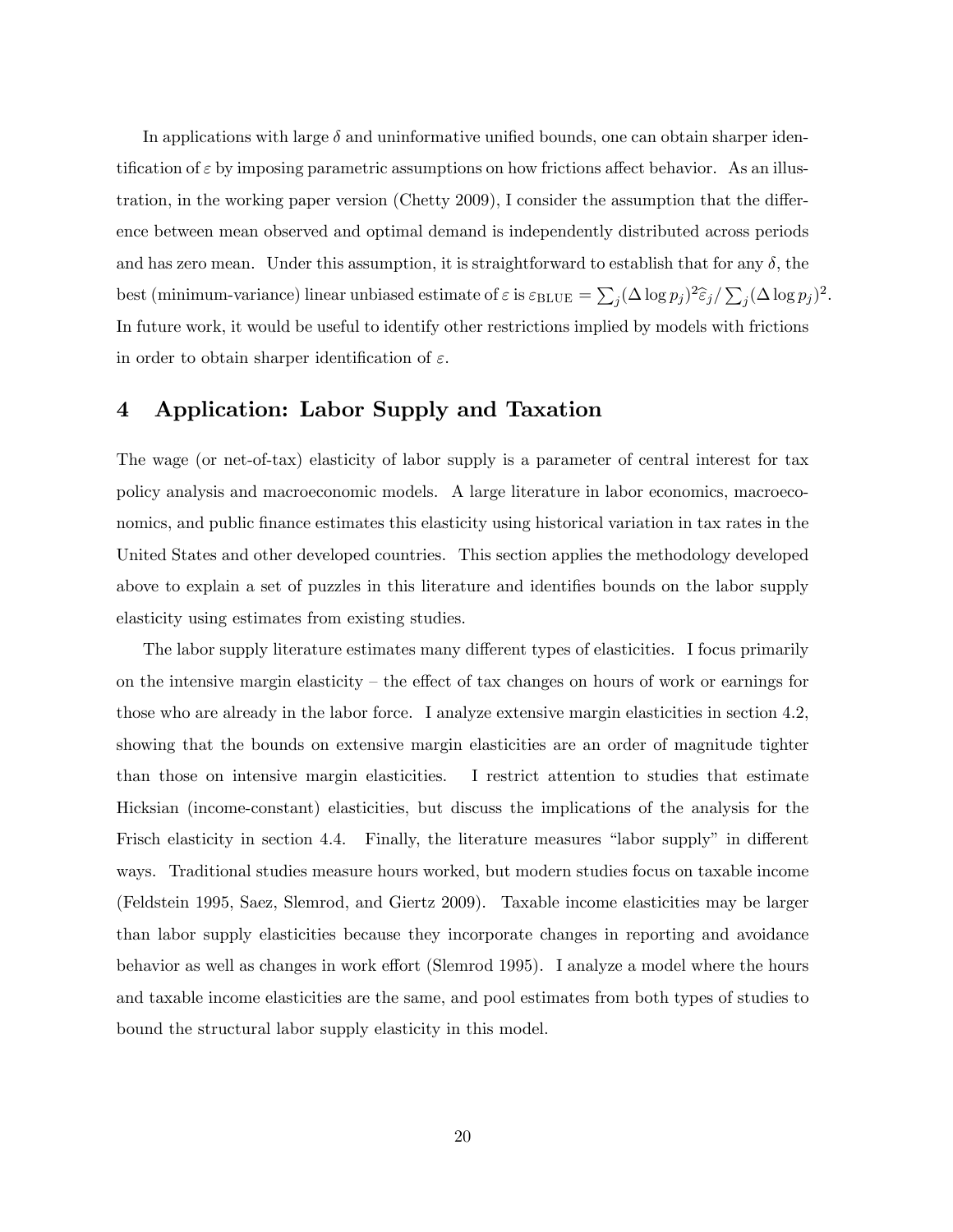In applications with large $\delta$ and uninformative unified bounds, one can obtain sharper identification of $\varepsilon$ by imposing parametric assumptions on how frictions affect behavior. As an illustration, in the working paper version (Chetty 2009), I consider the assumption that the difference between mean observed and optimal demand is independently distributed across periods and has zero mean. Under this assumption, it is straightforward to establish that for any $\delta$, the best (minimum-variance) linear unbiased estimate of $\varepsilon$ is $\varepsilon_{\text{BLUE}} = \sum_j (\Delta \log p_j)^2 \widehat{\varepsilon}_j / \sum_j (\Delta \log p_j)^2$. In future work, it would be useful to identify other restrictions implied by models with frictions in order to obtain sharper identification of $\varepsilon$.

# 4 Application: Labor Supply and Taxation

The wage (or net-of-tax) elasticity of labor supply is a parameter of central interest for tax policy analysis and macroeconomic models. A large literature in labor economics, macroeconomics, and public finance estimates this elasticity using historical variation in tax rates in the United States and other developed countries. This section applies the methodology developed above to explain a set of puzzles in this literature and identifies bounds on the labor supply elasticity using estimates from existing studies.

The labor supply literature estimates many different types of elasticities. I focus primarily on the intensive margin elasticity – the effect of tax changes on hours of work or earnings for those who are already in the labor force. I analyze extensive margin elasticities in section 4.2, showing that the bounds on extensive margin elasticities are an order of magnitude tighter than those on intensive margin elasticities. I restrict attention to studies that estimate Hicksian (income-constant) elasticities, but discuss the implications of the analysis for the Frisch elasticity in section 4.4. Finally, the literature measures "labor supply" in different ways. Traditional studies measure hours worked, but modern studies focus on taxable income (Feldstein 1995, Saez, Slemrod, and Giertz 2009). Taxable income elasticities may be larger than labor supply elasticities because they incorporate changes in reporting and avoidance behavior as well as changes in work effort (Slemrod 1995). I analyze a model where the hours and taxable income elasticities are the same, and pool estimates from both types of studies to bound the structural labor supply elasticity in this model.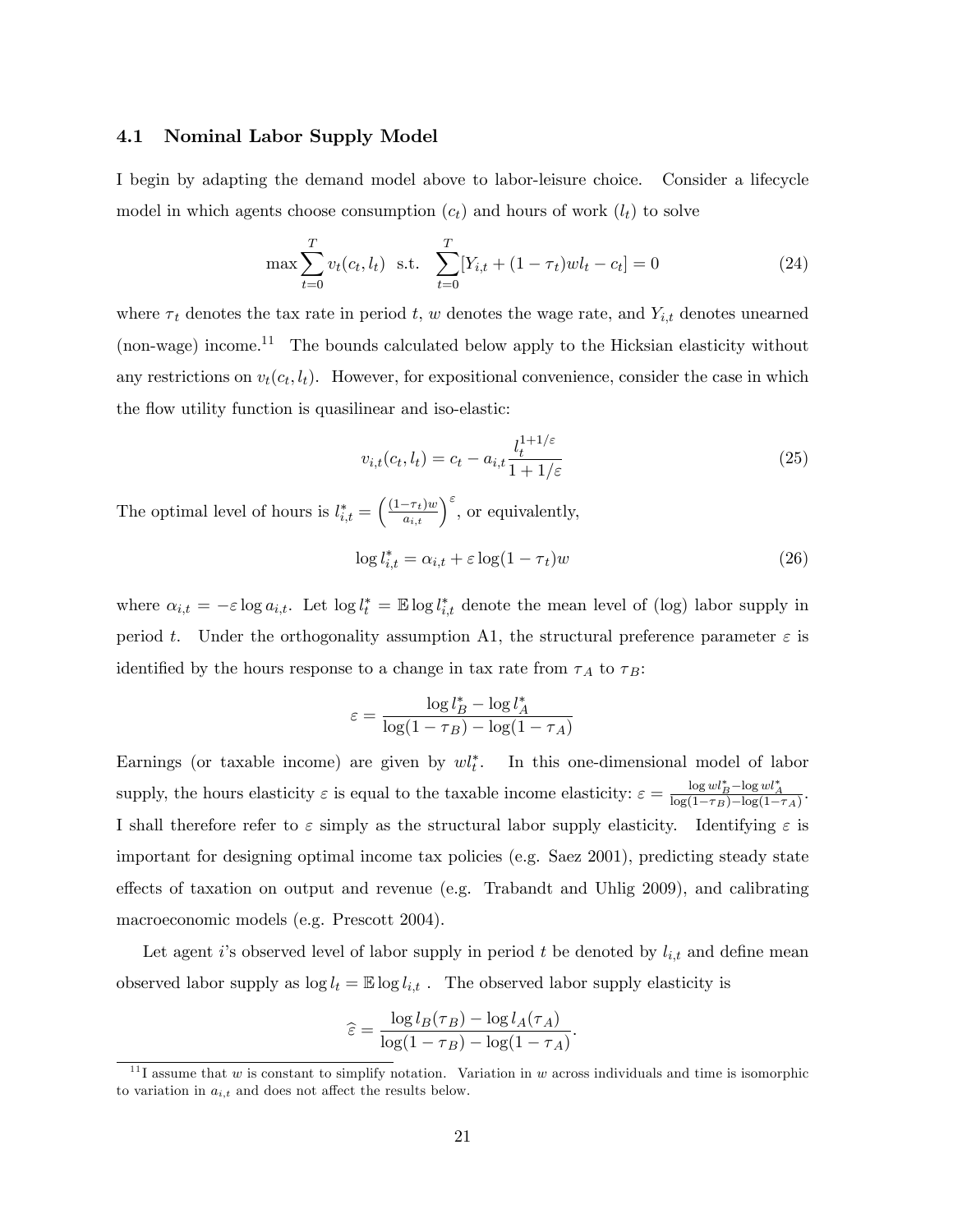### 4.1 Nominal Labor Supply Model

I begin by adapting the demand model above to labor-leisure choice. Consider a lifecycle model in which agents choose consumption ($c_t$) and hours of work ($l_t$) to solve

$$\max \sum_{t=0}^{T} v_t(c_t, l_t) \;\; \text{s.t.} \;\; \sum_{t=0}^{T} [Y_{i,t} + (1-\tau_t)wl_t - c_t] = 0 \tag{24}$$

where $\tau_t$ denotes the tax rate in period $t$, $w$ denotes the wage rate, and $Y_{i,t}$ denotes unearned (non-wage) income.[11] The bounds calculated below apply to the Hicksian elasticity without any restrictions on $v_t(c_t, l_t)$. However, for expositional convenience, consider the case in which the flow utility function is quasilinear and iso-elastic:

$$v_{i,t}(c_t, l_t) = c_t - a_{i,t} \frac{l_t^{1+1/\varepsilon}}{1+1/\varepsilon} \tag{25}$$

The optimal level of hours is $l_{i,t}^* = \left(\frac{(1-\tau_t)w}{a_{i,t}}\right)^{\varepsilon}$, or equivalently,

$$\log l_{i,t}^* = \alpha_{i,t} + \varepsilon \log(1-\tau_t)w \tag{26}$$

where $\alpha_{i,t} = -\varepsilon \log a_{i,t}$. Let $\log l_t^* = \mathbb{E} \log l_{i,t}^*$ denote the mean level of (log) labor supply in period $t$. Under the orthogonality assumption A1, the structural preference parameter $\varepsilon$ is identified by the hours response to a change in tax rate from $\tau_A$ to $\tau_B$:

$$\varepsilon = \frac{\log l_B^* - \log l_A^*}{\log(1-\tau_B) - \log(1-\tau_A)}$$

Earnings (or taxable income) are given by $wl_t^*$. In this one-dimensional model of labor supply, the hours elasticity $\varepsilon$ is equal to the taxable income elasticity: $\varepsilon = \frac{\log wl_B^* - \log wl_A^*}{\log(1-\tau_B) - \log(1-\tau_A)}$. I shall therefore refer to $\varepsilon$ simply as the structural labor supply elasticity. Identifying $\varepsilon$ is important for designing optimal income tax policies (e.g. Saez 2001), predicting steady state effects of taxation on output and revenue (e.g. Trabandt and Uhlig 2009), and calibrating macroeconomic models (e.g. Prescott 2004).

Let agent $i$'s observed level of labor supply in period $t$ be denoted by $l_{i,t}$ and define mean observed labor supply as $\log l_t = \mathbb{E} \log l_{i,t}$ . The observed labor supply elasticity is

$$\widehat{\varepsilon} = \frac{\log l_B(\tau_B) - \log l_A(\tau_A)}{\log(1-\tau_B) - \log(1-\tau_A)}.$$

[11] I assume that $w$ is constant to simplify notation. Variation in $w$ across individuals and time is isomorphic to variation in $a_{i,t}$ and does not affect the results below.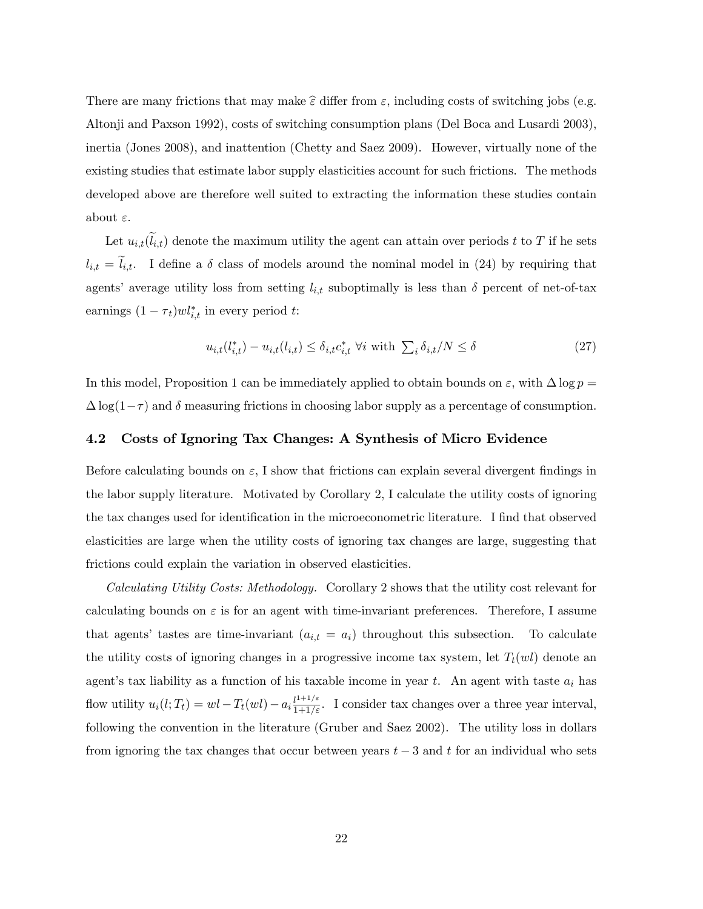There are many frictions that may make $\widehat{\varepsilon}$ differ from $\varepsilon$, including costs of switching jobs (e.g. Altonji and Paxson 1992), costs of switching consumption plans (Del Boca and Lusardi 2003), inertia (Jones 2008), and inattention (Chetty and Saez 2009). However, virtually none of the existing studies that estimate labor supply elasticities account for such frictions. The methods developed above are therefore well suited to extracting the information these studies contain about $\varepsilon$.

Let $u_{i,t}(\widetilde{l}_{i,t})$ denote the maximum utility the agent can attain over periods $t$ to $T$ if he sets $l_{i,t} = \widetilde{l}_{i,t}$. I define a $\delta$ class of models around the nominal model in (24) by requiring that agents' average utility loss from setting $l_{i,t}$ suboptimally is less than $\delta$ percent of net-of-tax earnings $(1 - \tau_t)wl^*_{i,t}$ in every period $t$:

$$u_{i,t}(l^*_{i,t}) - u_{i,t}(l_{i,t}) \leq \delta_{i,t} c^*_{i,t} \;\forall i \text{ with } \textstyle\sum_i \delta_{i,t}/N \leq \delta \tag{27}$$

In this model, Proposition 1 can be immediately applied to obtain bounds on $\varepsilon$, with $\Delta \log p = \Delta \log(1-\tau)$ and $\delta$ measuring frictions in choosing labor supply as a percentage of consumption.

## 4.2 Costs of Ignoring Tax Changes: A Synthesis of Micro Evidence

Before calculating bounds on $\varepsilon$, I show that frictions can explain several divergent findings in the labor supply literature. Motivated by Corollary 2, I calculate the utility costs of ignoring the tax changes used for identification in the microeconometric literature. I find that observed elasticities are large when the utility costs of ignoring tax changes are large, suggesting that frictions could explain the variation in observed elasticities.

*Calculating Utility Costs: Methodology.* Corollary 2 shows that the utility cost relevant for calculating bounds on $\varepsilon$ is for an agent with time-invariant preferences. Therefore, I assume that agents' tastes are time-invariant ($a_{i,t} = a_i$) throughout this subsection. To calculate the utility costs of ignoring changes in a progressive income tax system, let $T_t(wl)$ denote an agent's tax liability as a function of his taxable income in year $t$. An agent with taste $a_i$ has flow utility $u_i(l; T_t) = wl - T_t(wl) - a_i \frac{l^{1+1/\varepsilon}}{1+1/\varepsilon}$. I consider tax changes over a three year interval, following the convention in the literature (Gruber and Saez 2002). The utility loss in dollars from ignoring the tax changes that occur between years $t-3$ and $t$ for an individual who sets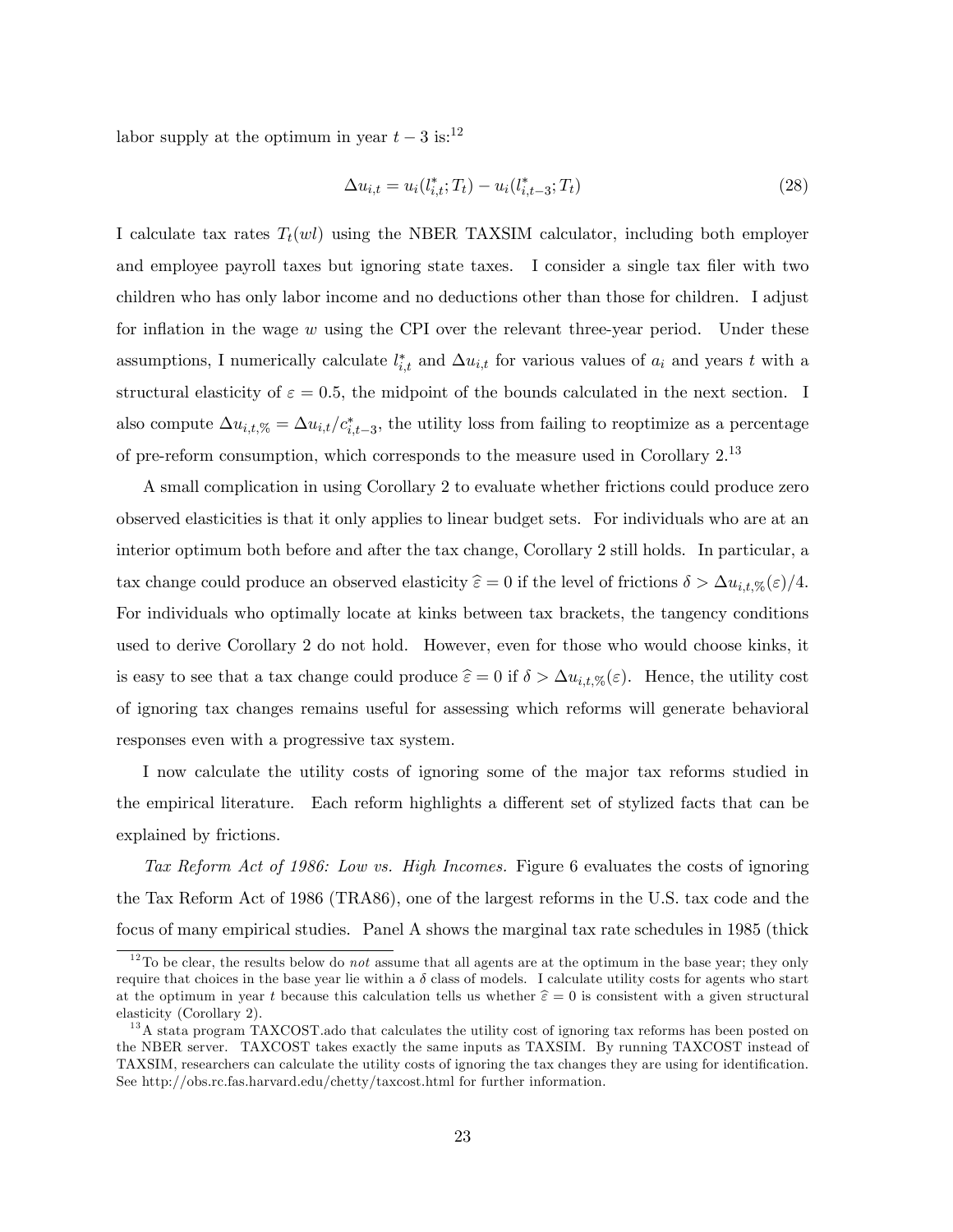labor supply at the optimum in year $t-3$ is:[12]

$$\Delta u_{i,t} = u_i(l^*_{i,t}; T_t) - u_i(l^*_{i,t-3}; T_t) \tag{28}$$

I calculate tax rates $T_t(wl)$ using the NBER TAXSIM calculator, including both employer and employee payroll taxes but ignoring state taxes. I consider a single tax filer with two children who has only labor income and no deductions other than those for children. I adjust for inflation in the wage $w$ using the CPI over the relevant three-year period. Under these assumptions, I numerically calculate $l^*_{i,t}$ and $\Delta u_{i,t}$ for various values of $a_i$ and years $t$ with a structural elasticity of $\varepsilon = 0.5$, the midpoint of the bounds calculated in the next section. I also compute $\Delta u_{i,t,\%} = \Delta u_{i,t}/c^*_{i,t-3}$, the utility loss from failing to reoptimize as a percentage of pre-reform consumption, which corresponds to the measure used in Corollary 2.[13]

A small complication in using Corollary 2 to evaluate whether frictions could produce zero observed elasticities is that it only applies to linear budget sets. For individuals who are at an interior optimum both before and after the tax change, Corollary 2 still holds. In particular, a tax change could produce an observed elasticity $\widehat{\varepsilon} = 0$ if the level of frictions $\delta > \Delta u_{i,t,\%}(\varepsilon)/4$. For individuals who optimally locate at kinks between tax brackets, the tangency conditions used to derive Corollary 2 do not hold. However, even for those who would choose kinks, it is easy to see that a tax change could produce $\widehat{\varepsilon} = 0$ if $\delta > \Delta u_{i,t,\%}(\varepsilon)$. Hence, the utility cost of ignoring tax changes remains useful for assessing which reforms will generate behavioral responses even with a progressive tax system.

I now calculate the utility costs of ignoring some of the major tax reforms studied in the empirical literature. Each reform highlights a different set of stylized facts that can be explained by frictions.

*Tax Reform Act of 1986: Low vs. High Incomes.* Figure 6 evaluates the costs of ignoring the Tax Reform Act of 1986 (TRA86), one of the largest reforms in the U.S. tax code and the focus of many empirical studies. Panel A shows the marginal tax rate schedules in 1985 (thick

---

[12] To be clear, the results below do *not* assume that all agents are at the optimum in the base year; they only require that choices in the base year lie within a $\delta$ class of models. I calculate utility costs for agents who start at the optimum in year $t$ because this calculation tells us whether $\widehat{\varepsilon} = 0$ is consistent with a given structural elasticity (Corollary 2).

[13] A stata program TAXCOST.ado that calculates the utility cost of ignoring tax reforms has been posted on the NBER server. TAXCOST takes exactly the same inputs as TAXSIM. By running TAXCOST instead of TAXSIM, researchers can calculate the utility costs of ignoring the tax changes they are using for identification. See http://obs.rc.fas.harvard.edu/chetty/taxcost.html for further information.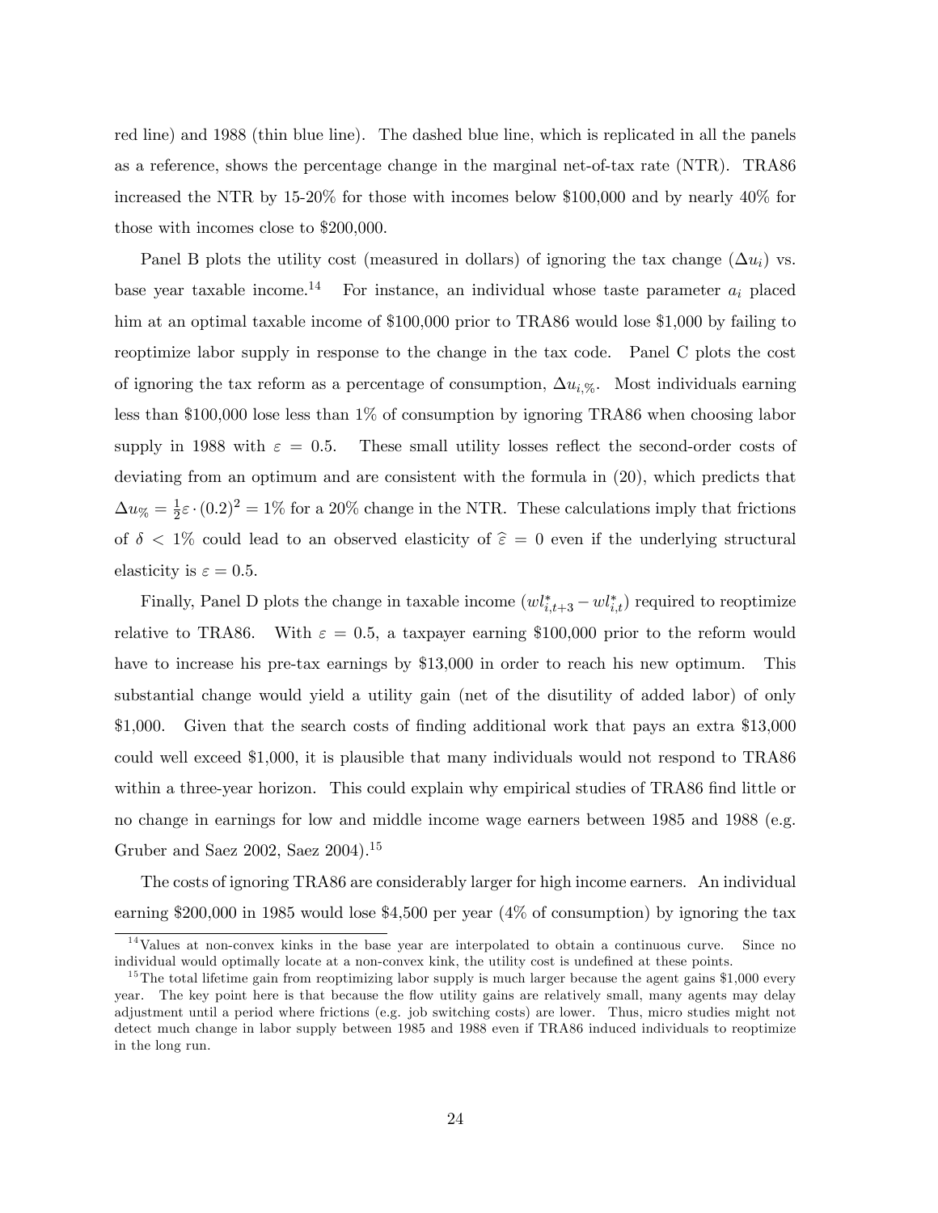red line) and 1988 (thin blue line). The dashed blue line, which is replicated in all the panels as a reference, shows the percentage change in the marginal net-of-tax rate (NTR). TRA86 increased the NTR by 15-20% for those with incomes below \$100,000 and by nearly 40% for those with incomes close to \$200,000.

Panel B plots the utility cost (measured in dollars) of ignoring the tax change ($\Delta u_i$) vs. base year taxable income.[14] For instance, an individual whose taste parameter $a_i$ placed him at an optimal taxable income of \$100,000 prior to TRA86 would lose \$1,000 by failing to reoptimize labor supply in response to the change in the tax code. Panel C plots the cost of ignoring the tax reform as a percentage of consumption, $\Delta u_{i,\%}$. Most individuals earning less than \$100,000 lose less than 1% of consumption by ignoring TRA86 when choosing labor supply in 1988 with $\varepsilon = 0.5$. These small utility losses reflect the second-order costs of deviating from an optimum and are consistent with the formula in (20), which predicts that $\Delta u_{\%} = \frac{1}{2}\varepsilon \cdot (0.2)^2 = 1\%$ for a 20% change in the NTR. These calculations imply that frictions of $\delta < 1\%$ could lead to an observed elasticity of $\widehat{\varepsilon} = 0$ even if the underlying structural elasticity is $\varepsilon = 0.5$.

Finally, Panel D plots the change in taxable income ($wl^*_{i,t+3} - wl^*_{i,t}$) required to reoptimize relative to TRA86. With $\varepsilon = 0.5$, a taxpayer earning \$100,000 prior to the reform would have to increase his pre-tax earnings by \$13,000 in order to reach his new optimum. This substantial change would yield a utility gain (net of the disutility of added labor) of only \$1,000. Given that the search costs of finding additional work that pays an extra \$13,000 could well exceed \$1,000, it is plausible that many individuals would not respond to TRA86 within a three-year horizon. This could explain why empirical studies of TRA86 find little or no change in earnings for low and middle income wage earners between 1985 and 1988 (e.g. Gruber and Saez 2002, Saez 2004).[15]

The costs of ignoring TRA86 are considerably larger for high income earners. An individual earning \$200,000 in 1985 would lose \$4,500 per year (4% of consumption) by ignoring the tax

[14] Values at non-convex kinks in the base year are interpolated to obtain a continuous curve. Since no individual would optimally locate at a non-convex kink, the utility cost is undefined at these points.

[15] The total lifetime gain from reoptimizing labor supply is much larger because the agent gains \$1,000 every year. The key point here is that because the flow utility gains are relatively small, many agents may delay adjustment until a period where frictions (e.g. job switching costs) are lower. Thus, micro studies might not detect much change in labor supply between 1985 and 1988 even if TRA86 induced individuals to reoptimize in the long run.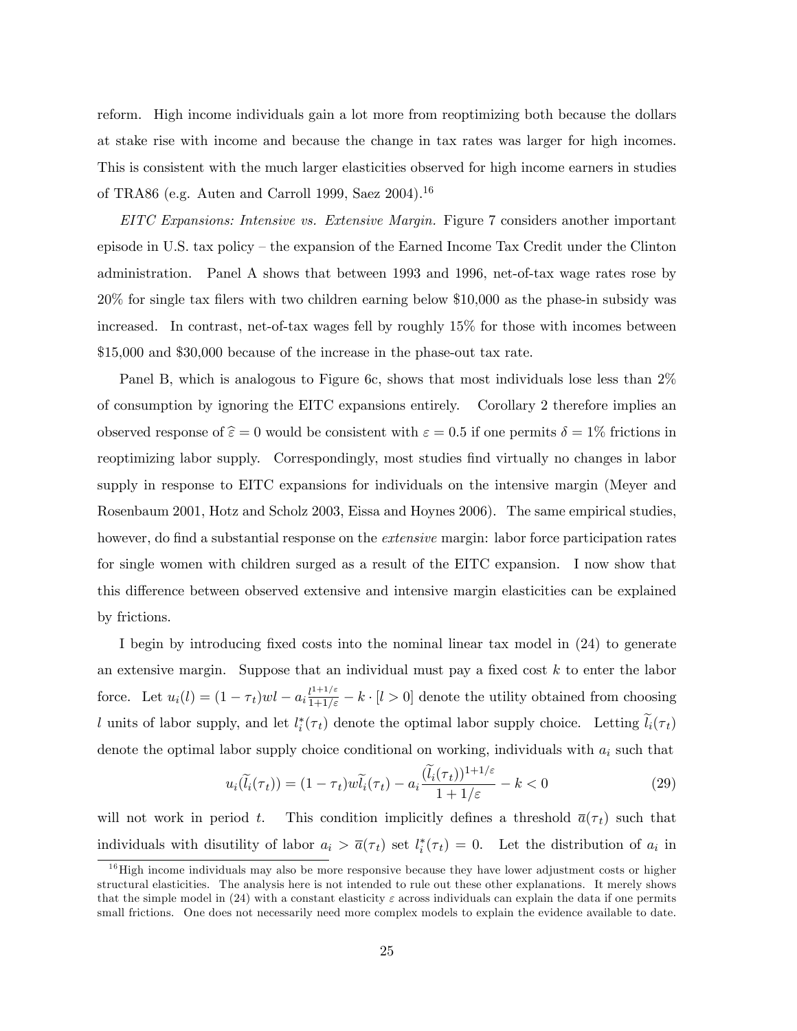reform. High income individuals gain a lot more from reoptimizing both because the dollars at stake rise with income and because the change in tax rates was larger for high incomes. This is consistent with the much larger elasticities observed for high income earners in studies of TRA86 (e.g. Auten and Carroll 1999, Saez 2004).[16]

*EITC Expansions: Intensive vs. Extensive Margin.* Figure 7 considers another important episode in U.S. tax policy – the expansion of the Earned Income Tax Credit under the Clinton administration. Panel A shows that between 1993 and 1996, net-of-tax wage rates rose by 20% for single tax filers with two children earning below \$10,000 as the phase-in subsidy was increased. In contrast, net-of-tax wages fell by roughly 15% for those with incomes between \$15,000 and \$30,000 because of the increase in the phase-out tax rate.

Panel B, which is analogous to Figure 6c, shows that most individuals lose less than 2% of consumption by ignoring the EITC expansions entirely. Corollary 2 therefore implies an observed response of $\widehat{\varepsilon} = 0$ would be consistent with $\varepsilon = 0.5$ if one permits $\delta = 1\%$ frictions in reoptimizing labor supply. Correspondingly, most studies find virtually no changes in labor supply in response to EITC expansions for individuals on the intensive margin (Meyer and Rosenbaum 2001, Hotz and Scholz 2003, Eissa and Hoynes 2006). The same empirical studies, however, do find a substantial response on the *extensive* margin: labor force participation rates for single women with children surged as a result of the EITC expansion. I now show that this difference between observed extensive and intensive margin elasticities can be explained by frictions.

I begin by introducing fixed costs into the nominal linear tax model in (24) to generate an extensive margin. Suppose that an individual must pay a fixed cost $k$ to enter the labor force. Let $u_i(l) = (1 - \tau_t)wl - a_i \frac{l^{1+1/\varepsilon}}{1+1/\varepsilon} - k \cdot [l > 0]$ denote the utility obtained from choosing $l$ units of labor supply, and let $l_i^*(\tau_t)$ denote the optimal labor supply choice. Letting $\widetilde{l}_i(\tau_t)$ denote the optimal labor supply choice conditional on working, individuals with $a_i$ such that

$$u_i(\widetilde{l}_i(\tau_t)) = (1 - \tau_t)w\widetilde{l}_i(\tau_t) - a_i \frac{(\widetilde{l}_i(\tau_t))^{1+1/\varepsilon}}{1 + 1/\varepsilon} - k < 0 \tag{29}$$

will not work in period $t$. This condition implicitly defines a threshold $\overline{a}(\tau_t)$ such that individuals with disutility of labor $a_i > \overline{a}(\tau_t)$ set $l_i^*(\tau_t) = 0$. Let the distribution of $a_i$ in

[16] High income individuals may also be more responsive because they have lower adjustment costs or higher structural elasticities. The analysis here is not intended to rule out these other explanations. It merely shows that the simple model in (24) with a constant elasticity $\varepsilon$ across individuals can explain the data if one permits small frictions. One does not necessarily need more complex models to explain the evidence available to date.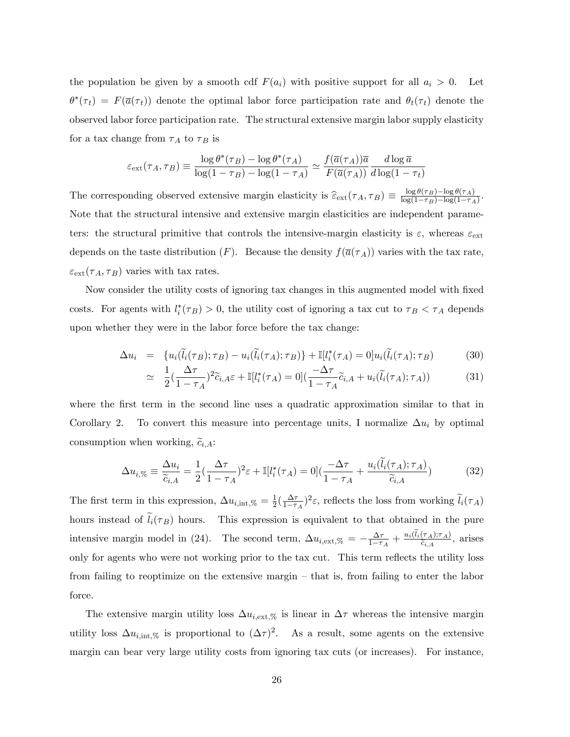the population be given by a smooth cdf $F(a_i)$ with positive support for all $a_i > 0$. Let $\theta^*(\tau_t) = F(\overline{a}(\tau_t))$ denote the optimal labor force participation rate and $\theta_t(\tau_t)$ denote the observed labor force participation rate. The structural extensive margin labor supply elasticity for a tax change from $\tau_A$ to $\tau_B$ is

$$\varepsilon_{\text{ext}}(\tau_A, \tau_B) \equiv \frac{\log \theta^*(\tau_B) - \log \theta^*(\tau_A)}{\log(1-\tau_B) - \log(1-\tau_A)} \simeq \frac{f(\overline{a}(\tau_A))\overline{a}}{F(\overline{a}(\tau_A))} \frac{d \log \overline{a}}{d \log(1-\tau_t)}$$

The corresponding observed extensive margin elasticity is $\widehat{\varepsilon}_{\text{ext}}(\tau_A, \tau_B) \equiv \frac{\log \theta(\tau_B) - \log \theta(\tau_A)}{\log(1-\tau_B) - \log(1-\tau_A)}$. Note that the structural intensive and extensive margin elasticities are independent parameters: the structural primitive that controls the intensive-margin elasticity is $\varepsilon$, whereas $\varepsilon_{\text{ext}}$ depends on the taste distribution ($F$). Because the density $f(\overline{a}(\tau_A))$ varies with the tax rate, $\varepsilon_{\text{ext}}(\tau_A, \tau_B)$ varies with tax rates.

Now consider the utility costs of ignoring tax changes in this augmented model with fixed costs. For agents with $l_i^*(\tau_B) > 0$, the utility cost of ignoring a tax cut to $\tau_B < \tau_A$ depends upon whether they were in the labor force before the tax change:

$$\begin{aligned} \Delta u_i &= \{u_i(\widetilde{l}_i(\tau_B); \tau_B) - u_i(\widetilde{l}_i(\tau_A); \tau_B)\} + \mathbb{I}[l_i^*(\tau_A) = 0] u_i(\widetilde{l}_i(\tau_A); \tau_B) & (30) \\ &\simeq \frac{1}{2}(\frac{\Delta\tau}{1-\tau_A})^2 \widetilde{c}_{i,A}\varepsilon + \mathbb{I}[l_i^*(\tau_A) = 0](\frac{-\Delta\tau}{1-\tau_A}\widetilde{c}_{i,A} + u_i(\widetilde{l}_i(\tau_A); \tau_A)) & (31) \end{aligned}$$

where the first term in the second line uses a quadratic approximation similar to that in Corollary 2. To convert this measure into percentage units, I normalize $\Delta u_i$ by optimal consumption when working, $\widetilde{c}_{i,A}$:

$$\Delta u_{i,\%} \equiv \frac{\Delta u_i}{\widetilde{c}_{i,A}} = \frac{1}{2}(\frac{\Delta\tau}{1-\tau_A})^2 \varepsilon + \mathbb{I}[l_i^*(\tau_A) = 0](\frac{-\Delta\tau}{1-\tau_A} + \frac{u_i(\widetilde{l}_i(\tau_A); \tau_A)}{\widetilde{c}_{i,A}}) \tag{32}$$

The first term in this expression, $\Delta u_{i,\text{int},\%} = \frac{1}{2}(\frac{\Delta\tau}{1-\tau_A})^2\varepsilon$, reflects the loss from working $\widetilde{l}_i(\tau_A)$ hours instead of $\widetilde{l}_i(\tau_B)$ hours. This expression is equivalent to that obtained in the pure intensive margin model in (24). The second term, $\Delta u_{i,\text{ext},\%} = -\frac{\Delta\tau}{1-\tau_A} + \frac{u_i(\widetilde{l}_i(\tau_A);\tau_A)}{\widetilde{c}_{i,A}}$, arises only for agents who were not working prior to the tax cut. This term reflects the utility loss from failing to reoptimize on the extensive margin – that is, from failing to enter the labor force.

The extensive margin utility loss $\Delta u_{i,\text{ext},\%}$ is linear in $\Delta\tau$ whereas the intensive margin utility loss $\Delta u_{i,\text{int},\%}$ is proportional to $(\Delta\tau)^2$. As a result, some agents on the extensive margin can bear very large utility costs from ignoring tax cuts (or increases). For instance,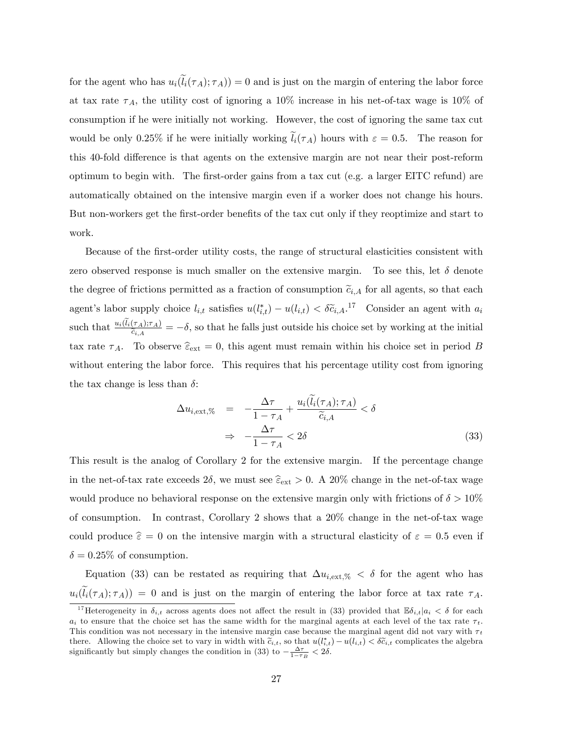for the agent who has $u_i(\widetilde{l}_i(\tau_A);\tau_A)) = 0$ and is just on the margin of entering the labor force at tax rate $\tau_A$, the utility cost of ignoring a 10% increase in his net-of-tax wage is 10% of consumption if he were initially not working. However, the cost of ignoring the same tax cut would be only 0.25% if he were initially working $\widetilde{l}_i(\tau_A)$ hours with $\varepsilon = 0.5$. The reason for this 40-fold difference is that agents on the extensive margin are not near their post-reform optimum to begin with. The first-order gains from a tax cut (e.g. a larger EITC refund) are automatically obtained on the intensive margin even if a worker does not change his hours. But non-workers get the first-order benefits of the tax cut only if they reoptimize and start to work.

Because of the first-order utility costs, the range of structural elasticities consistent with zero observed response is much smaller on the extensive margin. To see this, let $\delta$ denote the degree of frictions permitted as a fraction of consumption $\widetilde{c}_{i,A}$ for all agents, so that each agent's labor supply choice $l_{i,t}$ satisfies $u(l^*_{i,t}) - u(l_{i,t}) < \delta\widetilde{c}_{i,A}$.[17] Consider an agent with $a_i$ such that $\frac{u_i(\widetilde{l}_i(\tau_A);\tau_A)}{\widetilde{c}_{i,A}} = -\delta$, so that he falls just outside his choice set by working at the initial tax rate $\tau_A$. To observe $\widehat{\varepsilon}_{\text{ext}} = 0$, this agent must remain within his choice set in period $B$ without entering the labor force. This requires that his percentage utility cost from ignoring the tax change is less than $\delta$:

$$\begin{aligned}
\Delta u_{i,\text{ext},\%} &= -\frac{\Delta\tau}{1-\tau_A} + \frac{u_i(\widetilde{l}_i(\tau_A);\tau_A)}{\widetilde{c}_{i,A}} < \delta \\
&\Rightarrow -\frac{\Delta\tau}{1-\tau_A} < 2\delta \qquad (33)
\end{aligned}$$

This result is the analog of Corollary 2 for the extensive margin. If the percentage change in the net-of-tax rate exceeds $2\delta$, we must see $\widehat{\varepsilon}_{\text{ext}} > 0$. A 20% change in the net-of-tax wage would produce no behavioral response on the extensive margin only with frictions of $\delta > 10\%$ of consumption. In contrast, Corollary 2 shows that a 20% change in the net-of-tax wage could produce $\widehat{\varepsilon} = 0$ on the intensive margin with a structural elasticity of $\varepsilon = 0.5$ even if $\delta = 0.25\%$ of consumption.

Equation (33) can be restated as requiring that $\Delta u_{i,\text{ext},\%} < \delta$ for the agent who has $u_i(\widetilde{l}_i(\tau_A);\tau_A)) = 0$ and is just on the margin of entering the labor force at tax rate $\tau_A$.

[17] Heterogeneity in $\delta_{i,t}$ across agents does not affect the result in (33) provided that $\mathbb{E}\delta_{i,t}|a_i < \delta$ for each $a_i$ to ensure that the choice set has the same width for the marginal agents at each level of the tax rate $\tau_t$. This condition was not necessary in the intensive margin case because the marginal agent did not vary with $\tau_t$ there. Allowing the choice set to vary in width with $\widetilde{c}_{i,t}$, so that $u(l^*_{i,t}) - u(l_{i,t}) < \delta\widetilde{c}_{i,t}$ complicates the algebra significantly but simply changes the condition in (33) to $-\frac{\Delta\tau}{1-\tau_B} < 2\delta$.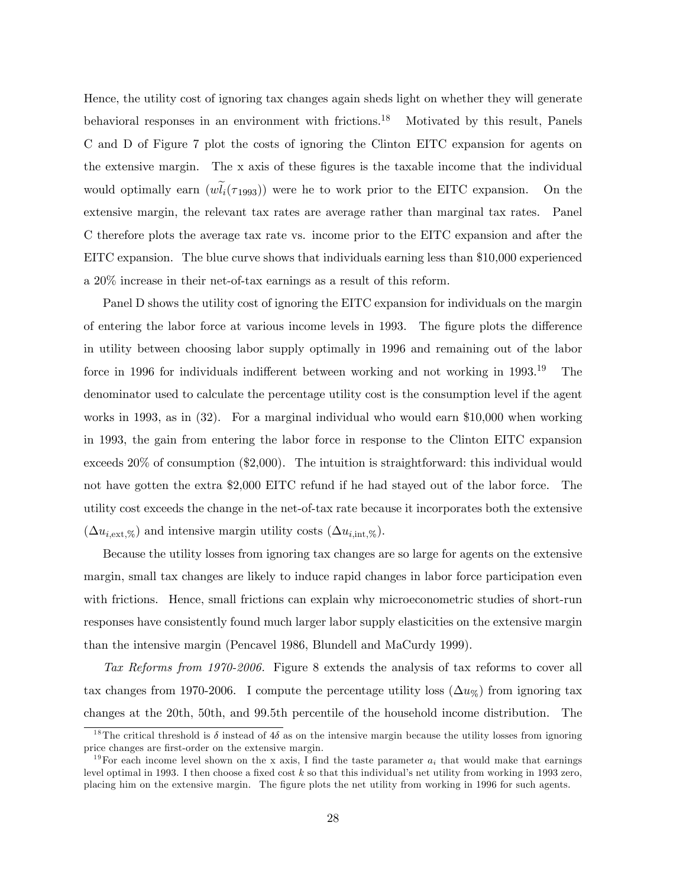Hence, the utility cost of ignoring tax changes again sheds light on whether they will generate behavioral responses in an environment with frictions.[18] Motivated by this result, Panels C and D of Figure 7 plot the costs of ignoring the Clinton EITC expansion for agents on the extensive margin. The x axis of these figures is the taxable income that the individual would optimally earn ($w\widetilde{l}_i(\tau_{1993})$) were he to work prior to the EITC expansion. On the extensive margin, the relevant tax rates are average rather than marginal tax rates. Panel C therefore plots the average tax rate vs. income prior to the EITC expansion and after the EITC expansion. The blue curve shows that individuals earning less than \$10,000 experienced a 20% increase in their net-of-tax earnings as a result of this reform.

Panel D shows the utility cost of ignoring the EITC expansion for individuals on the margin of entering the labor force at various income levels in 1993. The figure plots the difference in utility between choosing labor supply optimally in 1996 and remaining out of the labor force in 1996 for individuals indifferent between working and not working in 1993.[19] The denominator used to calculate the percentage utility cost is the consumption level if the agent works in 1993, as in (32). For a marginal individual who would earn \$10,000 when working in 1993, the gain from entering the labor force in response to the Clinton EITC expansion exceeds 20% of consumption (\$2,000). The intuition is straightforward: this individual would not have gotten the extra \$2,000 EITC refund if he had stayed out of the labor force. The utility cost exceeds the change in the net-of-tax rate because it incorporates both the extensive ($\Delta u_{i,\text{ext},\%}$) and intensive margin utility costs ($\Delta u_{i,\text{int},\%}$).

Because the utility losses from ignoring tax changes are so large for agents on the extensive margin, small tax changes are likely to induce rapid changes in labor force participation even with frictions. Hence, small frictions can explain why microeconometric studies of short-run responses have consistently found much larger labor supply elasticities on the extensive margin than the intensive margin (Pencavel 1986, Blundell and MaCurdy 1999).

*Tax Reforms from 1970-2006.* Figure 8 extends the analysis of tax reforms to cover all tax changes from 1970-2006. I compute the percentage utility loss ($\Delta u_{\%}$) from ignoring tax changes at the 20th, 50th, and 99.5th percentile of the household income distribution. The

[18] The critical threshold is $\delta$ instead of $4\delta$ as on the intensive margin because the utility losses from ignoring price changes are first-order on the extensive margin.

[19] For each income level shown on the x axis, I find the taste parameter $a_i$ that would make that earnings level optimal in 1993. I then choose a fixed cost $k$ so that this individual's net utility from working in 1993 zero, placing him on the extensive margin. The figure plots the net utility from working in 1996 for such agents.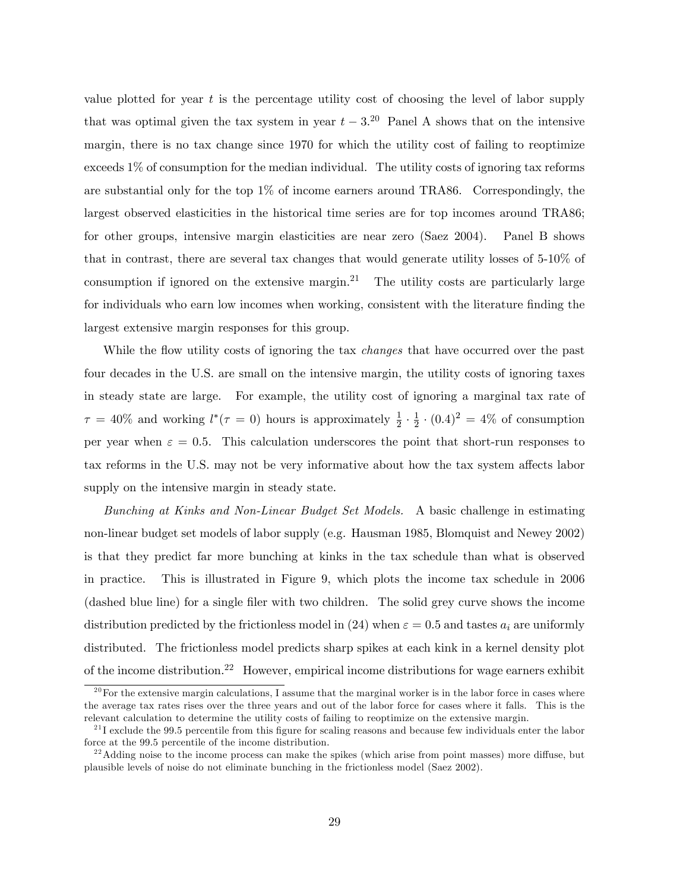value plotted for year $t$ is the percentage utility cost of choosing the level of labor supply that was optimal given the tax system in year $t-3$.[20] Panel A shows that on the intensive margin, there is no tax change since 1970 for which the utility cost of failing to reoptimize exceeds 1% of consumption for the median individual. The utility costs of ignoring tax reforms are substantial only for the top 1% of income earners around TRA86. Correspondingly, the largest observed elasticities in the historical time series are for top incomes around TRA86; for other groups, intensive margin elasticities are near zero (Saez 2004). Panel B shows that in contrast, there are several tax changes that would generate utility losses of 5-10% of consumption if ignored on the extensive margin.[21] The utility costs are particularly large for individuals who earn low incomes when working, consistent with the literature finding the largest extensive margin responses for this group.

While the flow utility costs of ignoring the tax *changes* that have occurred over the past four decades in the U.S. are small on the intensive margin, the utility costs of ignoring taxes in steady state are large. For example, the utility cost of ignoring a marginal tax rate of $\tau = 40\%$ and working $l^*(\tau = 0)$ hours is approximately $\frac{1}{2} \cdot \frac{1}{2} \cdot (0.4)^2 = 4\%$ of consumption per year when $\varepsilon = 0.5$. This calculation underscores the point that short-run responses to tax reforms in the U.S. may not be very informative about how the tax system affects labor supply on the intensive margin in steady state.

*Bunching at Kinks and Non-Linear Budget Set Models.* A basic challenge in estimating non-linear budget set models of labor supply (e.g. Hausman 1985, Blomquist and Newey 2002) is that they predict far more bunching at kinks in the tax schedule than what is observed in practice. This is illustrated in Figure 9, which plots the income tax schedule in 2006 (dashed blue line) for a single filer with two children. The solid grey curve shows the income distribution predicted by the frictionless model in (24) when $\varepsilon = 0.5$ and tastes $a_i$ are uniformly distributed. The frictionless model predicts sharp spikes at each kink in a kernel density plot of the income distribution.[22] However, empirical income distributions for wage earners exhibit

[20] For the extensive margin calculations, I assume that the marginal worker is in the labor force in cases where the average tax rates rises over the three years and out of the labor force for cases where it falls. This is the relevant calculation to determine the utility costs of failing to reoptimize on the extensive margin.

[21] I exclude the 99.5 percentile from this figure for scaling reasons and because few individuals enter the labor force at the 99.5 percentile of the income distribution.

[22] Adding noise to the income process can make the spikes (which arise from point masses) more diffuse, but plausible levels of noise do not eliminate bunching in the frictionless model (Saez 2002).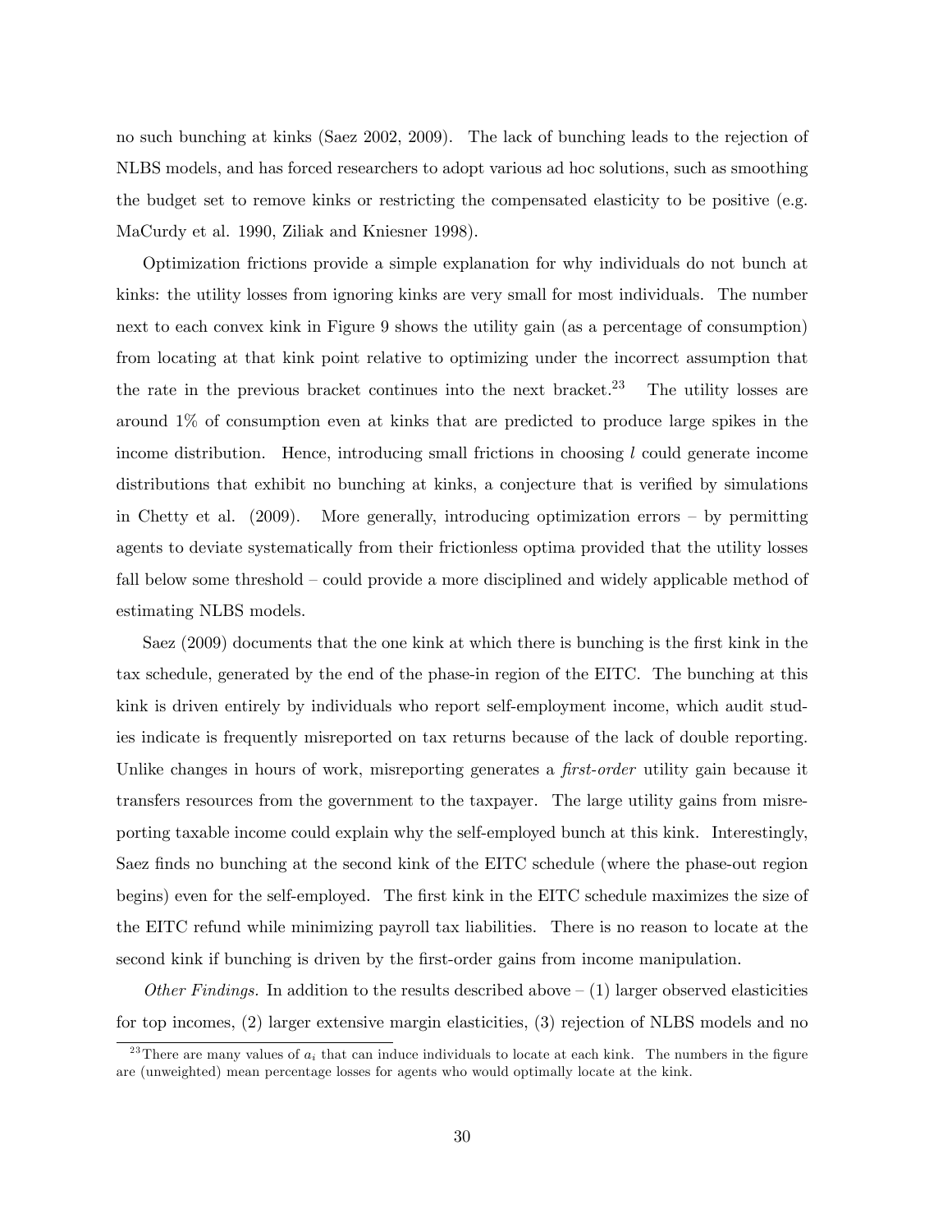no such bunching at kinks (Saez 2002, 2009). The lack of bunching leads to the rejection of NLBS models, and has forced researchers to adopt various ad hoc solutions, such as smoothing the budget set to remove kinks or restricting the compensated elasticity to be positive (e.g. MaCurdy et al. 1990, Ziliak and Kniesner 1998).

Optimization frictions provide a simple explanation for why individuals do not bunch at kinks: the utility losses from ignoring kinks are very small for most individuals. The number next to each convex kink in Figure 9 shows the utility gain (as a percentage of consumption) from locating at that kink point relative to optimizing under the incorrect assumption that the rate in the previous bracket continues into the next bracket.[23] The utility losses are around 1% of consumption even at kinks that are predicted to produce large spikes in the income distribution. Hence, introducing small frictions in choosing $l$ could generate income distributions that exhibit no bunching at kinks, a conjecture that is verified by simulations in Chetty et al. (2009). More generally, introducing optimization errors – by permitting agents to deviate systematically from their frictionless optima provided that the utility losses fall below some threshold – could provide a more disciplined and widely applicable method of estimating NLBS models.

Saez (2009) documents that the one kink at which there is bunching is the first kink in the tax schedule, generated by the end of the phase-in region of the EITC. The bunching at this kink is driven entirely by individuals who report self-employment income, which audit studies indicate is frequently misreported on tax returns because of the lack of double reporting. Unlike changes in hours of work, misreporting generates a *first-order* utility gain because it transfers resources from the government to the taxpayer. The large utility gains from misreporting taxable income could explain why the self-employed bunch at this kink. Interestingly, Saez finds no bunching at the second kink of the EITC schedule (where the phase-out region begins) even for the self-employed. The first kink in the EITC schedule maximizes the size of the EITC refund while minimizing payroll tax liabilities. There is no reason to locate at the second kink if bunching is driven by the first-order gains from income manipulation.

*Other Findings.* In addition to the results described above – (1) larger observed elasticities for top incomes, (2) larger extensive margin elasticities, (3) rejection of NLBS models and no

[23] There are many values of $a_i$ that can induce individuals to locate at each kink. The numbers in the figure are (unweighted) mean percentage losses for agents who would optimally locate at the kink.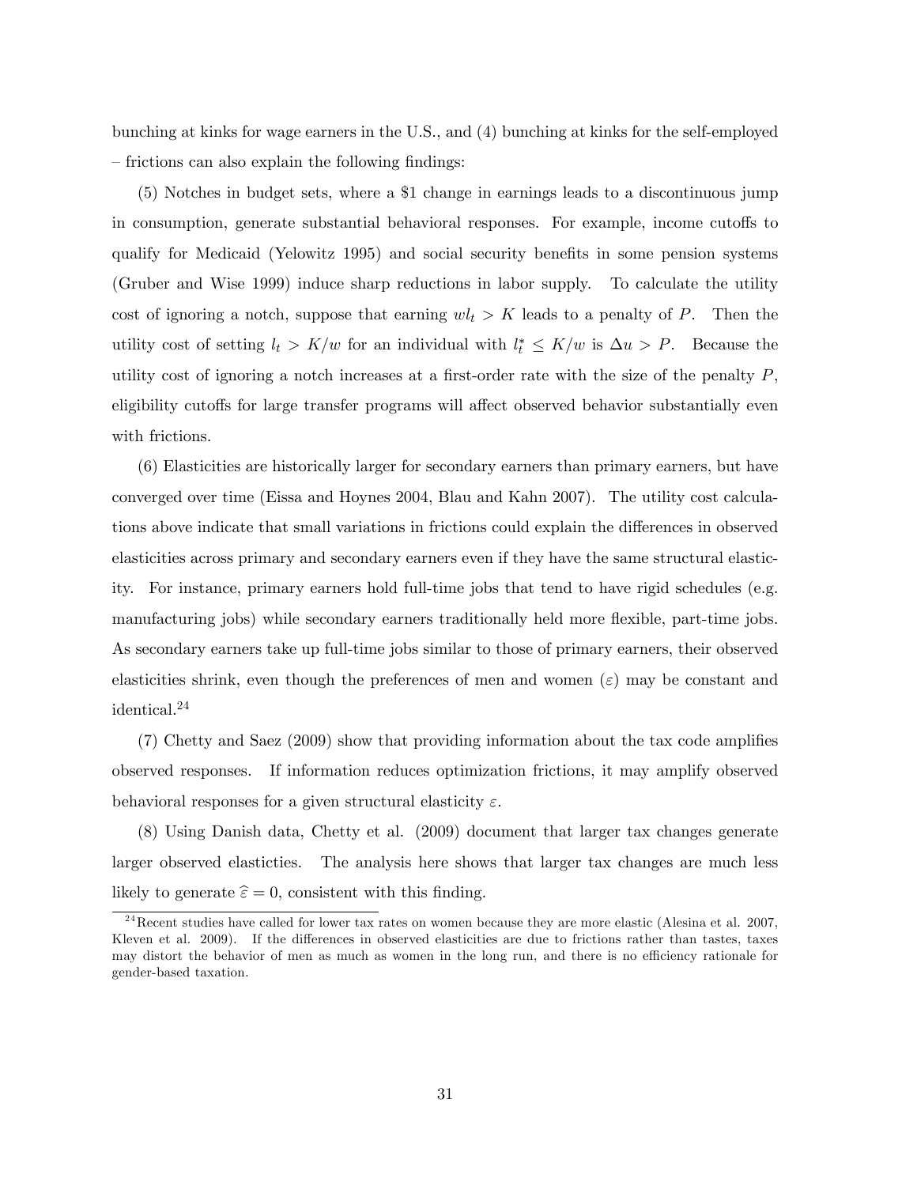bunching at kinks for wage earners in the U.S., and (4) bunching at kinks for the self-employed – frictions can also explain the following findings:

(5) Notches in budget sets, where a \$1 change in earnings leads to a discontinuous jump in consumption, generate substantial behavioral responses. For example, income cutoffs to qualify for Medicaid (Yelowitz 1995) and social security benefits in some pension systems (Gruber and Wise 1999) induce sharp reductions in labor supply. To calculate the utility cost of ignoring a notch, suppose that earning $wl_t > K$ leads to a penalty of $P$. Then the utility cost of setting $l_t > K/w$ for an individual with $l_t^* \leq K/w$ is $\Delta u > P$. Because the utility cost of ignoring a notch increases at a first-order rate with the size of the penalty $P$, eligibility cutoffs for large transfer programs will affect observed behavior substantially even with frictions.

(6) Elasticities are historically larger for secondary earners than primary earners, but have converged over time (Eissa and Hoynes 2004, Blau and Kahn 2007). The utility cost calculations above indicate that small variations in frictions could explain the differences in observed elasticities across primary and secondary earners even if they have the same structural elasticity. For instance, primary earners hold full-time jobs that tend to have rigid schedules (e.g. manufacturing jobs) while secondary earners traditionally held more flexible, part-time jobs. As secondary earners take up full-time jobs similar to those of primary earners, their observed elasticities shrink, even though the preferences of men and women ($\varepsilon$) may be constant and identical.[24]

(7) Chetty and Saez (2009) show that providing information about the tax code amplifies observed responses. If information reduces optimization frictions, it may amplify observed behavioral responses for a given structural elasticity $\varepsilon$.

(8) Using Danish data, Chetty et al. (2009) document that larger tax changes generate larger observed elasticties. The analysis here shows that larger tax changes are much less likely to generate $\widehat{\varepsilon} = 0$, consistent with this finding.

[24] Recent studies have called for lower tax rates on women because they are more elastic (Alesina et al. 2007, Kleven et al. 2009). If the differences in observed elasticities are due to frictions rather than tastes, taxes may distort the behavior of men as much as women in the long run, and there is no efficiency rationale for gender-based taxation.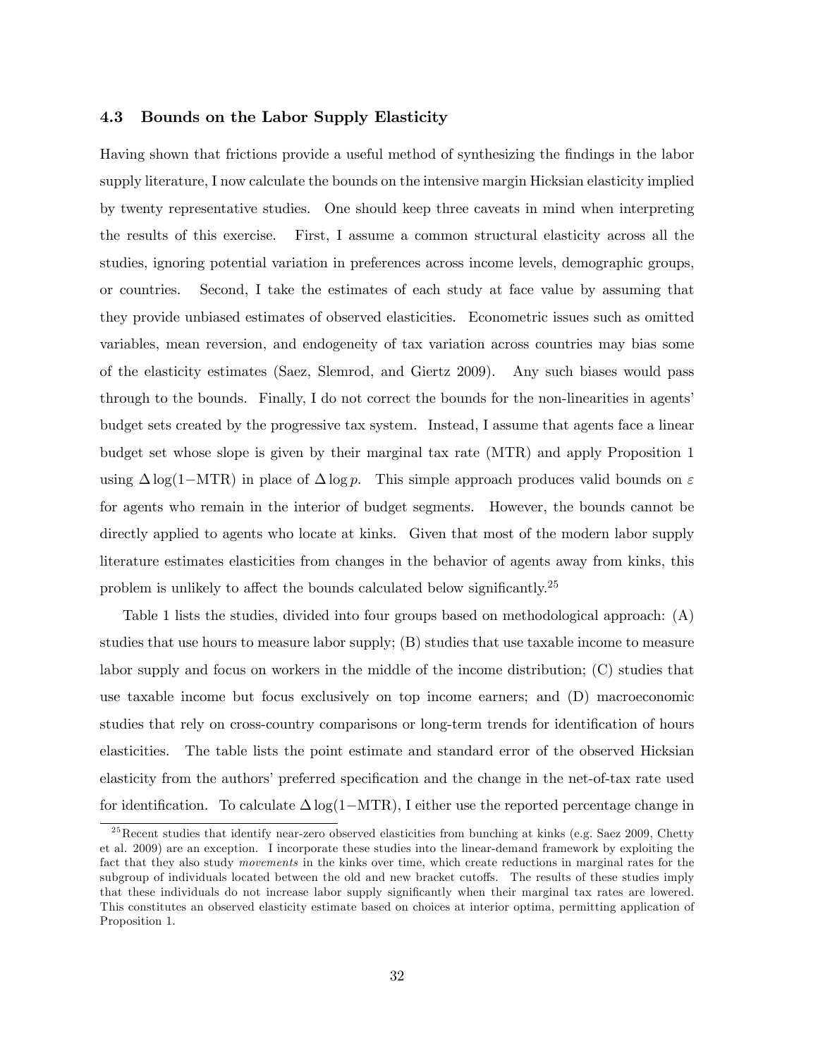### 4.3 Bounds on the Labor Supply Elasticity

Having shown that frictions provide a useful method of synthesizing the findings in the labor supply literature, I now calculate the bounds on the intensive margin Hicksian elasticity implied by twenty representative studies. One should keep three caveats in mind when interpreting the results of this exercise. First, I assume a common structural elasticity across all the studies, ignoring potential variation in preferences across income levels, demographic groups, or countries. Second, I take the estimates of each study at face value by assuming that they provide unbiased estimates of observed elasticities. Econometric issues such as omitted variables, mean reversion, and endogeneity of tax variation across countries may bias some of the elasticity estimates (Saez, Slemrod, and Giertz 2009). Any such biases would pass through to the bounds. Finally, I do not correct the bounds for the non-linearities in agents' budget sets created by the progressive tax system. Instead, I assume that agents face a linear budget set whose slope is given by their marginal tax rate (MTR) and apply Proposition 1 using $\Delta \log(1-\text{MTR})$ in place of $\Delta \log p$. This simple approach produces valid bounds on $\varepsilon$ for agents who remain in the interior of budget segments. However, the bounds cannot be directly applied to agents who locate at kinks. Given that most of the modern labor supply literature estimates elasticities from changes in the behavior of agents away from kinks, this problem is unlikely to affect the bounds calculated below significantly.[25]

Table 1 lists the studies, divided into four groups based on methodological approach: (A) studies that use hours to measure labor supply; (B) studies that use taxable income to measure labor supply and focus on workers in the middle of the income distribution; (C) studies that use taxable income but focus exclusively on top income earners; and (D) macroeconomic studies that rely on cross-country comparisons or long-term trends for identification of hours elasticities. The table lists the point estimate and standard error of the observed Hicksian elasticity from the authors' preferred specification and the change in the net-of-tax rate used for identification. To calculate $\Delta \log(1-\text{MTR})$, I either use the reported percentage change in

[25] Recent studies that identify near-zero observed elasticities from bunching at kinks (e.g. Saez 2009, Chetty et al. 2009) are an exception. I incorporate these studies into the linear-demand framework by exploiting the fact that they also study *movements* in the kinks over time, which create reductions in marginal rates for the subgroup of individuals located between the old and new bracket cutoffs. The results of these studies imply that these individuals do not increase labor supply significantly when their marginal tax rates are lowered. This constitutes an observed elasticity estimate based on choices at interior optima, permitting application of Proposition 1.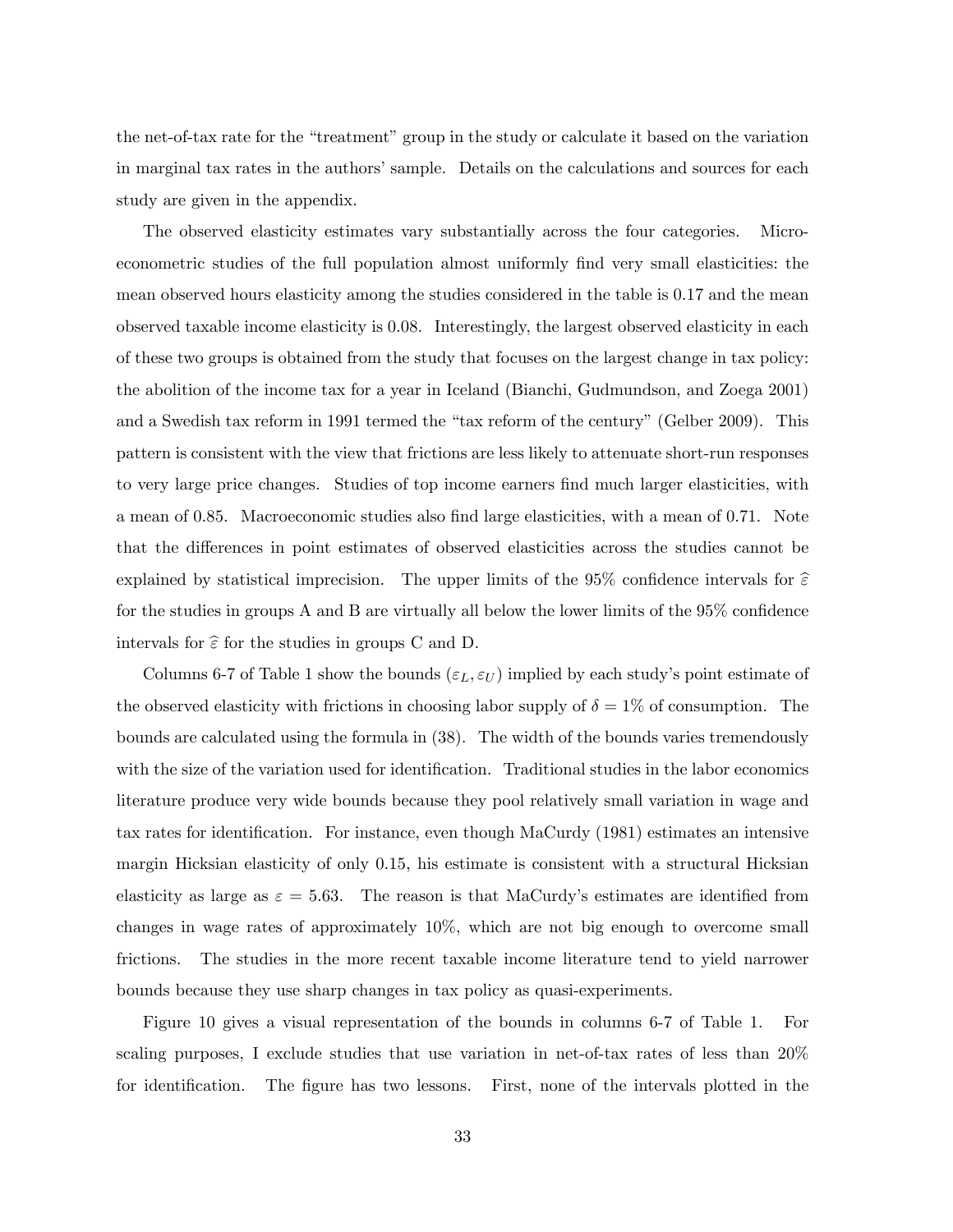the net-of-tax rate for the "treatment" group in the study or calculate it based on the variation in marginal tax rates in the authors' sample. Details on the calculations and sources for each study are given in the appendix.

The observed elasticity estimates vary substantially across the four categories. Microeconometric studies of the full population almost uniformly find very small elasticities: the mean observed hours elasticity among the studies considered in the table is 0.17 and the mean observed taxable income elasticity is 0.08. Interestingly, the largest observed elasticity in each of these two groups is obtained from the study that focuses on the largest change in tax policy: the abolition of the income tax for a year in Iceland (Bianchi, Gudmundson, and Zoega 2001) and a Swedish tax reform in 1991 termed the "tax reform of the century" (Gelber 2009). This pattern is consistent with the view that frictions are less likely to attenuate short-run responses to very large price changes. Studies of top income earners find much larger elasticities, with a mean of 0.85. Macroeconomic studies also find large elasticities, with a mean of 0.71. Note that the differences in point estimates of observed elasticities across the studies cannot be explained by statistical imprecision. The upper limits of the 95% confidence intervals for $\widehat{\varepsilon}$ for the studies in groups A and B are virtually all below the lower limits of the 95% confidence intervals for $\widehat{\varepsilon}$ for the studies in groups C and D.

Columns 6-7 of Table 1 show the bounds $(\varepsilon_L, \varepsilon_U)$ implied by each study's point estimate of the observed elasticity with frictions in choosing labor supply of $\delta = 1\%$ of consumption. The bounds are calculated using the formula in (38). The width of the bounds varies tremendously with the size of the variation used for identification. Traditional studies in the labor economics literature produce very wide bounds because they pool relatively small variation in wage and tax rates for identification. For instance, even though MaCurdy (1981) estimates an intensive margin Hicksian elasticity of only 0.15, his estimate is consistent with a structural Hicksian elasticity as large as $\varepsilon = 5.63$. The reason is that MaCurdy's estimates are identified from changes in wage rates of approximately 10%, which are not big enough to overcome small frictions. The studies in the more recent taxable income literature tend to yield narrower bounds because they use sharp changes in tax policy as quasi-experiments.

Figure 10 gives a visual representation of the bounds in columns 6-7 of Table 1. For scaling purposes, I exclude studies that use variation in net-of-tax rates of less than 20% for identification. The figure has two lessons. First, none of the intervals plotted in the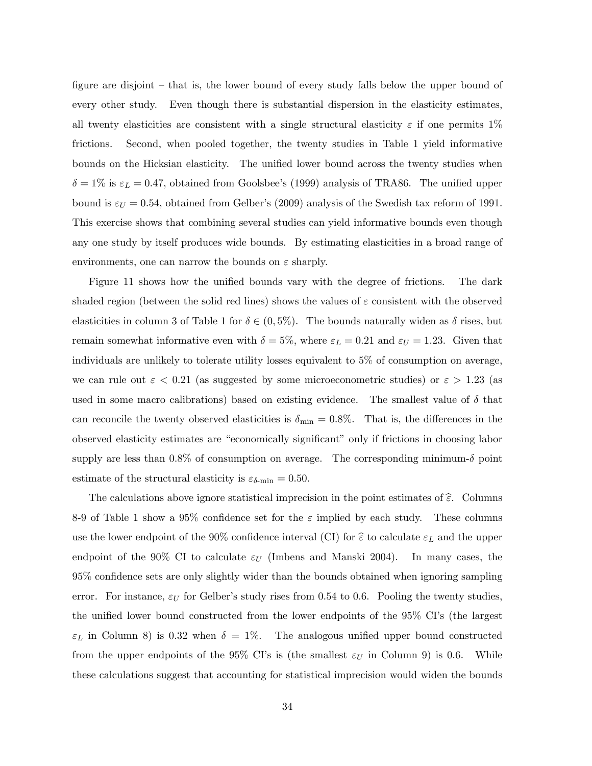figure are disjoint – that is, the lower bound of every study falls below the upper bound of every other study. Even though there is substantial dispersion in the elasticity estimates, all twenty elasticities are consistent with a single structural elasticity $\varepsilon$ if one permits 1% frictions. Second, when pooled together, the twenty studies in Table 1 yield informative bounds on the Hicksian elasticity. The unified lower bound across the twenty studies when $\delta = 1\%$ is $\varepsilon_L = 0.47$, obtained from Goolsbee's (1999) analysis of TRA86. The unified upper bound is $\varepsilon_U = 0.54$, obtained from Gelber's (2009) analysis of the Swedish tax reform of 1991. This exercise shows that combining several studies can yield informative bounds even though any one study by itself produces wide bounds. By estimating elasticities in a broad range of environments, one can narrow the bounds on $\varepsilon$ sharply.

Figure 11 shows how the unified bounds vary with the degree of frictions. The dark shaded region (between the solid red lines) shows the values of $\varepsilon$ consistent with the observed elasticities in column 3 of Table 1 for $\delta \in (0, 5\%)$. The bounds naturally widen as $\delta$ rises, but remain somewhat informative even with $\delta = 5\%$, where $\varepsilon_L = 0.21$ and $\varepsilon_U = 1.23$. Given that individuals are unlikely to tolerate utility losses equivalent to 5% of consumption on average, we can rule out $\varepsilon < 0.21$ (as suggested by some microeconometric studies) or $\varepsilon > 1.23$ (as used in some macro calibrations) based on existing evidence. The smallest value of $\delta$ that can reconcile the twenty observed elasticities is $\delta_{\min} = 0.8\%$. That is, the differences in the observed elasticity estimates are "economically significant" only if frictions in choosing labor supply are less than 0.8% of consumption on average. The corresponding minimum-$\delta$ point estimate of the structural elasticity is $\varepsilon_{\delta\text{-}\min} = 0.50$.

The calculations above ignore statistical imprecision in the point estimates of $\widehat{\varepsilon}$. Columns 8-9 of Table 1 show a 95% confidence set for the $\varepsilon$ implied by each study. These columns use the lower endpoint of the 90% confidence interval (CI) for $\widehat{\varepsilon}$ to calculate $\varepsilon_L$ and the upper endpoint of the 90% CI to calculate $\varepsilon_U$ (Imbens and Manski 2004). In many cases, the 95% confidence sets are only slightly wider than the bounds obtained when ignoring sampling error. For instance, $\varepsilon_U$ for Gelber's study rises from 0.54 to 0.6. Pooling the twenty studies, the unified lower bound constructed from the lower endpoints of the 95% CI's (the largest $\varepsilon_L$ in Column 8) is 0.32 when $\delta = 1\%$. The analogous unified upper bound constructed from the upper endpoints of the 95% CI's is (the smallest $\varepsilon_U$ in Column 9) is 0.6. While these calculations suggest that accounting for statistical imprecision would widen the bounds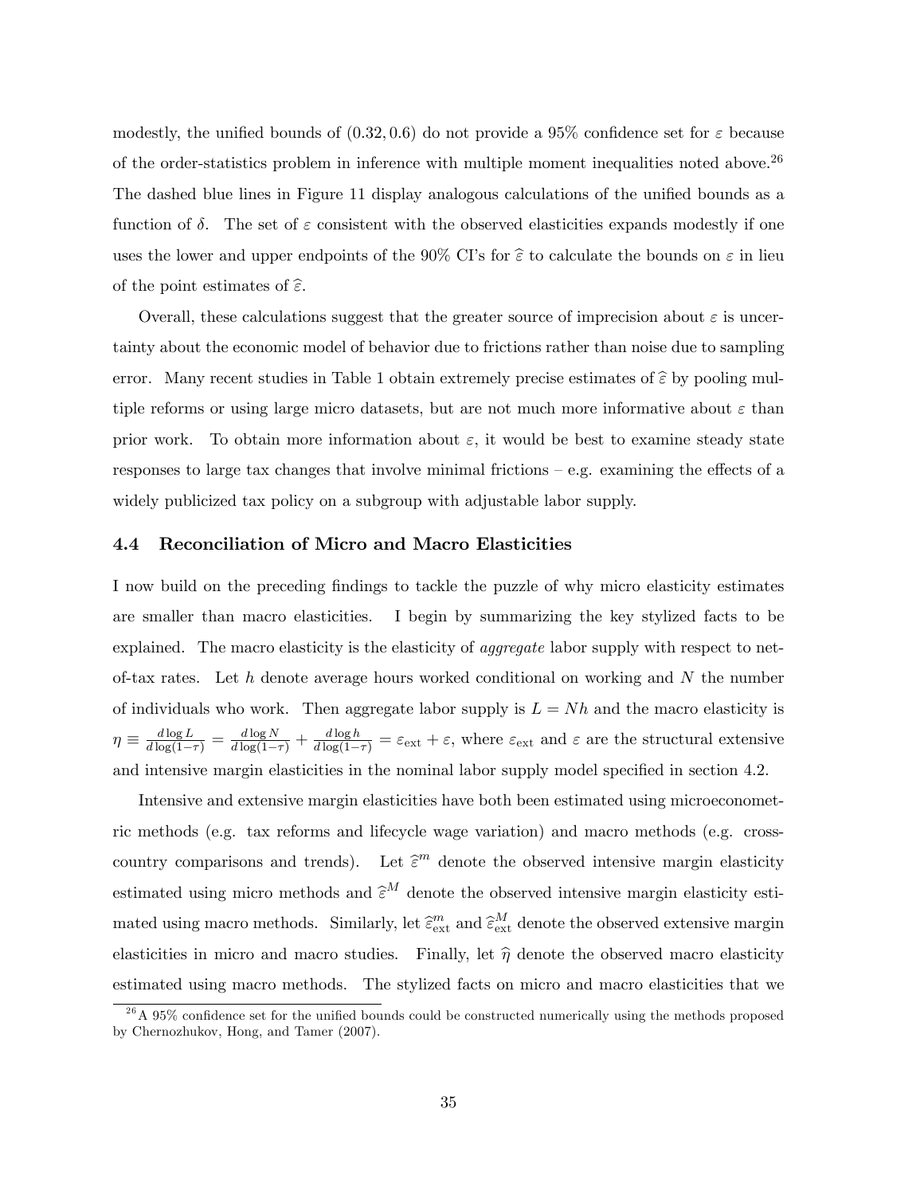modestly, the unified bounds of $(0.32, 0.6)$ do not provide a 95% confidence set for $\varepsilon$ because of the order-statistics problem in inference with multiple moment inequalities noted above.[26] The dashed blue lines in Figure 11 display analogous calculations of the unified bounds as a function of $\delta$. The set of $\varepsilon$ consistent with the observed elasticities expands modestly if one uses the lower and upper endpoints of the 90% CI's for $\widehat{\varepsilon}$ to calculate the bounds on $\varepsilon$ in lieu of the point estimates of $\widehat{\varepsilon}$.

Overall, these calculations suggest that the greater source of imprecision about $\varepsilon$ is uncertainty about the economic model of behavior due to frictions rather than noise due to sampling error. Many recent studies in Table 1 obtain extremely precise estimates of $\widehat{\varepsilon}$ by pooling multiple reforms or using large micro datasets, but are not much more informative about $\varepsilon$ than prior work. To obtain more information about $\varepsilon$, it would be best to examine steady state responses to large tax changes that involve minimal frictions – e.g. examining the effects of a widely publicized tax policy on a subgroup with adjustable labor supply.

### 4.4 Reconciliation of Micro and Macro Elasticities

I now build on the preceding findings to tackle the puzzle of why micro elasticity estimates are smaller than macro elasticities. I begin by summarizing the key stylized facts to be explained. The macro elasticity is the elasticity of *aggregate* labor supply with respect to net-of-tax rates. Let $h$ denote average hours worked conditional on working and $N$ the number of individuals who work. Then aggregate labor supply is $L = Nh$ and the macro elasticity is $\eta \equiv \frac{d\log L}{d\log(1-\tau)} = \frac{d\log N}{d\log(1-\tau)} + \frac{d\log h}{d\log(1-\tau)} = \varepsilon_{\text{ext}} + \varepsilon$, where $\varepsilon_{\text{ext}}$ and $\varepsilon$ are the structural extensive and intensive margin elasticities in the nominal labor supply model specified in section 4.2.

Intensive and extensive margin elasticities have both been estimated using microeconometric methods (e.g. tax reforms and lifecycle wage variation) and macro methods (e.g. cross-country comparisons and trends). Let $\widehat{\varepsilon}^m$ denote the observed intensive margin elasticity estimated using micro methods and $\widehat{\varepsilon}^M$ denote the observed intensive margin elasticity estimated using macro methods. Similarly, let $\widehat{\varepsilon}^m_{\text{ext}}$ and $\widehat{\varepsilon}^M_{\text{ext}}$ denote the observed extensive margin elasticities in micro and macro studies. Finally, let $\widehat{\eta}$ denote the observed macro elasticity estimated using macro methods. The stylized facts on micro and macro elasticities that we

[26] A 95% confidence set for the unified bounds could be constructed numerically using the methods proposed by Chernozhukov, Hong, and Tamer (2007).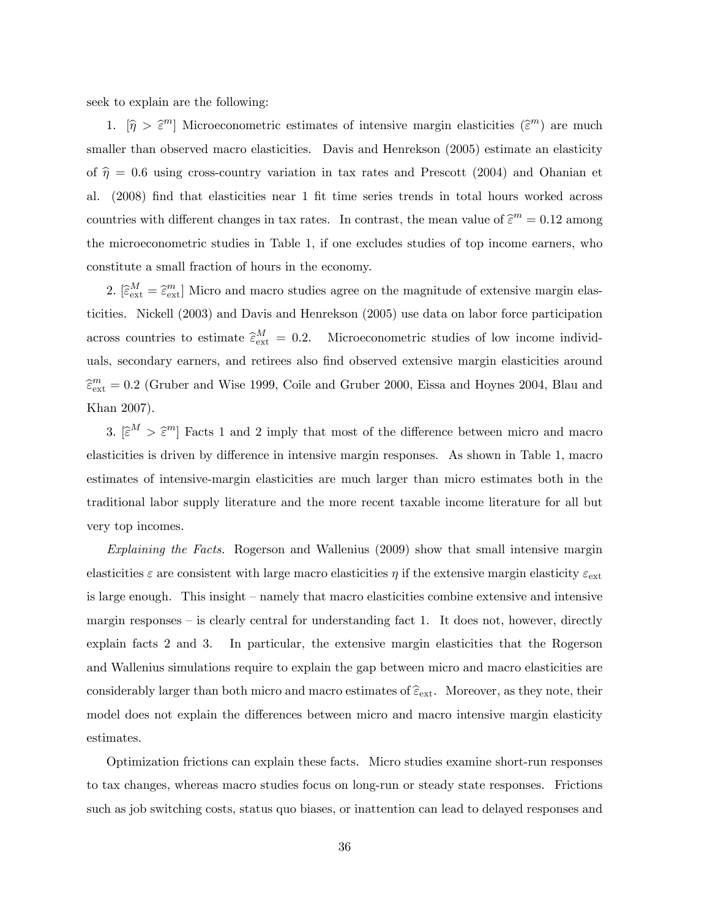seek to explain are the following:

1. [$\widehat{\eta} > \widehat{\varepsilon}^m$] Microeconometric estimates of intensive margin elasticities ($\widehat{\varepsilon}^m$) are much smaller than observed macro elasticities. Davis and Henrekson (2005) estimate an elasticity of $\widehat{\eta} = 0.6$ using cross-country variation in tax rates and Prescott (2004) and Ohanian et al. (2008) find that elasticities near 1 fit time series trends in total hours worked across countries with different changes in tax rates. In contrast, the mean value of $\widehat{\varepsilon}^m = 0.12$ among the microeconometric studies in Table 1, if one excludes studies of top income earners, who constitute a small fraction of hours in the economy.

2. [$\widehat{\varepsilon}^M_{\text{ext}} = \widehat{\varepsilon}^m_{\text{ext}}$] Micro and macro studies agree on the magnitude of extensive margin elasticities. Nickell (2003) and Davis and Henrekson (2005) use data on labor force participation across countries to estimate $\widehat{\varepsilon}^M_{\text{ext}} = 0.2$. Microeconometric studies of low income individuals, secondary earners, and retirees also find observed extensive margin elasticities around $\widehat{\varepsilon}^m_{\text{ext}} = 0.2$ (Gruber and Wise 1999, Coile and Gruber 2000, Eissa and Hoynes 2004, Blau and Khan 2007).

3. [$\widehat{\varepsilon}^M > \widehat{\varepsilon}^m$] Facts 1 and 2 imply that most of the difference between micro and macro elasticities is driven by difference in intensive margin responses. As shown in Table 1, macro estimates of intensive-margin elasticities are much larger than micro estimates both in the traditional labor supply literature and the more recent taxable income literature for all but very top incomes.

*Explaining the Facts.* Rogerson and Wallenius (2009) show that small intensive margin elasticities $\varepsilon$ are consistent with large macro elasticities $\eta$ if the extensive margin elasticity $\varepsilon_{\text{ext}}$ is large enough. This insight – namely that macro elasticities combine extensive and intensive margin responses – is clearly central for understanding fact 1. It does not, however, directly explain facts 2 and 3. In particular, the extensive margin elasticities that the Rogerson and Wallenius simulations require to explain the gap between micro and macro elasticities are considerably larger than both micro and macro estimates of $\widehat{\varepsilon}_{\text{ext}}$. Moreover, as they note, their model does not explain the differences between micro and macro intensive margin elasticity estimates.

Optimization frictions can explain these facts. Micro studies examine short-run responses to tax changes, whereas macro studies focus on long-run or steady state responses. Frictions such as job switching costs, status quo biases, or inattention can lead to delayed responses and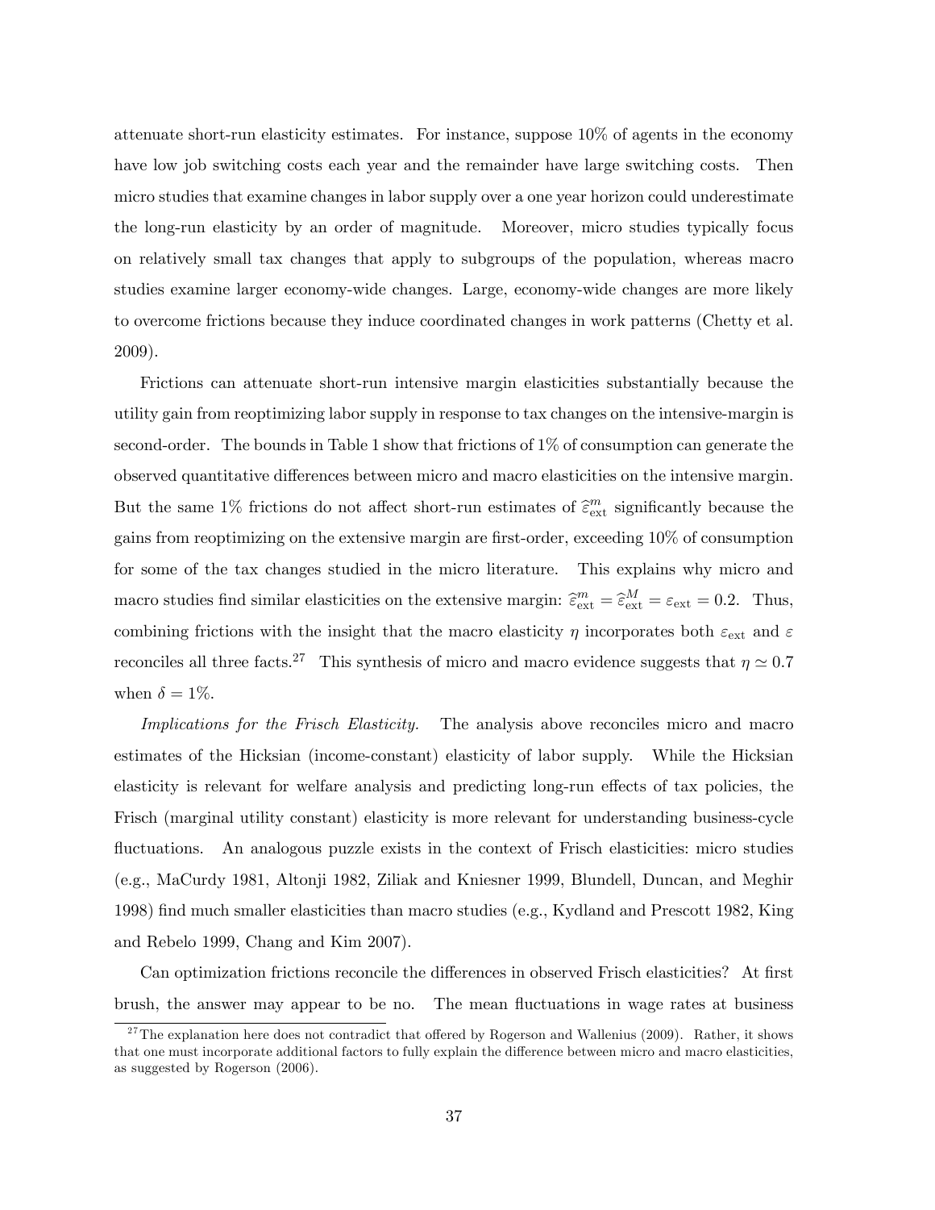attenuate short-run elasticity estimates. For instance, suppose 10% of agents in the economy have low job switching costs each year and the remainder have large switching costs. Then micro studies that examine changes in labor supply over a one year horizon could underestimate the long-run elasticity by an order of magnitude. Moreover, micro studies typically focus on relatively small tax changes that apply to subgroups of the population, whereas macro studies examine larger economy-wide changes. Large, economy-wide changes are more likely to overcome frictions because they induce coordinated changes in work patterns (Chetty et al. 2009).

Frictions can attenuate short-run intensive margin elasticities substantially because the utility gain from reoptimizing labor supply in response to tax changes on the intensive-margin is second-order. The bounds in Table 1 show that frictions of 1% of consumption can generate the observed quantitative differences between micro and macro elasticities on the intensive margin. But the same 1% frictions do not affect short-run estimates of $\widehat{\varepsilon}^m_{\text{ext}}$ significantly because the gains from reoptimizing on the extensive margin are first-order, exceeding 10% of consumption for some of the tax changes studied in the micro literature. This explains why micro and macro studies find similar elasticities on the extensive margin: $\widehat{\varepsilon}^m_{\text{ext}} = \widehat{\varepsilon}^M_{\text{ext}} = \varepsilon_{\text{ext}} = 0.2$. Thus, combining frictions with the insight that the macro elasticity $\eta$ incorporates both $\varepsilon_{\text{ext}}$ and $\varepsilon$ reconciles all three facts.[27] This synthesis of micro and macro evidence suggests that $\eta \simeq 0.7$ when $\delta = 1\%$.

*Implications for the Frisch Elasticity.* The analysis above reconciles micro and macro estimates of the Hicksian (income-constant) elasticity of labor supply. While the Hicksian elasticity is relevant for welfare analysis and predicting long-run effects of tax policies, the Frisch (marginal utility constant) elasticity is more relevant for understanding business-cycle fluctuations. An analogous puzzle exists in the context of Frisch elasticities: micro studies (e.g., MaCurdy 1981, Altonji 1982, Ziliak and Kniesner 1999, Blundell, Duncan, and Meghir 1998) find much smaller elasticities than macro studies (e.g., Kydland and Prescott 1982, King and Rebelo 1999, Chang and Kim 2007).

Can optimization frictions reconcile the differences in observed Frisch elasticities? At first brush, the answer may appear to be no. The mean fluctuations in wage rates at business

[27] The explanation here does not contradict that offered by Rogerson and Wallenius (2009). Rather, it shows that one must incorporate additional factors to fully explain the difference between micro and macro elasticities, as suggested by Rogerson (2006).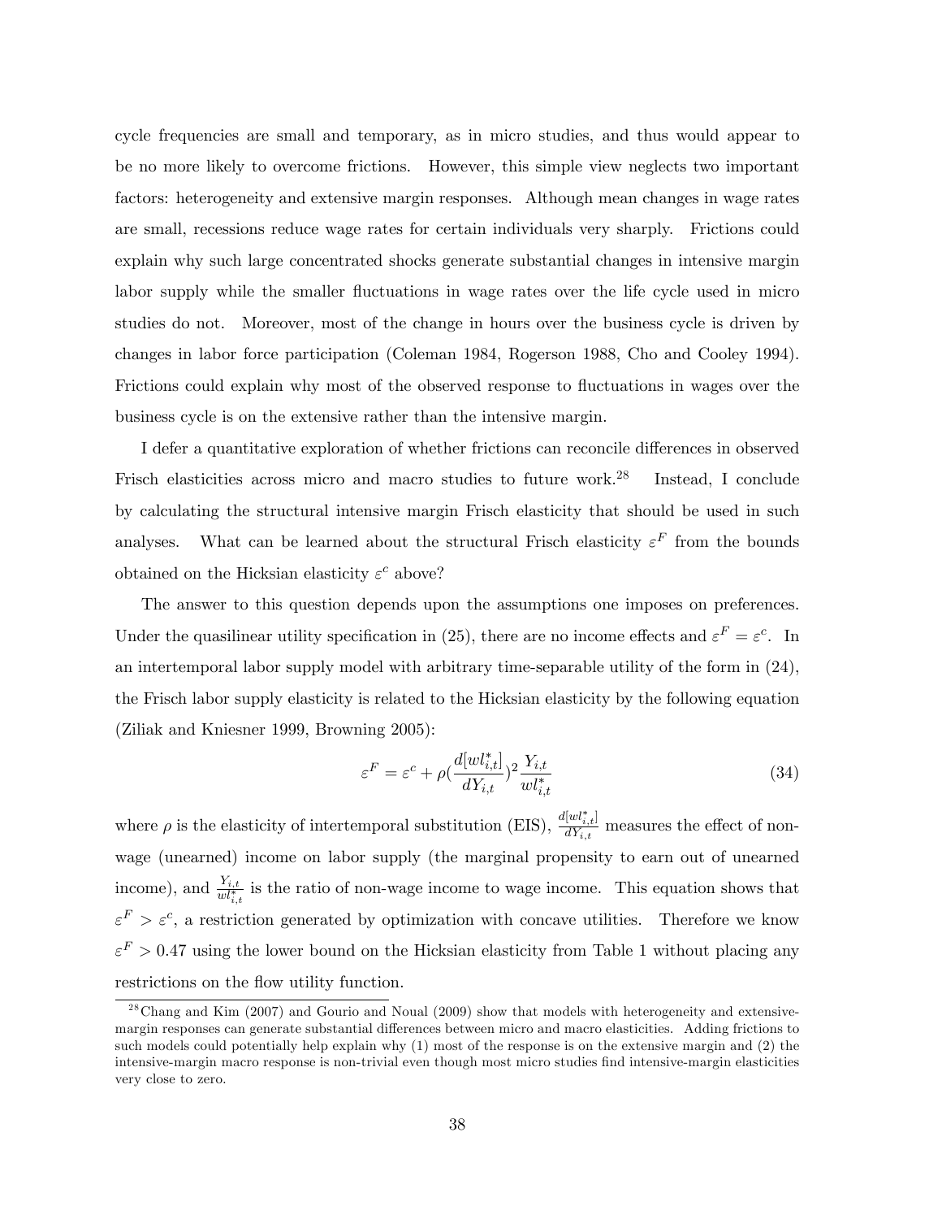cycle frequencies are small and temporary, as in micro studies, and thus would appear to be no more likely to overcome frictions. However, this simple view neglects two important factors: heterogeneity and extensive margin responses. Although mean changes in wage rates are small, recessions reduce wage rates for certain individuals very sharply. Frictions could explain why such large concentrated shocks generate substantial changes in intensive margin labor supply while the smaller fluctuations in wage rates over the life cycle used in micro studies do not. Moreover, most of the change in hours over the business cycle is driven by changes in labor force participation (Coleman 1984, Rogerson 1988, Cho and Cooley 1994). Frictions could explain why most of the observed response to fluctuations in wages over the business cycle is on the extensive rather than the intensive margin.

I defer a quantitative exploration of whether frictions can reconcile differences in observed Frisch elasticities across micro and macro studies to future work.[28] Instead, I conclude by calculating the structural intensive margin Frisch elasticity that should be used in such analyses. What can be learned about the structural Frisch elasticity $\varepsilon^F$ from the bounds obtained on the Hicksian elasticity $\varepsilon^c$ above?

The answer to this question depends upon the assumptions one imposes on preferences. Under the quasilinear utility specification in (25), there are no income effects and $\varepsilon^F = \varepsilon^c$. In an intertemporal labor supply model with arbitrary time-separable utility of the form in (24), the Frisch labor supply elasticity is related to the Hicksian elasticity by the following equation (Ziliak and Kniesner 1999, Browning 2005):

$$\varepsilon^F = \varepsilon^c + \rho\left(\frac{d[wl^*_{i,t}]}{dY_{i,t}}\right)^2 \frac{Y_{i,t}}{wl^*_{i,t}} \tag{34}$$

where $\rho$ is the elasticity of intertemporal substitution (EIS), $\frac{d[wl^*_{i,t}]}{dY_{i,t}}$ measures the effect of non-wage (unearned) income on labor supply (the marginal propensity to earn out of unearned income), and $\frac{Y_{i,t}}{wl^*_{i,t}}$ is the ratio of non-wage income to wage income. This equation shows that $\varepsilon^F > \varepsilon^c$, a restriction generated by optimization with concave utilities. Therefore we know $\varepsilon^F > 0.47$ using the lower bound on the Hicksian elasticity from Table 1 without placing any restrictions on the flow utility function.

[28] Chang and Kim (2007) and Gourio and Noual (2009) show that models with heterogeneity and extensive-margin responses can generate substantial differences between micro and macro elasticities. Adding frictions to such models could potentially help explain why (1) most of the response is on the extensive margin and (2) the intensive-margin macro response is non-trivial even though most micro studies find intensive-margin elasticities very close to zero.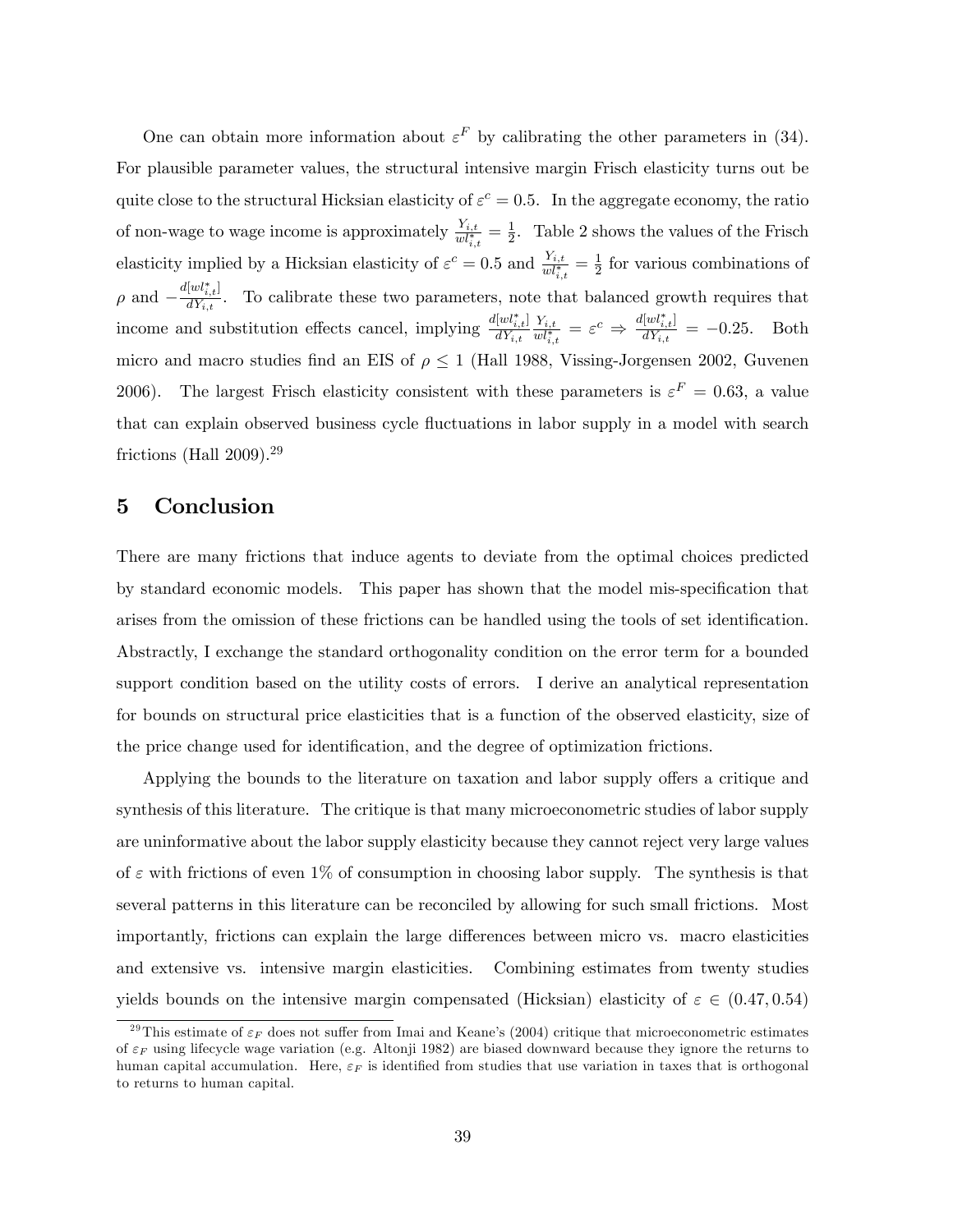One can obtain more information about $\varepsilon^F$ by calibrating the other parameters in (34). For plausible parameter values, the structural intensive margin Frisch elasticity turns out be quite close to the structural Hicksian elasticity of $\varepsilon^c = 0.5$. In the aggregate economy, the ratio of non-wage to wage income is approximately $\frac{Y_{i,t}}{wl^*_{i,t}} = \frac{1}{2}$. Table 2 shows the values of the Frisch elasticity implied by a Hicksian elasticity of $\varepsilon^c = 0.5$ and $\frac{Y_{i,t}}{wl^*_{i,t}} = \frac{1}{2}$ for various combinations of $\rho$ and $-\frac{d[wl^*_{i,t}]}{dY_{i,t}}$. To calibrate these two parameters, note that balanced growth requires that income and substitution effects cancel, implying $\frac{d[wl^*_{i,t}]}{dY_{i,t}} \frac{Y_{i,t}}{wl^*_{i,t}} = \varepsilon^c \Rightarrow \frac{d[wl^*_{i,t}]}{dY_{i,t}} = -0.25$. Both micro and macro studies find an EIS of $\rho \leq 1$ (Hall 1988, Vissing-Jorgensen 2002, Guvenen 2006). The largest Frisch elasticity consistent with these parameters is $\varepsilon^F = 0.63$, a value that can explain observed business cycle fluctuations in labor supply in a model with search frictions (Hall 2009).[29]

# 5 Conclusion

There are many frictions that induce agents to deviate from the optimal choices predicted by standard economic models. This paper has shown that the model mis-specification that arises from the omission of these frictions can be handled using the tools of set identification. Abstractly, I exchange the standard orthogonality condition on the error term for a bounded support condition based on the utility costs of errors. I derive an analytical representation for bounds on structural price elasticities that is a function of the observed elasticity, size of the price change used for identification, and the degree of optimization frictions.

Applying the bounds to the literature on taxation and labor supply offers a critique and synthesis of this literature. The critique is that many microeconometric studies of labor supply are uninformative about the labor supply elasticity because they cannot reject very large values of $\varepsilon$ with frictions of even 1% of consumption in choosing labor supply. The synthesis is that several patterns in this literature can be reconciled by allowing for such small frictions. Most importantly, frictions can explain the large differences between micro vs. macro elasticities and extensive vs. intensive margin elasticities. Combining estimates from twenty studies yields bounds on the intensive margin compensated (Hicksian) elasticity of $\varepsilon \in (0.47, 0.54)$

[29] This estimate of $\varepsilon_F$ does not suffer from Imai and Keane's (2004) critique that microeconometric estimates of $\varepsilon_F$ using lifecycle wage variation (e.g. Altonji 1982) are biased downward because they ignore the returns to human capital accumulation. Here, $\varepsilon_F$ is identified from studies that use variation in taxes that is orthogonal to returns to human capital.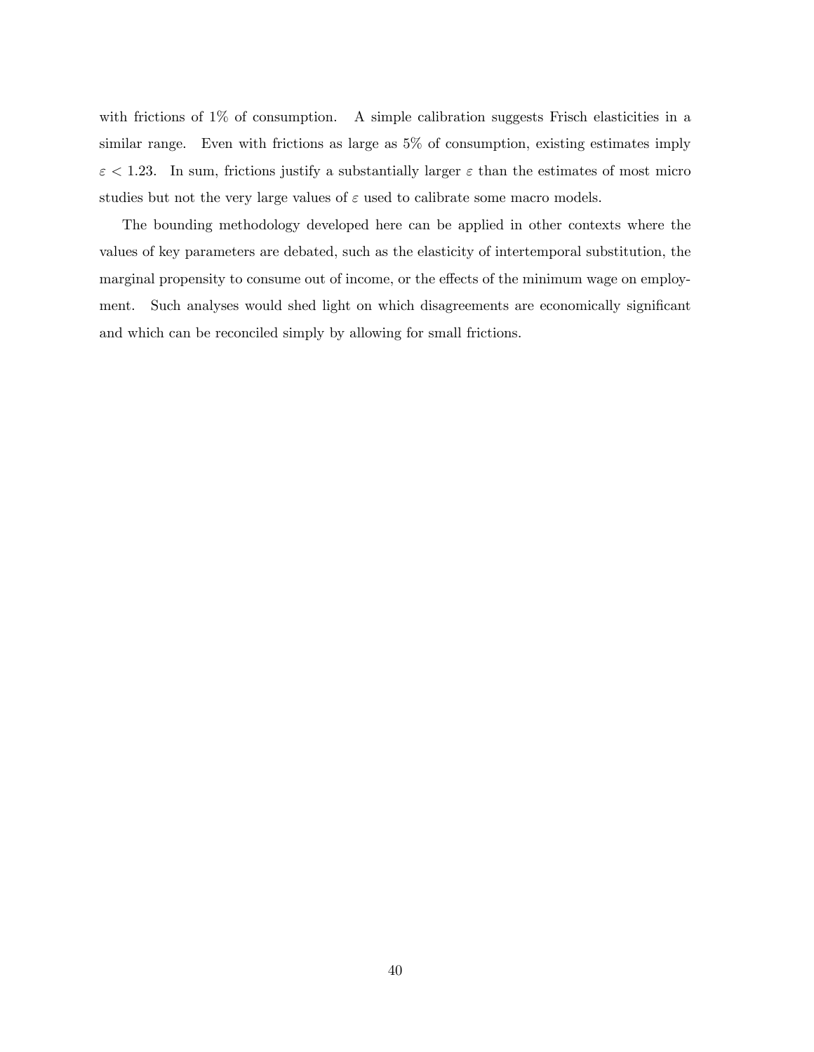with frictions of 1% of consumption. A simple calibration suggests Frisch elasticities in a similar range. Even with frictions as large as 5% of consumption, existing estimates imply $\varepsilon < 1.23$. In sum, frictions justify a substantially larger $\varepsilon$ than the estimates of most micro studies but not the very large values of $\varepsilon$ used to calibrate some macro models.

The bounding methodology developed here can be applied in other contexts where the values of key parameters are debated, such as the elasticity of intertemporal substitution, the marginal propensity to consume out of income, or the effects of the minimum wage on employment. Such analyses would shed light on which disagreements are economically significant and which can be reconciled simply by allowing for small frictions.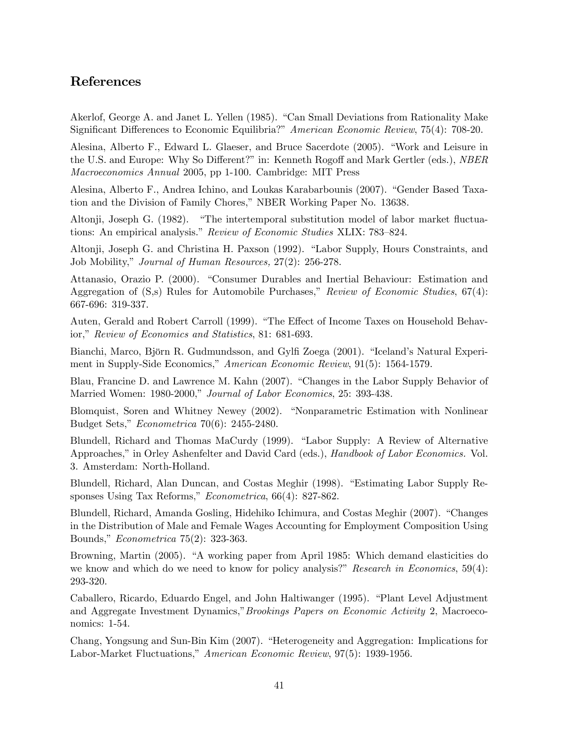## References

Akerlof, George A. and Janet L. Yellen (1985). "Can Small Deviations from Rationality Make Significant Differences to Economic Equilibria?" *American Economic Review*, 75(4): 708-20.

Alesina, Alberto F., Edward L. Glaeser, and Bruce Sacerdote (2005). "Work and Leisure in the U.S. and Europe: Why So Different?" in: Kenneth Rogoff and Mark Gertler (eds.), *NBER Macroeconomics Annual* 2005, pp 1-100. Cambridge: MIT Press

Alesina, Alberto F., Andrea Ichino, and Loukas Karabarbounis (2007). "Gender Based Taxation and the Division of Family Chores," NBER Working Paper No. 13638.

Altonji, Joseph G. (1982). "The intertemporal substitution model of labor market fluctuations: An empirical analysis." *Review of Economic Studies* XLIX: 783–824.

Altonji, Joseph G. and Christina H. Paxson (1992). "Labor Supply, Hours Constraints, and Job Mobility," *Journal of Human Resources,* 27(2): 256-278.

Attanasio, Orazio P. (2000). "Consumer Durables and Inertial Behaviour: Estimation and Aggregation of (S,s) Rules for Automobile Purchases," *Review of Economic Studies*, 67(4): 667-696: 319-337.

Auten, Gerald and Robert Carroll (1999). "The Effect of Income Taxes on Household Behavior," *Review of Economics and Statistics*, 81: 681-693.

Bianchi, Marco, Björn R. Gudmundsson, and Gylfi Zoega (2001). "Iceland's Natural Experiment in Supply-Side Economics," *American Economic Review*, 91(5): 1564-1579.

Blau, Francine D. and Lawrence M. Kahn (2007). "Changes in the Labor Supply Behavior of Married Women: 1980-2000," *Journal of Labor Economics*, 25: 393-438.

Blomquist, Soren and Whitney Newey (2002). "Nonparametric Estimation with Nonlinear Budget Sets," *Econometrica* 70(6): 2455-2480.

Blundell, Richard and Thomas MaCurdy (1999). "Labor Supply: A Review of Alternative Approaches," in Orley Ashenfelter and David Card (eds.), *Handbook of Labor Economics.* Vol. 3. Amsterdam: North-Holland.

Blundell, Richard, Alan Duncan, and Costas Meghir (1998). "Estimating Labor Supply Responses Using Tax Reforms," *Econometrica*, 66(4): 827-862.

Blundell, Richard, Amanda Gosling, Hidehiko Ichimura, and Costas Meghir (2007). "Changes in the Distribution of Male and Female Wages Accounting for Employment Composition Using Bounds," *Econometrica* 75(2): 323-363.

Browning, Martin (2005). "A working paper from April 1985: Which demand elasticities do we know and which do we need to know for policy analysis?" *Research in Economics*, 59(4): 293-320.

Caballero, Ricardo, Eduardo Engel, and John Haltiwanger (1995). "Plant Level Adjustment and Aggregate Investment Dynamics,"*Brookings Papers on Economic Activity* 2, Macroeconomics: 1-54.

Chang, Yongsung and Sun-Bin Kim (2007). "Heterogeneity and Aggregation: Implications for Labor-Market Fluctuations," *American Economic Review*, 97(5): 1939-1956.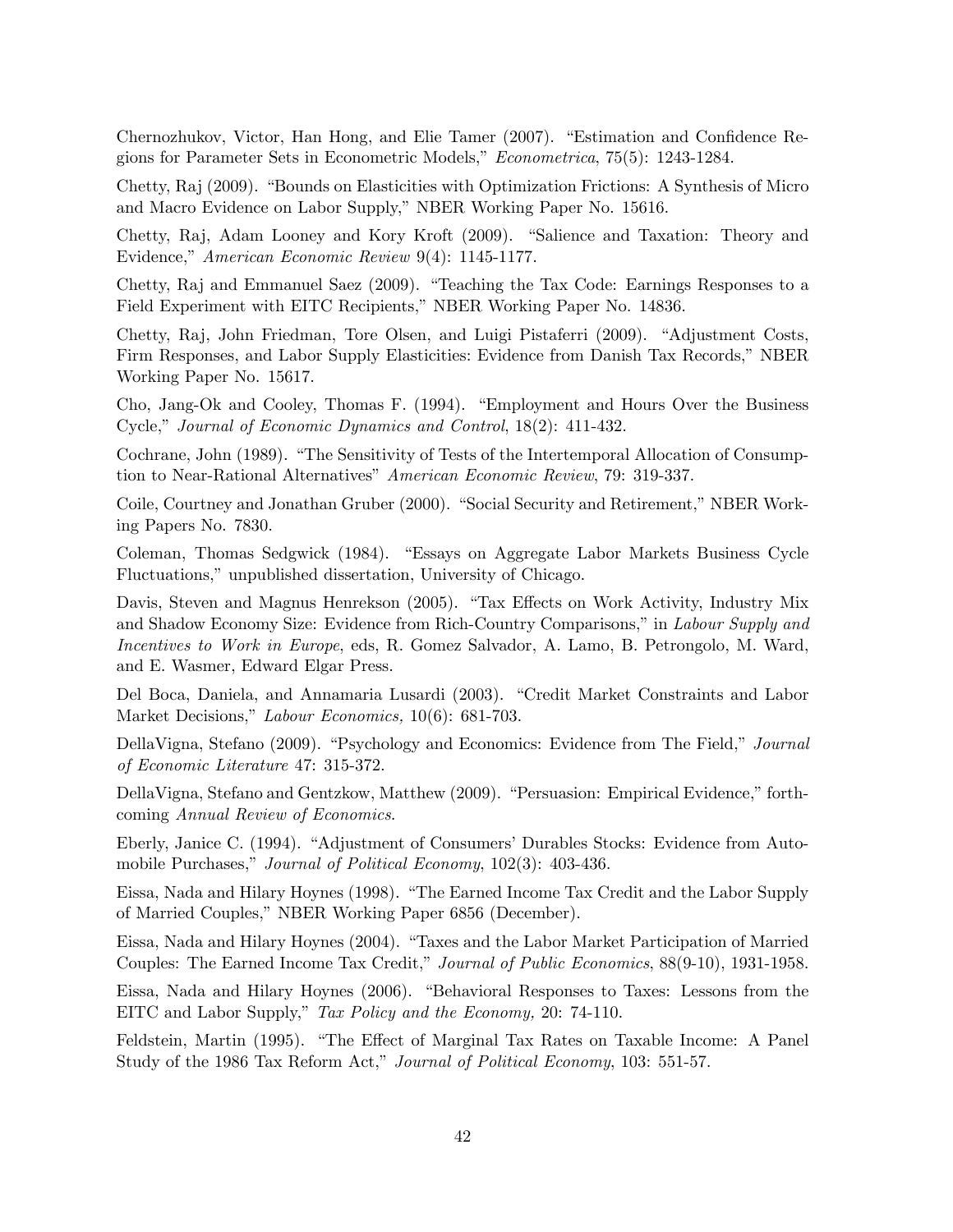Chernozhukov, Victor, Han Hong, and Elie Tamer (2007). "Estimation and Confidence Regions for Parameter Sets in Econometric Models," *Econometrica*, 75(5): 1243-1284.

Chetty, Raj (2009). "Bounds on Elasticities with Optimization Frictions: A Synthesis of Micro and Macro Evidence on Labor Supply," NBER Working Paper No. 15616.

Chetty, Raj, Adam Looney and Kory Kroft (2009). "Salience and Taxation: Theory and Evidence," *American Economic Review* 9(4): 1145-1177.

Chetty, Raj and Emmanuel Saez (2009). "Teaching the Tax Code: Earnings Responses to a Field Experiment with EITC Recipients," NBER Working Paper No. 14836.

Chetty, Raj, John Friedman, Tore Olsen, and Luigi Pistaferri (2009). "Adjustment Costs, Firm Responses, and Labor Supply Elasticities: Evidence from Danish Tax Records," NBER Working Paper No. 15617.

Cho, Jang-Ok and Cooley, Thomas F. (1994). "Employment and Hours Over the Business Cycle," *Journal of Economic Dynamics and Control*, 18(2): 411-432.

Cochrane, John (1989). "The Sensitivity of Tests of the Intertemporal Allocation of Consumption to Near-Rational Alternatives" *American Economic Review*, 79: 319-337.

Coile, Courtney and Jonathan Gruber (2000). "Social Security and Retirement," NBER Working Papers No. 7830.

Coleman, Thomas Sedgwick (1984). "Essays on Aggregate Labor Markets Business Cycle Fluctuations," unpublished dissertation, University of Chicago.

Davis, Steven and Magnus Henrekson (2005). "Tax Effects on Work Activity, Industry Mix and Shadow Economy Size: Evidence from Rich-Country Comparisons," in *Labour Supply and Incentives to Work in Europe*, eds, R. Gomez Salvador, A. Lamo, B. Petrongolo, M. Ward, and E. Wasmer, Edward Elgar Press.

Del Boca, Daniela, and Annamaria Lusardi (2003). "Credit Market Constraints and Labor Market Decisions," *Labour Economics,* 10(6): 681-703.

DellaVigna, Stefano (2009). "Psychology and Economics: Evidence from The Field," *Journal of Economic Literature* 47: 315-372.

DellaVigna, Stefano and Gentzkow, Matthew (2009). "Persuasion: Empirical Evidence," forthcoming *Annual Review of Economics*.

Eberly, Janice C. (1994). "Adjustment of Consumers' Durables Stocks: Evidence from Automobile Purchases," *Journal of Political Economy*, 102(3): 403-436.

Eissa, Nada and Hilary Hoynes (1998). "The Earned Income Tax Credit and the Labor Supply of Married Couples," NBER Working Paper 6856 (December).

Eissa, Nada and Hilary Hoynes (2004). "Taxes and the Labor Market Participation of Married Couples: The Earned Income Tax Credit," *Journal of Public Economics*, 88(9-10), 1931-1958.

Eissa, Nada and Hilary Hoynes (2006). "Behavioral Responses to Taxes: Lessons from the EITC and Labor Supply," *Tax Policy and the Economy,* 20: 74-110.

Feldstein, Martin (1995). "The Effect of Marginal Tax Rates on Taxable Income: A Panel Study of the 1986 Tax Reform Act," *Journal of Political Economy*, 103: 551-57.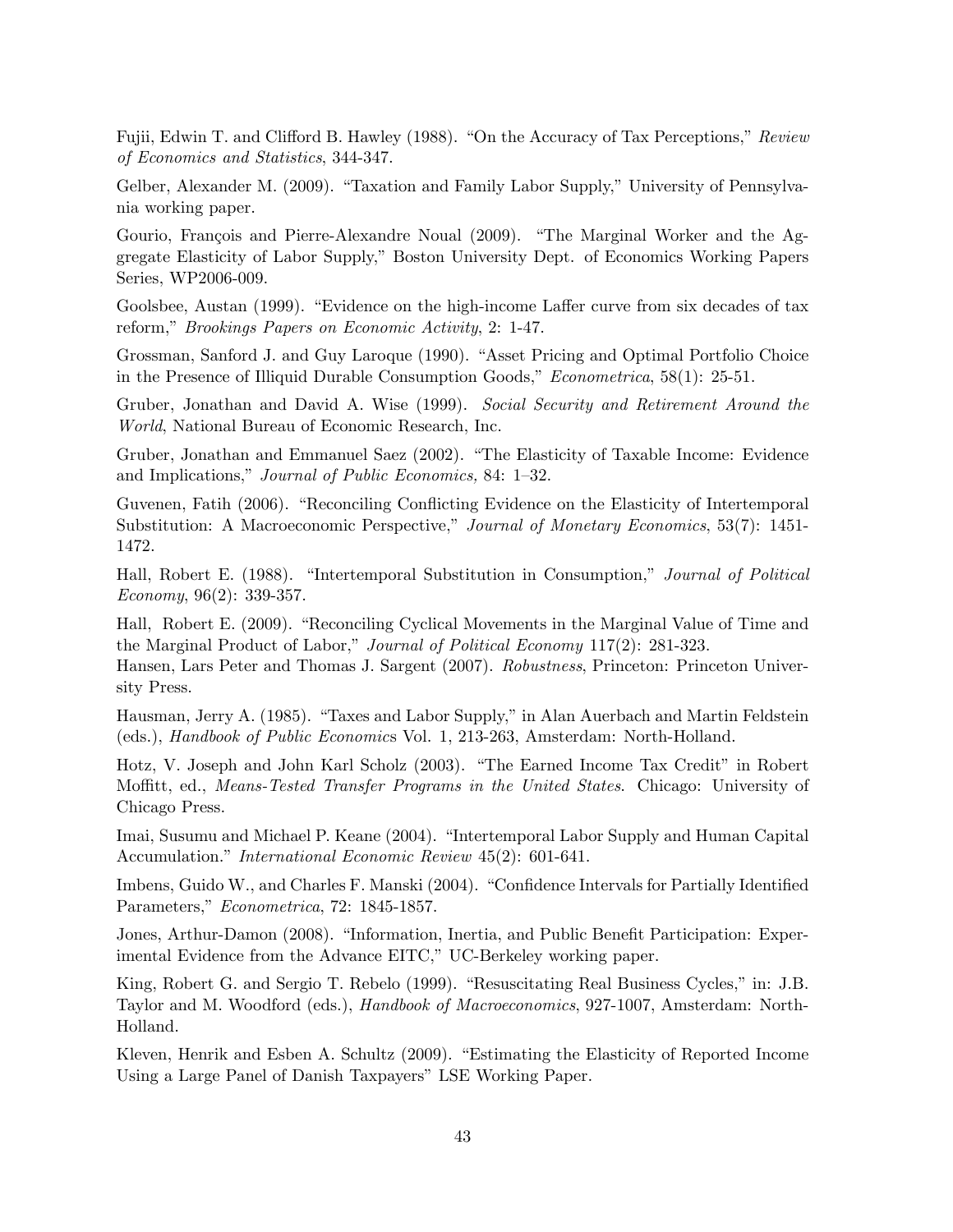Fujii, Edwin T. and Clifford B. Hawley (1988). "On the Accuracy of Tax Perceptions," *Review of Economics and Statistics*, 344-347.

Gelber, Alexander M. (2009). "Taxation and Family Labor Supply," University of Pennsylvania working paper.

Gourio, François and Pierre-Alexandre Noual (2009). "The Marginal Worker and the Aggregate Elasticity of Labor Supply," Boston University Dept. of Economics Working Papers Series, WP2006-009.

Goolsbee, Austan (1999). "Evidence on the high-income Laffer curve from six decades of tax reform," *Brookings Papers on Economic Activity*, 2: 1-47.

Grossman, Sanford J. and Guy Laroque (1990). "Asset Pricing and Optimal Portfolio Choice in the Presence of Illiquid Durable Consumption Goods," *Econometrica*, 58(1): 25-51.

Gruber, Jonathan and David A. Wise (1999). *Social Security and Retirement Around the World*, National Bureau of Economic Research, Inc.

Gruber, Jonathan and Emmanuel Saez (2002). "The Elasticity of Taxable Income: Evidence and Implications," *Journal of Public Economics,* 84: 1–32.

Guvenen, Fatih (2006). "Reconciling Conflicting Evidence on the Elasticity of Intertemporal Substitution: A Macroeconomic Perspective," *Journal of Monetary Economics*, 53(7): 1451-1472.

Hall, Robert E. (1988). "Intertemporal Substitution in Consumption," *Journal of Political Economy*, 96(2): 339-357.

Hall, Robert E. (2009). "Reconciling Cyclical Movements in the Marginal Value of Time and the Marginal Product of Labor," *Journal of Political Economy* 117(2): 281-323.

Hansen, Lars Peter and Thomas J. Sargent (2007). *Robustness*, Princeton: Princeton University Press.

Hausman, Jerry A. (1985). "Taxes and Labor Supply," in Alan Auerbach and Martin Feldstein (eds.), *Handbook of Public Economics* Vol. 1, 213-263, Amsterdam: North-Holland.

Hotz, V. Joseph and John Karl Scholz (2003). "The Earned Income Tax Credit" in Robert Moffitt, ed., *Means-Tested Transfer Programs in the United States*. Chicago: University of Chicago Press.

Imai, Susumu and Michael P. Keane (2004). "Intertemporal Labor Supply and Human Capital Accumulation." *International Economic Review* 45(2): 601-641.

Imbens, Guido W., and Charles F. Manski (2004). "Confidence Intervals for Partially Identified Parameters," *Econometrica*, 72: 1845-1857.

Jones, Arthur-Damon (2008). "Information, Inertia, and Public Benefit Participation: Experimental Evidence from the Advance EITC," UC-Berkeley working paper.

King, Robert G. and Sergio T. Rebelo (1999). "Resuscitating Real Business Cycles," in: J.B. Taylor and M. Woodford (eds.), *Handbook of Macroeconomics*, 927-1007, Amsterdam: North-Holland.

Kleven, Henrik and Esben A. Schultz (2009). "Estimating the Elasticity of Reported Income Using a Large Panel of Danish Taxpayers" LSE Working Paper.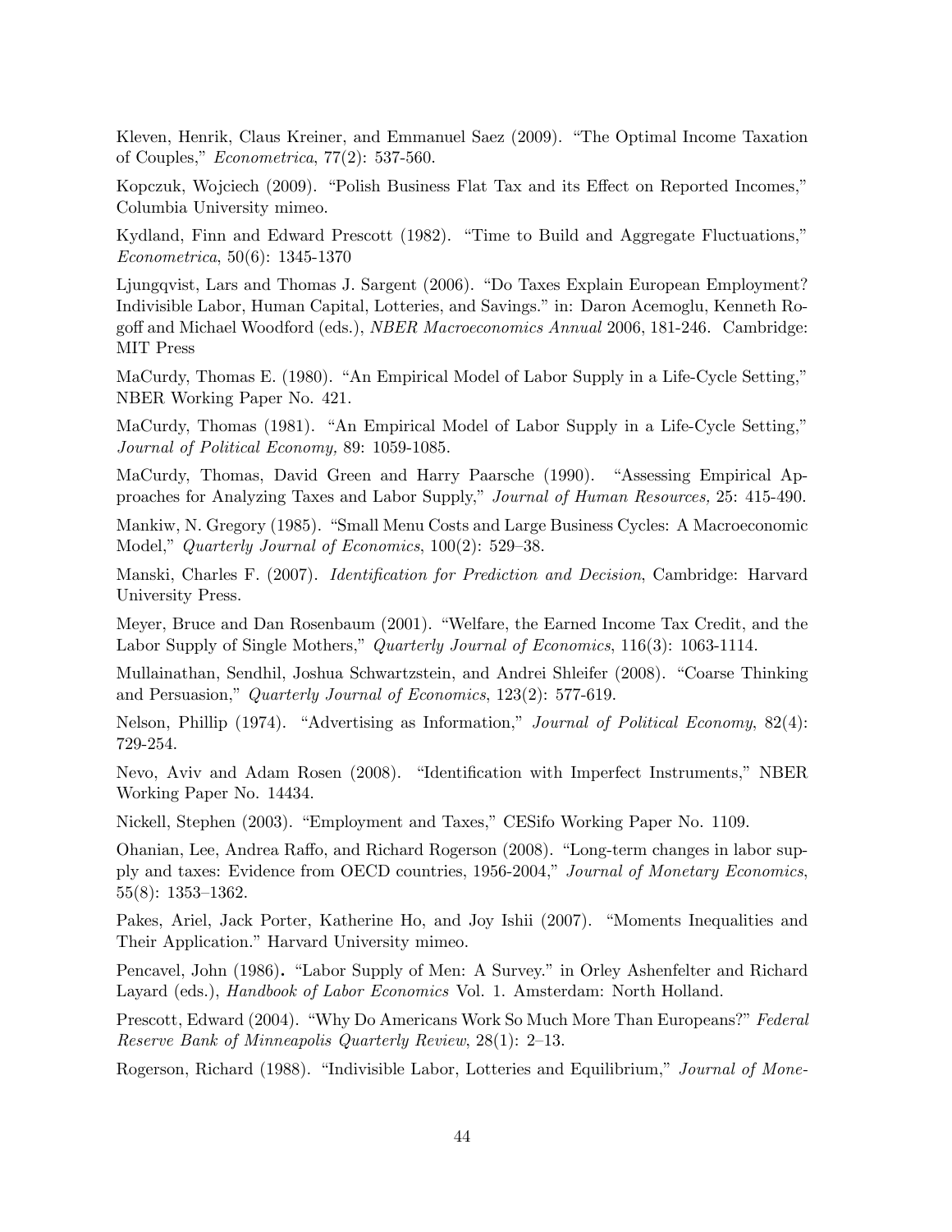Kleven, Henrik, Claus Kreiner, and Emmanuel Saez (2009). "The Optimal Income Taxation of Couples," *Econometrica*, 77(2): 537-560.

Kopczuk, Wojciech (2009). "Polish Business Flat Tax and its Effect on Reported Incomes," Columbia University mimeo.

Kydland, Finn and Edward Prescott (1982). "Time to Build and Aggregate Fluctuations," *Econometrica*, 50(6): 1345-1370

Ljungqvist, Lars and Thomas J. Sargent (2006). "Do Taxes Explain European Employment? Indivisible Labor, Human Capital, Lotteries, and Savings." in: Daron Acemoglu, Kenneth Rogoff and Michael Woodford (eds.), *NBER Macroeconomics Annual* 2006, 181-246. Cambridge: MIT Press

MaCurdy, Thomas E. (1980). "An Empirical Model of Labor Supply in a Life-Cycle Setting," NBER Working Paper No. 421.

MaCurdy, Thomas (1981). "An Empirical Model of Labor Supply in a Life-Cycle Setting," *Journal of Political Economy,* 89: 1059-1085.

MaCurdy, Thomas, David Green and Harry Paarsche (1990). "Assessing Empirical Approaches for Analyzing Taxes and Labor Supply," *Journal of Human Resources,* 25: 415-490.

Mankiw, N. Gregory (1985). "Small Menu Costs and Large Business Cycles: A Macroeconomic Model," *Quarterly Journal of Economics*, 100(2): 529–38.

Manski, Charles F. (2007). *Identification for Prediction and Decision*, Cambridge: Harvard University Press.

Meyer, Bruce and Dan Rosenbaum (2001). "Welfare, the Earned Income Tax Credit, and the Labor Supply of Single Mothers," *Quarterly Journal of Economics*, 116(3): 1063-1114.

Mullainathan, Sendhil, Joshua Schwartzstein, and Andrei Shleifer (2008). "Coarse Thinking and Persuasion," *Quarterly Journal of Economics*, 123(2): 577-619.

Nelson, Phillip (1974). "Advertising as Information," *Journal of Political Economy*, 82(4): 729-254.

Nevo, Aviv and Adam Rosen (2008). "Identification with Imperfect Instruments," NBER Working Paper No. 14434.

Nickell, Stephen (2003). "Employment and Taxes," CESifo Working Paper No. 1109.

Ohanian, Lee, Andrea Raffo, and Richard Rogerson (2008). "Long-term changes in labor supply and taxes: Evidence from OECD countries, 1956-2004," *Journal of Monetary Economics*, 55(8): 1353–1362.

Pakes, Ariel, Jack Porter, Katherine Ho, and Joy Ishii (2007). "Moments Inequalities and Their Application." Harvard University mimeo.

Pencavel, John (1986). "Labor Supply of Men: A Survey." in Orley Ashenfelter and Richard Layard (eds.), *Handbook of Labor Economics* Vol. 1. Amsterdam: North Holland.

Prescott, Edward (2004). "Why Do Americans Work So Much More Than Europeans?" *Federal Reserve Bank of Minneapolis Quarterly Review*, 28(1): 2–13.

Rogerson, Richard (1988). "Indivisible Labor, Lotteries and Equilibrium," *Journal of Mone-*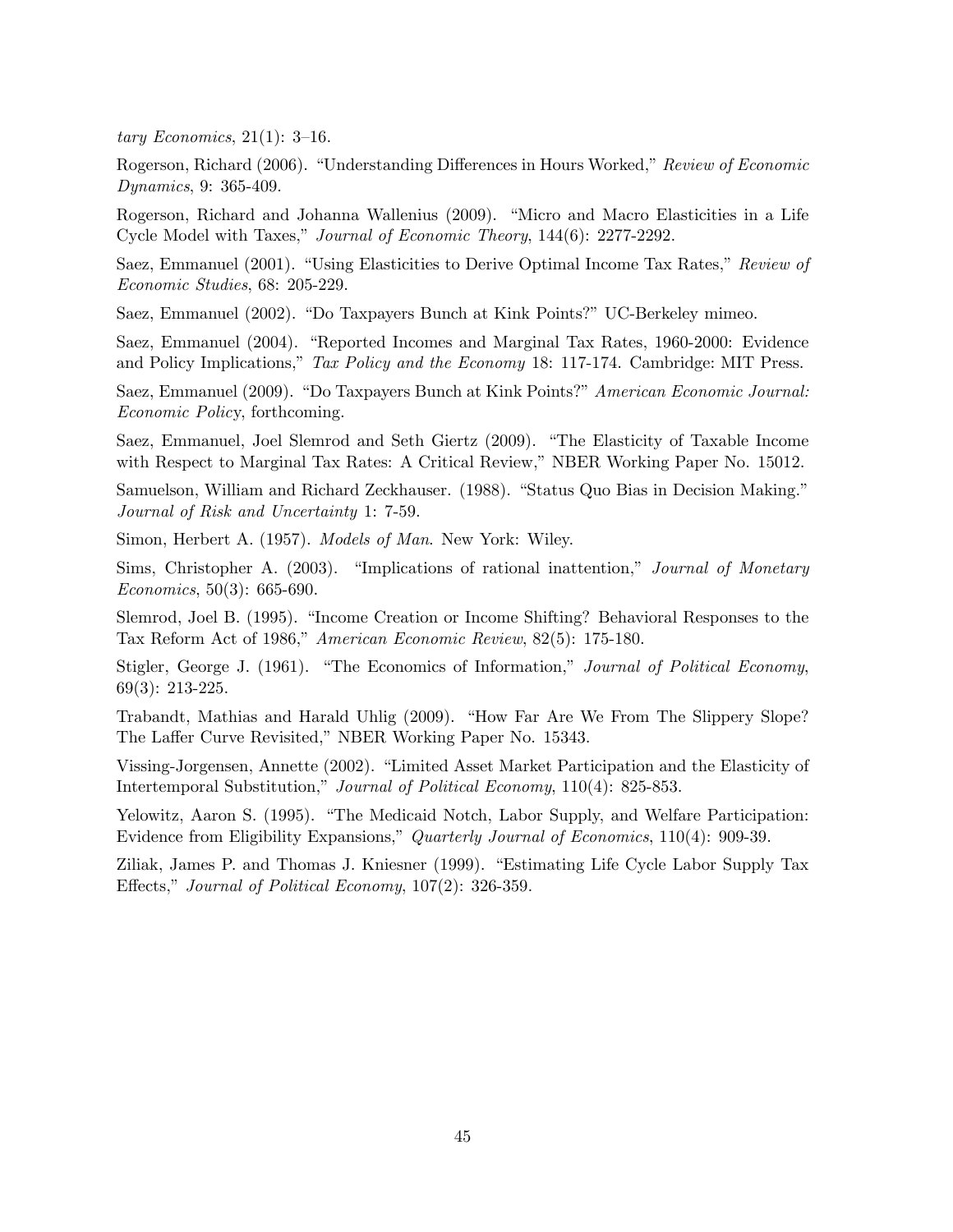*tary Economics*, 21(1): 3–16.

Rogerson, Richard (2006). "Understanding Differences in Hours Worked," *Review of Economic Dynamics*, 9: 365-409.

Rogerson, Richard and Johanna Wallenius (2009). "Micro and Macro Elasticities in a Life Cycle Model with Taxes," *Journal of Economic Theory*, 144(6): 2277-2292.

Saez, Emmanuel (2001). "Using Elasticities to Derive Optimal Income Tax Rates," *Review of Economic Studies*, 68: 205-229.

Saez, Emmanuel (2002). "Do Taxpayers Bunch at Kink Points?" UC-Berkeley mimeo.

Saez, Emmanuel (2004). "Reported Incomes and Marginal Tax Rates, 1960-2000: Evidence and Policy Implications," *Tax Policy and the Economy* 18: 117-174. Cambridge: MIT Press.

Saez, Emmanuel (2009). "Do Taxpayers Bunch at Kink Points?" *American Economic Journal: Economic Policy*, forthcoming.

Saez, Emmanuel, Joel Slemrod and Seth Giertz (2009). "The Elasticity of Taxable Income with Respect to Marginal Tax Rates: A Critical Review," NBER Working Paper No. 15012.

Samuelson, William and Richard Zeckhauser. (1988). "Status Quo Bias in Decision Making." *Journal of Risk and Uncertainty* 1: 7-59.

Simon, Herbert A. (1957). *Models of Man*. New York: Wiley.

Sims, Christopher A. (2003). "Implications of rational inattention," *Journal of Monetary Economics*, 50(3): 665-690.

Slemrod, Joel B. (1995). "Income Creation or Income Shifting? Behavioral Responses to the Tax Reform Act of 1986," *American Economic Review*, 82(5): 175-180.

Stigler, George J. (1961). "The Economics of Information," *Journal of Political Economy*, 69(3): 213-225.

Trabandt, Mathias and Harald Uhlig (2009). "How Far Are We From The Slippery Slope? The Laffer Curve Revisited," NBER Working Paper No. 15343.

Vissing-Jorgensen, Annette (2002). "Limited Asset Market Participation and the Elasticity of Intertemporal Substitution," *Journal of Political Economy*, 110(4): 825-853.

Yelowitz, Aaron S. (1995). "The Medicaid Notch, Labor Supply, and Welfare Participation: Evidence from Eligibility Expansions," *Quarterly Journal of Economics*, 110(4): 909-39.

Ziliak, James P. and Thomas J. Kniesner (1999). "Estimating Life Cycle Labor Supply Tax Effects," *Journal of Political Economy*, 107(2): 326-359.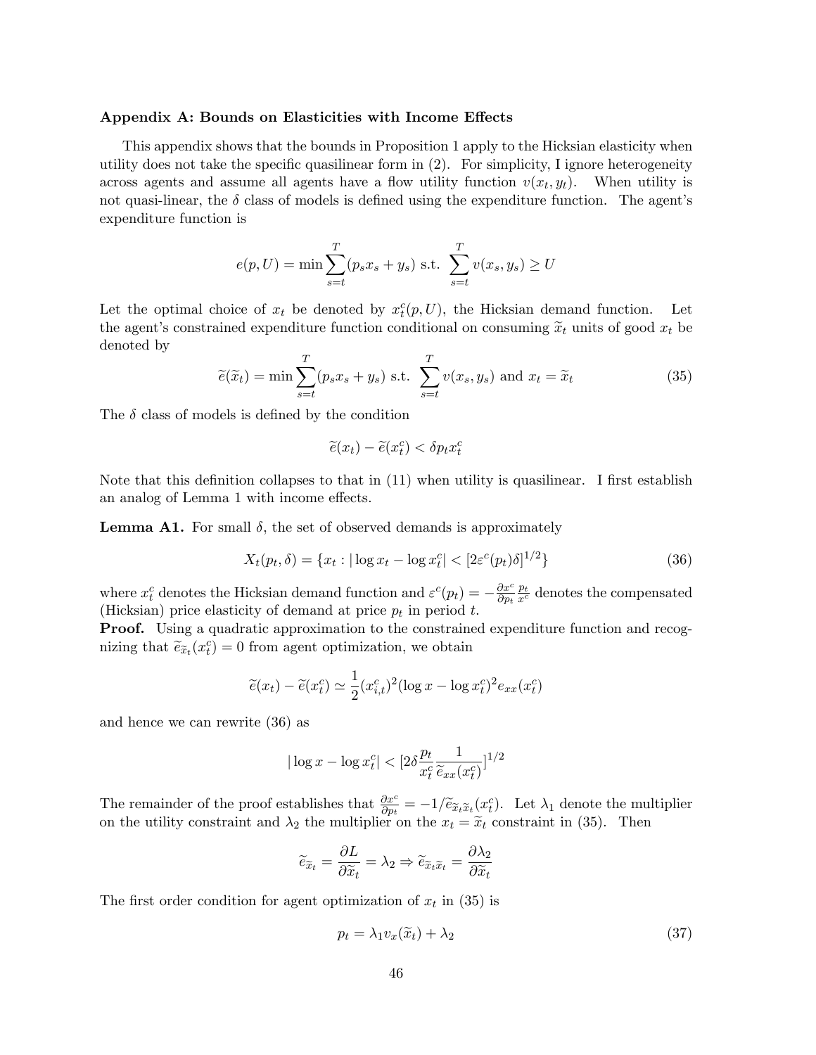### Appendix A: Bounds on Elasticities with Income Effects

This appendix shows that the bounds in Proposition 1 apply to the Hicksian elasticity when utility does not take the specific quasilinear form in (2). For simplicity, I ignore heterogeneity across agents and assume all agents have a flow utility function $v(x_t, y_t)$. When utility is not quasi-linear, the $\delta$ class of models is defined using the expenditure function. The agent's expenditure function is

$$e(p,U) = \min \sum_{s=t}^{T} (p_s x_s + y_s) \text{ s.t. } \sum_{s=t}^{T} v(x_s, y_s) \geq U$$

Let the optimal choice of $x_t$ be denoted by $x_t^c(p, U)$, the Hicksian demand function. Let the agent's constrained expenditure function conditional on consuming $\widetilde{x}_t$ units of good $x_t$ be denoted by

$$\widetilde{e}(\widetilde{x}_t) = \min \sum_{s=t}^{T} (p_s x_s + y_s) \text{ s.t. } \sum_{s=t}^{T} v(x_s, y_s) \text{ and } x_t = \widetilde{x}_t \tag{35}$$

The $\delta$ class of models is defined by the condition

$$\widetilde{e}(x_t) - \widetilde{e}(x_t^c) < \delta p_t x_t^c$$

Note that this definition collapses to that in (11) when utility is quasilinear. I first establish an analog of Lemma 1 with income effects.

**Lemma A1.** For small $\delta$, the set of observed demands is approximately

$$X_t(p_t, \delta) = \{x_t : |\log x_t - \log x_t^c| < [2\varepsilon^c(p_t)\delta]^{1/2}\} \tag{36}$$

where $x_t^c$ denotes the Hicksian demand function and $\varepsilon^c(p_t) = -\frac{\partial x^c}{\partial p_t} \frac{p_t}{x^c}$ denotes the compensated (Hicksian) price elasticity of demand at price $p_t$ in period $t$.

**Proof.** Using a quadratic approximation to the constrained expenditure function and recognizing that $\widetilde{e}_{\widetilde{x}_t}(x_t^c) = 0$ from agent optimization, we obtain

$$\widetilde{e}(x_t) - \widetilde{e}(x_t^c) \simeq \frac{1}{2}(x_{i,t}^c)^2(\log x - \log x_t^c)^2 e_{xx}(x_t^c)$$

and hence we can rewrite (36) as

$$|\log x - \log x_t^c| < [2\delta \frac{p_t}{x_t^c} \frac{1}{\widetilde{e}_{xx}(x_t^c)}]^{1/2}$$

The remainder of the proof establishes that $\frac{\partial x^c}{\partial p_t} = -1/\widetilde{e}_{\widetilde{x}_t\widetilde{x}_t}(x_t^c)$. Let $\lambda_1$ denote the multiplier on the utility constraint and $\lambda_2$ the multiplier on the $x_t = \widetilde{x}_t$ constraint in (35). Then

$$\widetilde{e}_{\widetilde{x}_t} = \frac{\partial L}{\partial \widetilde{x}_t} = \lambda_2 \Rightarrow \widetilde{e}_{\widetilde{x}_t\widetilde{x}_t} = \frac{\partial \lambda_2}{\partial \widetilde{x}_t}$$

The first order condition for agent optimization of $x_t$ in (35) is

$$p_t = \lambda_1 v_x(\widetilde{x}_t) + \lambda_2 \tag{37}$$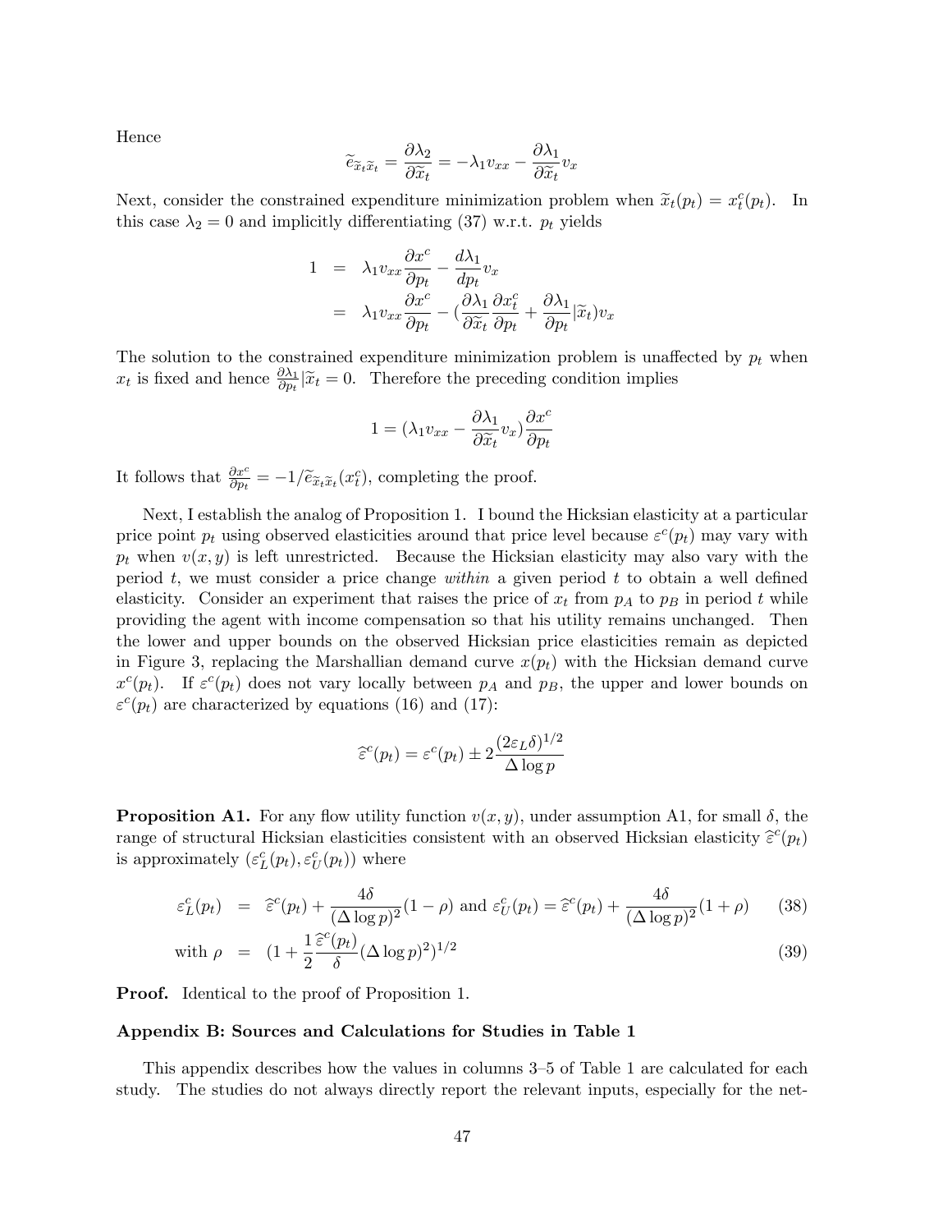Hence

$$\widetilde{e}_{\widetilde{x}_t\widetilde{x}_t} = \frac{\partial \lambda_2}{\partial \widetilde{x}_t} = -\lambda_1 v_{xx} - \frac{\partial \lambda_1}{\partial \widetilde{x}_t} v_x$$

Next, consider the constrained expenditure minimization problem when $\widetilde{x}_t(p_t) = x_t^c(p_t)$. In this case $\lambda_2 = 0$ and implicitly differentiating (37) w.r.t. $p_t$ yields

$$\begin{aligned}
1 &= \lambda_1 v_{xx} \frac{\partial x^c}{\partial p_t} - \frac{d\lambda_1}{dp_t} v_x \\
&= \lambda_1 v_{xx} \frac{\partial x^c}{\partial p_t} - \left(\frac{\partial \lambda_1}{\partial \widetilde{x}_t}\frac{\partial x_t^c}{\partial p_t} + \frac{\partial \lambda_1}{\partial p_t}|\widetilde{x}_t\right) v_x
\end{aligned}$$

The solution to the constrained expenditure minimization problem is unaffected by $p_t$ when $x_t$ is fixed and hence $\frac{\partial \lambda_1}{\partial p_t}|\widetilde{x}_t = 0$. Therefore the preceding condition implies

$$1 = \left(\lambda_1 v_{xx} - \frac{\partial \lambda_1}{\partial \widetilde{x}_t} v_x\right)\frac{\partial x^c}{\partial p_t}$$

It follows that $\frac{\partial x^c}{\partial p_t} = -1/\widetilde{e}_{\widetilde{x}_t\widetilde{x}_t}(x_t^c)$, completing the proof.

Next, I establish the analog of Proposition 1. I bound the Hicksian elasticity at a particular price point $p_t$ using observed elasticities around that price level because $\varepsilon^c(p_t)$ may vary with $p_t$ when $v(x,y)$ is left unrestricted. Because the Hicksian elasticity may also vary with the period $t$, we must consider a price change *within* a given period $t$ to obtain a well defined elasticity. Consider an experiment that raises the price of $x_t$ from $p_A$ to $p_B$ in period $t$ while providing the agent with income compensation so that his utility remains unchanged. Then the lower and upper bounds on the observed Hicksian price elasticities remain as depicted in Figure 3, replacing the Marshallian demand curve $x(p_t)$ with the Hicksian demand curve $x^c(p_t)$. If $\varepsilon^c(p_t)$ does not vary locally between $p_A$ and $p_B$, the upper and lower bounds on $\varepsilon^c(p_t)$ are characterized by equations (16) and (17):

$$\widehat{\varepsilon}^c(p_t) = \varepsilon^c(p_t) \pm 2\frac{(2\varepsilon_L\delta)^{1/2}}{\Delta \log p}$$

**Proposition A1.** For any flow utility function $v(x,y)$, under assumption A1, for small $\delta$, the range of structural Hicksian elasticities consistent with an observed Hicksian elasticity $\widehat{\varepsilon}^c(p_t)$ is approximately $(\varepsilon_L^c(p_t), \varepsilon_U^c(p_t))$ where

$$\begin{aligned}
\varepsilon_L^c(p_t) &= \widehat{\varepsilon}^c(p_t) + \frac{4\delta}{(\Delta \log p)^2}(1-\rho) \text{ and } \varepsilon_U^c(p_t) = \widehat{\varepsilon}^c(p_t) + \frac{4\delta}{(\Delta \log p)^2}(1+\rho) \quad (38)\\
\text{with } \rho &= \left(1 + \frac{1}{2}\frac{\widehat{\varepsilon}^c(p_t)}{\delta}(\Delta \log p)^2\right)^{1/2} \quad (39)
\end{aligned}$$

**Proof.** Identical to the proof of Proposition 1.

### Appendix B: Sources and Calculations for Studies in Table 1

This appendix describes how the values in columns 3–5 of Table 1 are calculated for each study. The studies do not always directly report the relevant inputs, especially for the net-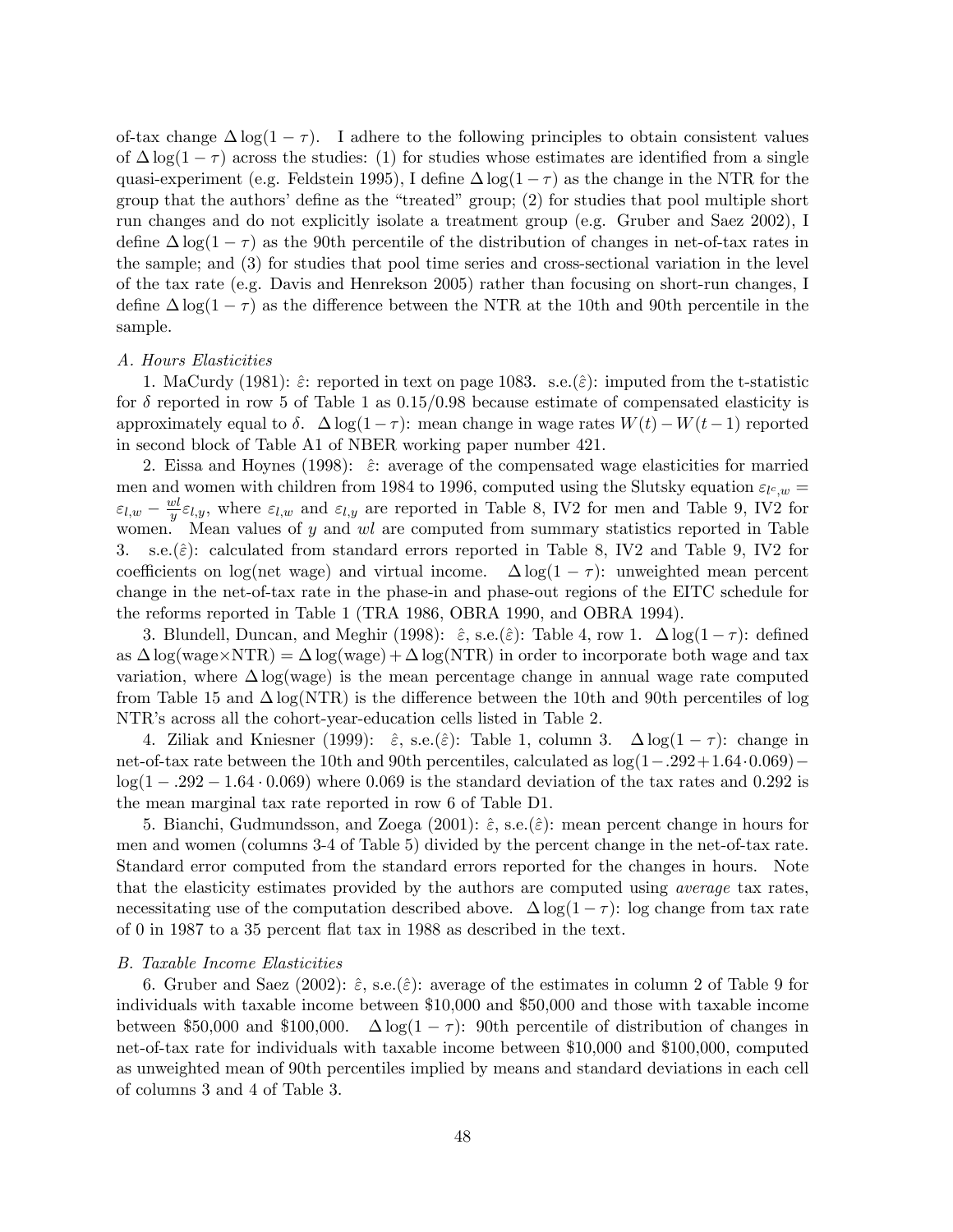of-tax change $\Delta \log(1-\tau)$. I adhere to the following principles to obtain consistent values of $\Delta \log(1-\tau)$ across the studies: (1) for studies whose estimates are identified from a single quasi-experiment (e.g. Feldstein 1995), I define $\Delta \log(1-\tau)$ as the change in the NTR for the group that the authors' define as the "treated" group; (2) for studies that pool multiple short run changes and do not explicitly isolate a treatment group (e.g. Gruber and Saez 2002), I define $\Delta \log(1-\tau)$ as the 90th percentile of the distribution of changes in net-of-tax rates in the sample; and (3) for studies that pool time series and cross-sectional variation in the level of the tax rate (e.g. Davis and Henrekson 2005) rather than focusing on short-run changes, I define $\Delta \log(1-\tau)$ as the difference between the NTR at the 10th and 90th percentile in the sample.

*A. Hours Elasticities*

1. MaCurdy (1981): $\hat{\varepsilon}$: reported in text on page 1083. s.e.($\hat{\varepsilon}$): imputed from the t-statistic for $\delta$ reported in row 5 of Table 1 as 0.15/0.98 because estimate of compensated elasticity is approximately equal to $\delta$. $\Delta \log(1-\tau)$: mean change in wage rates $W(t) - W(t-1)$ reported in second block of Table A1 of NBER working paper number 421.

2. Eissa and Hoynes (1998): $\hat{\varepsilon}$: average of the compensated wage elasticities for married men and women with children from 1984 to 1996, computed using the Slutsky equation $\varepsilon_{l^c,w} = \varepsilon_{l,w} - \frac{wl}{y}\varepsilon_{l,y}$, where $\varepsilon_{l,w}$ and $\varepsilon_{l,y}$ are reported in Table 8, IV2 for men and Table 9, IV2 for women. Mean values of $y$ and $wl$ are computed from summary statistics reported in Table 3. s.e.($\hat{\varepsilon}$): calculated from standard errors reported in Table 8, IV2 and Table 9, IV2 for coefficients on log(net wage) and virtual income. $\Delta \log(1-\tau)$: unweighted mean percent change in the net-of-tax rate in the phase-in and phase-out regions of the EITC schedule for the reforms reported in Table 1 (TRA 1986, OBRA 1990, and OBRA 1994).

3. Blundell, Duncan, and Meghir (1998): $\hat{\varepsilon}$, s.e.($\hat{\varepsilon}$): Table 4, row 1. $\Delta \log(1-\tau)$: defined as $\Delta \log(\text{wage}{\times}\text{NTR}) = \Delta \log(\text{wage}) + \Delta \log(\text{NTR})$ in order to incorporate both wage and tax variation, where $\Delta \log(\text{wage})$ is the mean percentage change in annual wage rate computed from Table 15 and $\Delta \log(\text{NTR})$ is the difference between the 10th and 90th percentiles of log NTR's across all the cohort-year-education cells listed in Table 2.

4. Ziliak and Kniesner (1999): $\hat{\varepsilon}$, s.e.($\hat{\varepsilon}$): Table 1, column 3. $\Delta \log(1-\tau)$: change in net-of-tax rate between the 10th and 90th percentiles, calculated as $\log(1-.292+1.64\cdot 0.069) - \log(1-.292-1.64\cdot 0.069)$ where 0.069 is the standard deviation of the tax rates and 0.292 is the mean marginal tax rate reported in row 6 of Table D1.

5. Bianchi, Gudmundsson, and Zoega (2001): $\hat{\varepsilon}$, s.e.($\hat{\varepsilon}$): mean percent change in hours for men and women (columns 3-4 of Table 5) divided by the percent change in the net-of-tax rate. Standard error computed from the standard errors reported for the changes in hours. Note that the elasticity estimates provided by the authors are computed using *average* tax rates, necessitating use of the computation described above. $\Delta \log(1-\tau)$: log change from tax rate of 0 in 1987 to a 35 percent flat tax in 1988 as described in the text.

*B. Taxable Income Elasticities*

6. Gruber and Saez (2002): $\hat{\varepsilon}$, s.e.($\hat{\varepsilon}$): average of the estimates in column 2 of Table 9 for individuals with taxable income between \$10,000 and \$50,000 and those with taxable income between \$50,000 and \$100,000. $\Delta \log(1-\tau)$: 90th percentile of distribution of changes in net-of-tax rate for individuals with taxable income between \$10,000 and \$100,000, computed as unweighted mean of 90th percentiles implied by means and standard deviations in each cell of columns 3 and 4 of Table 3.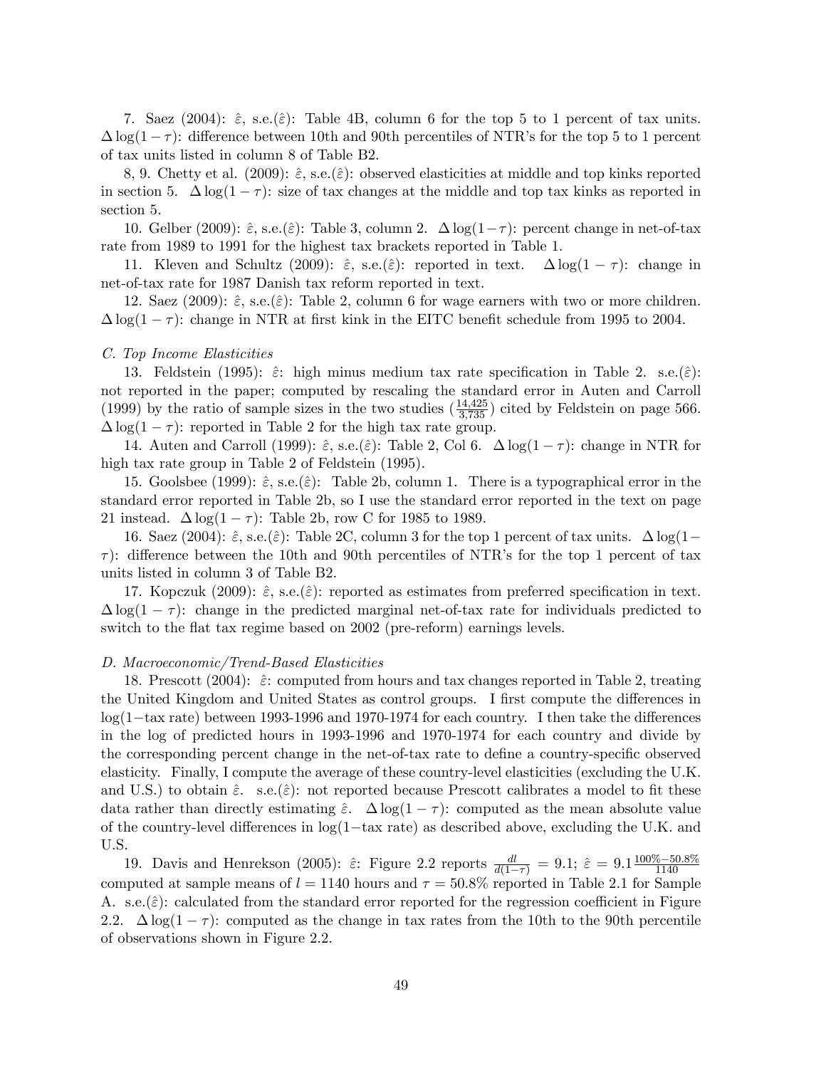7. Saez (2004): $\hat{\varepsilon}$, s.e.($\hat{\varepsilon}$): Table 4B, column 6 for the top 5 to 1 percent of tax units. $\Delta \log(1-\tau)$: difference between 10th and 90th percentiles of NTR's for the top 5 to 1 percent of tax units listed in column 8 of Table B2.

8, 9. Chetty et al. (2009): $\hat{\varepsilon}$, s.e.($\hat{\varepsilon}$): observed elasticities at middle and top kinks reported in section 5. $\Delta \log(1-\tau)$: size of tax changes at the middle and top tax kinks as reported in section 5.

10. Gelber (2009): $\hat{\varepsilon}$, s.e.($\hat{\varepsilon}$): Table 3, column 2. $\Delta \log(1-\tau)$: percent change in net-of-tax rate from 1989 to 1991 for the highest tax brackets reported in Table 1.

11. Kleven and Schultz (2009): $\hat{\varepsilon}$, s.e.($\hat{\varepsilon}$): reported in text. $\Delta \log(1-\tau)$: change in net-of-tax rate for 1987 Danish tax reform reported in text.

12. Saez (2009): $\hat{\varepsilon}$, s.e.($\hat{\varepsilon}$): Table 2, column 6 for wage earners with two or more children. $\Delta \log(1-\tau)$: change in NTR at first kink in the EITC benefit schedule from 1995 to 2004.

*C. Top Income Elasticities*

13. Feldstein (1995): $\hat{\varepsilon}$: high minus medium tax rate specification in Table 2. s.e.($\hat{\varepsilon}$): not reported in the paper; computed by rescaling the standard error in Auten and Carroll (1999) by the ratio of sample sizes in the two studies ($\frac{14,425}{3,735}$) cited by Feldstein on page 566. $\Delta \log(1-\tau)$: reported in Table 2 for the high tax rate group.

14. Auten and Carroll (1999): $\hat{\varepsilon}$, s.e.($\hat{\varepsilon}$): Table 2, Col 6. $\Delta \log(1-\tau)$: change in NTR for high tax rate group in Table 2 of Feldstein (1995).

15. Goolsbee (1999): $\hat{\varepsilon}$, s.e.($\hat{\varepsilon}$): Table 2b, column 1. There is a typographical error in the standard error reported in Table 2b, so I use the standard error reported in the text on page 21 instead. $\Delta \log(1-\tau)$: Table 2b, row C for 1985 to 1989.

16. Saez (2004): $\hat{\varepsilon}$, s.e.($\hat{\varepsilon}$): Table 2C, column 3 for the top 1 percent of tax units. $\Delta \log(1-\tau)$: difference between the 10th and 90th percentiles of NTR's for the top 1 percent of tax units listed in column 3 of Table B2.

17. Kopczuk (2009): $\hat{\varepsilon}$, s.e.($\hat{\varepsilon}$): reported as estimates from preferred specification in text. $\Delta \log(1-\tau)$: change in the predicted marginal net-of-tax rate for individuals predicted to switch to the flat tax regime based on 2002 (pre-reform) earnings levels.

*D. Macroeconomic/Trend-Based Elasticities*

18. Prescott (2004): $\hat{\varepsilon}$: computed from hours and tax changes reported in Table 2, treating the United Kingdom and United States as control groups. I first compute the differences in log(1−tax rate) between 1993-1996 and 1970-1974 for each country. I then take the differences in the log of predicted hours in 1993-1996 and 1970-1974 for each country and divide by the corresponding percent change in the net-of-tax rate to define a country-specific observed elasticity. Finally, I compute the average of these country-level elasticities (excluding the U.K. and U.S.) to obtain $\hat{\varepsilon}$. s.e.($\hat{\varepsilon}$): not reported because Prescott calibrates a model to fit these data rather than directly estimating $\hat{\varepsilon}$. $\Delta \log(1-\tau)$: computed as the mean absolute value of the country-level differences in log(1−tax rate) as described above, excluding the U.K. and U.S.

19. Davis and Henrekson (2005): $\hat{\varepsilon}$: Figure 2.2 reports $\frac{dl}{d(1-\tau)} = 9.1$; $\hat{\varepsilon} = 9.1\frac{100\%-50.8\%}{1140}$ computed at sample means of $l = 1140$ hours and $\tau = 50.8\%$ reported in Table 2.1 for Sample A. s.e.($\hat{\varepsilon}$): calculated from the standard error reported for the regression coefficient in Figure 2.2. $\Delta \log(1-\tau)$: computed as the change in tax rates from the 10th to the 90th percentile of observations shown in Figure 2.2.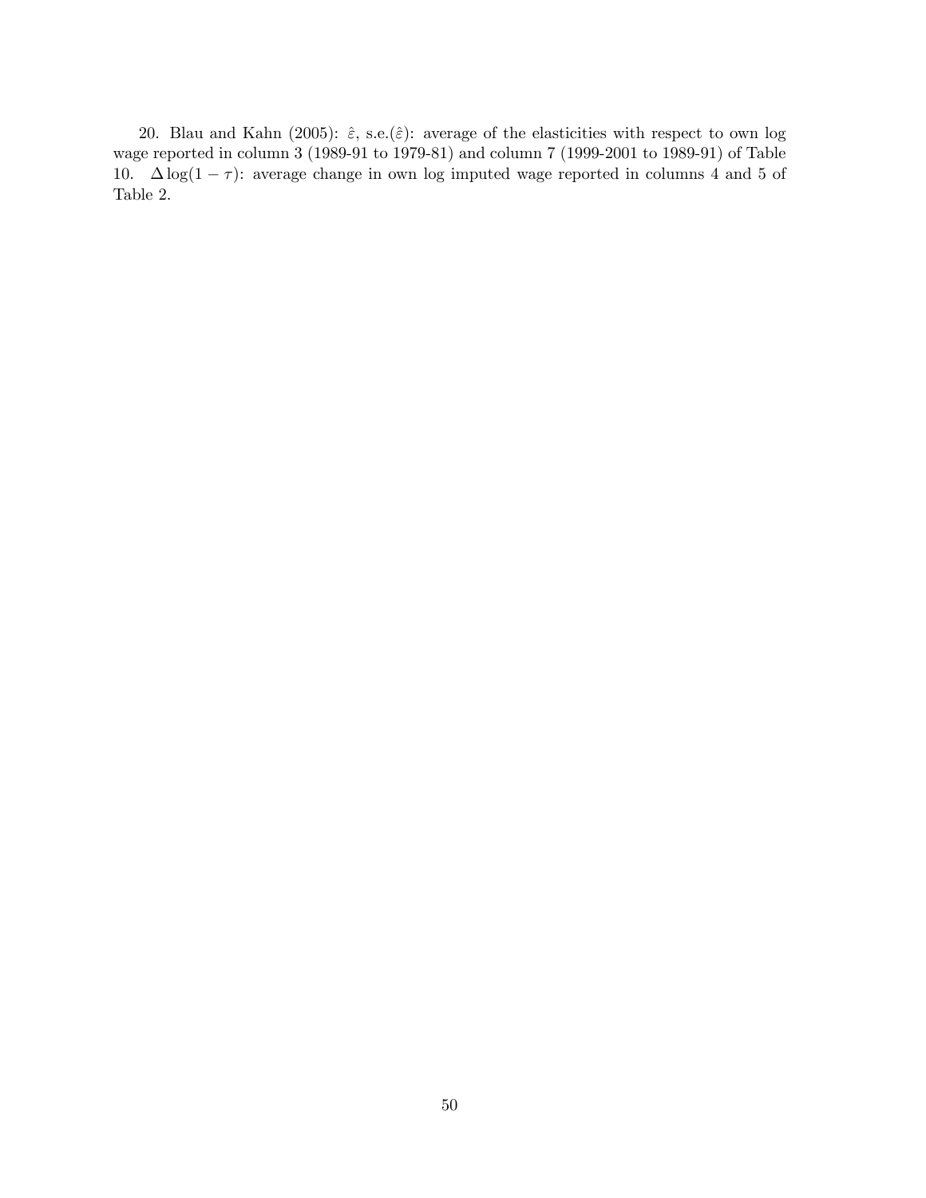20. Blau and Kahn (2005): $\hat{\varepsilon}$, s.e.($\hat{\varepsilon}$): average of the elasticities with respect to own log wage reported in column 3 (1989-91 to 1979-81) and column 7 (1999-2001 to 1989-91) of Table 10. $\Delta \log(1-\tau)$: average change in own log imputed wage reported in columns 4 and 5 of Table 2.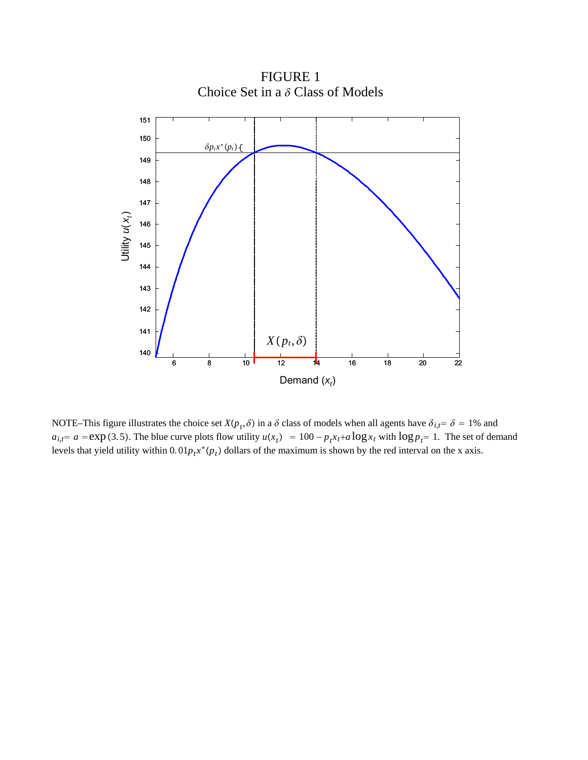FIGURE 1

Choice Set in a $\delta$ Class of Models

NOTE–This figure illustrates the choice set $X(p_t, \delta)$ in a $\delta$ class of models when all agents have $\delta_{i,t} = \delta = 1\%$ and $a_{i,t} = a = \exp(3.5)$. The blue curve plots flow utility $u(x_t) = 100 - p_t x_t + a \log x_t$ with $\log p_t = 1$. The set of demand levels that yield utility within $0.01 p_t x^*(p_t)$ dollars of the maximum is shown by the red interval on the x axis.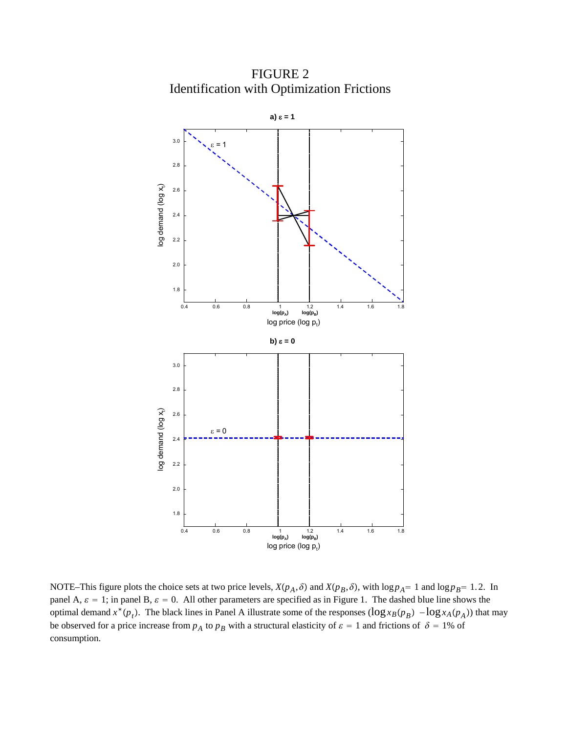# FIGURE 2
## Identification with Optimization Frictions

NOTE–This figure plots the choice sets at two price levels, $X(p_A, \delta)$ and $X(p_B, \delta)$, with $\log p_A = 1$ and $\log p_B = 1.2$. In panel A, $\varepsilon = 1$; in panel B, $\varepsilon = 0$. All other parameters are specified as in Figure 1. The dashed blue line shows the optimal demand $x^*(p_t)$. The black lines in Panel A illustrate some of the responses $(\log x_B(p_B) - \log x_A(p_A))$ that may be observed for a price increase from $p_A$ to $p_B$ with a structural elasticity of $\varepsilon = 1$ and frictions of $\delta = 1\%$ of consumption.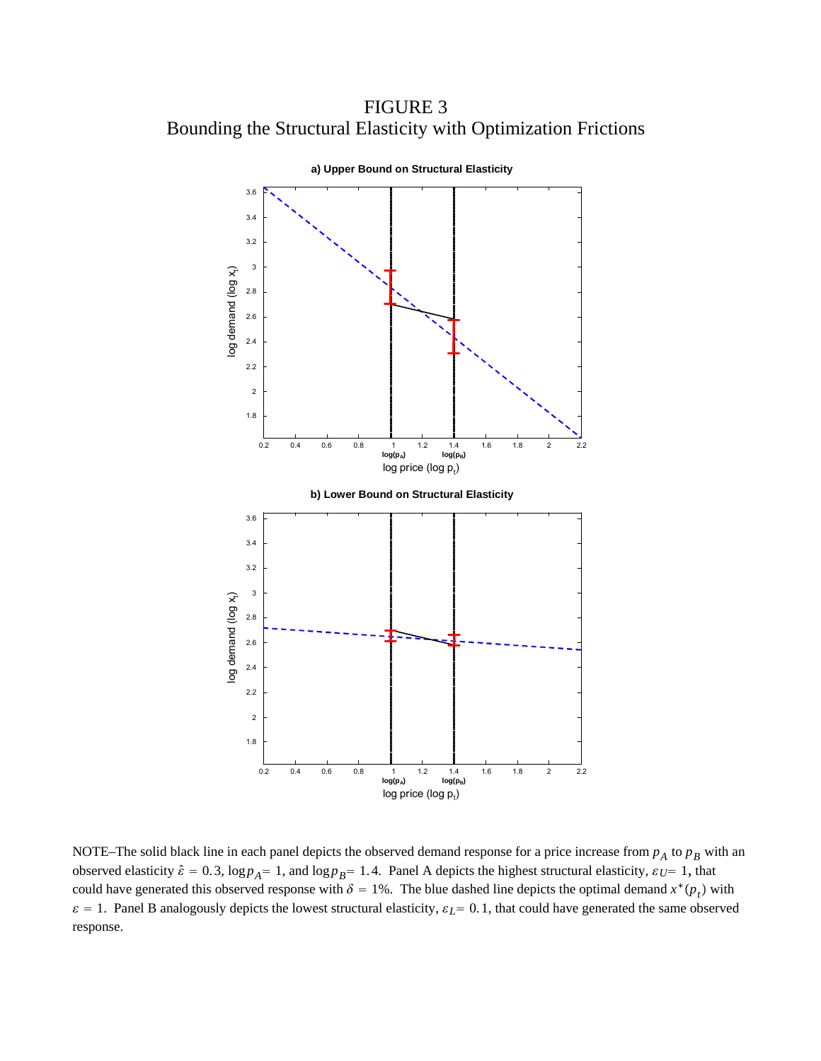# FIGURE 3

## Bounding the Structural Elasticity with Optimization Frictions

**a) Upper Bound on Structural Elasticity**

**b) Lower Bound on Structural Elasticity**

NOTE–The solid black line in each panel depicts the observed demand response for a price increase from $p_A$ to $p_B$ with an observed elasticity $\hat{\varepsilon} = 0.3$, $\log p_A = 1$, and $\log p_B = 1.4$. Panel A depicts the highest structural elasticity, $\varepsilon_U = 1$, that could have generated this observed response with $\delta = 1\%$. The blue dashed line depicts the optimal demand $x^*(p_t)$ with $\varepsilon = 1$. Panel B analogously depicts the lowest structural elasticity, $\varepsilon_L = 0.1$, that could have generated the same observed response.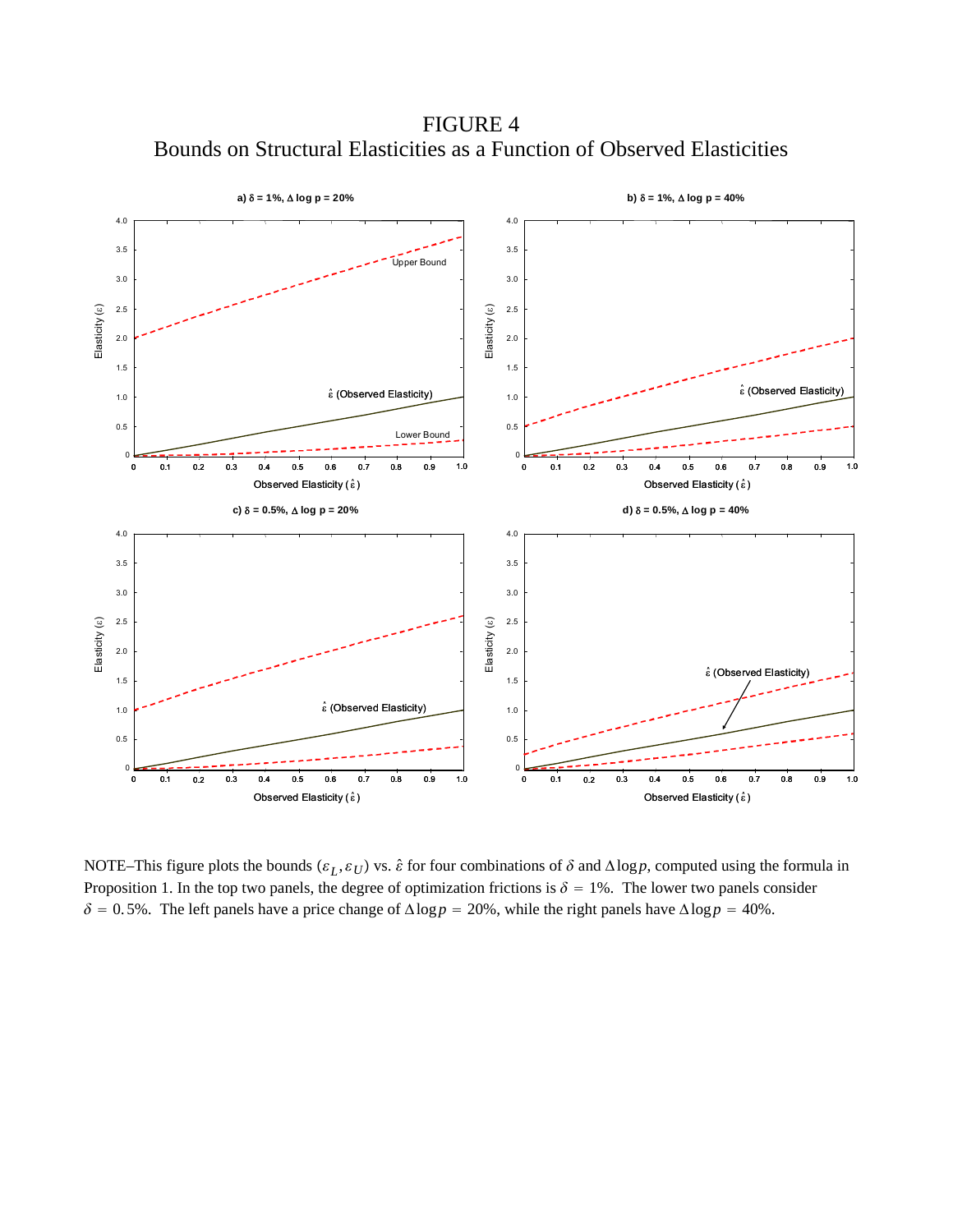# FIGURE 4
## Bounds on Structural Elasticities as a Function of Observed Elasticities

NOTE–This figure plots the bounds $(\varepsilon_L, \varepsilon_U)$ vs. $\hat{\varepsilon}$ for four combinations of $\delta$ and $\Delta \log p$, computed using the formula in Proposition 1. In the top two panels, the degree of optimization frictions is $\delta = 1\%$. The lower two panels consider $\delta = 0.5\%$. The left panels have a price change of $\Delta \log p = 20\%$, while the right panels have $\Delta \log p = 40\%$.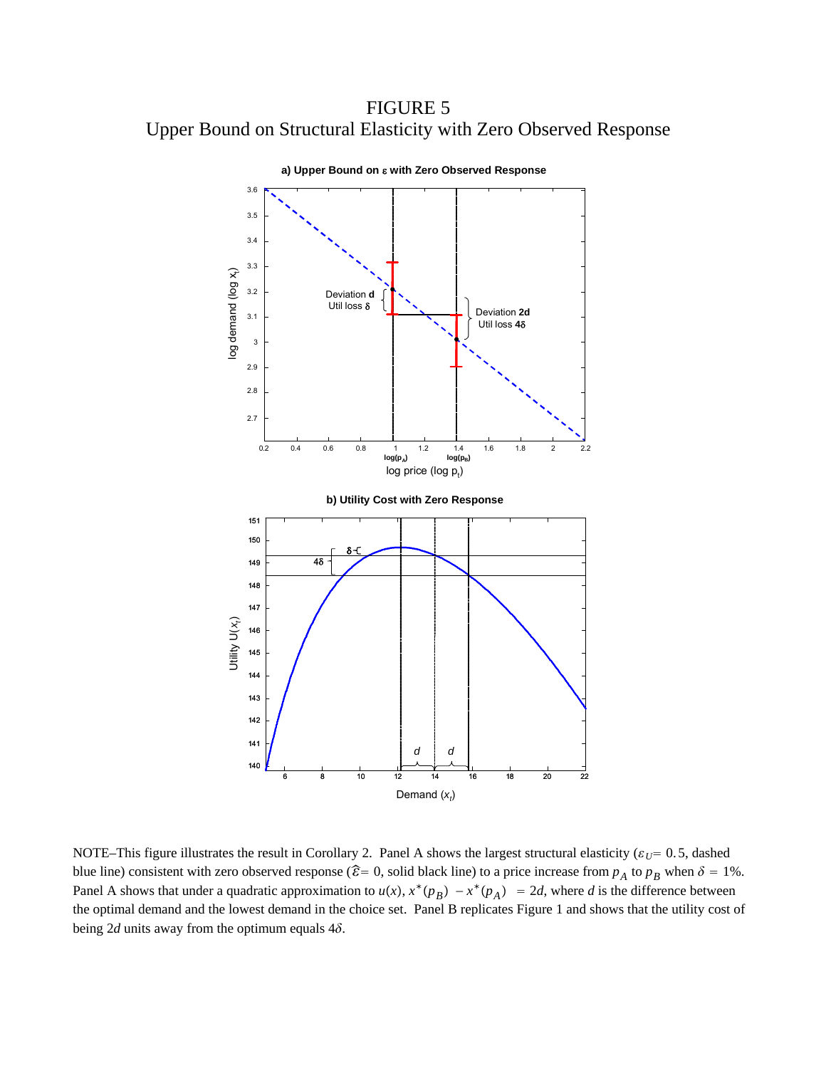# FIGURE 5
## Upper Bound on Structural Elasticity with Zero Observed Response

NOTE–This figure illustrates the result in Corollary 2. Panel A shows the largest structural elasticity ($\varepsilon_U = 0.5$, dashed blue line) consistent with zero observed response ($\widehat{\varepsilon} = 0$, solid black line) to a price increase from $p_A$ to $p_B$ when $\delta = 1\%$. Panel A shows that under a quadratic approximation to $u(x)$, $x^*(p_B) - x^*(p_A) = 2d$, where $d$ is the difference between the optimal demand and the lowest demand in the choice set. Panel B replicates Figure 1 and shows that the utility cost of being $2d$ units away from the optimum equals $4\delta$.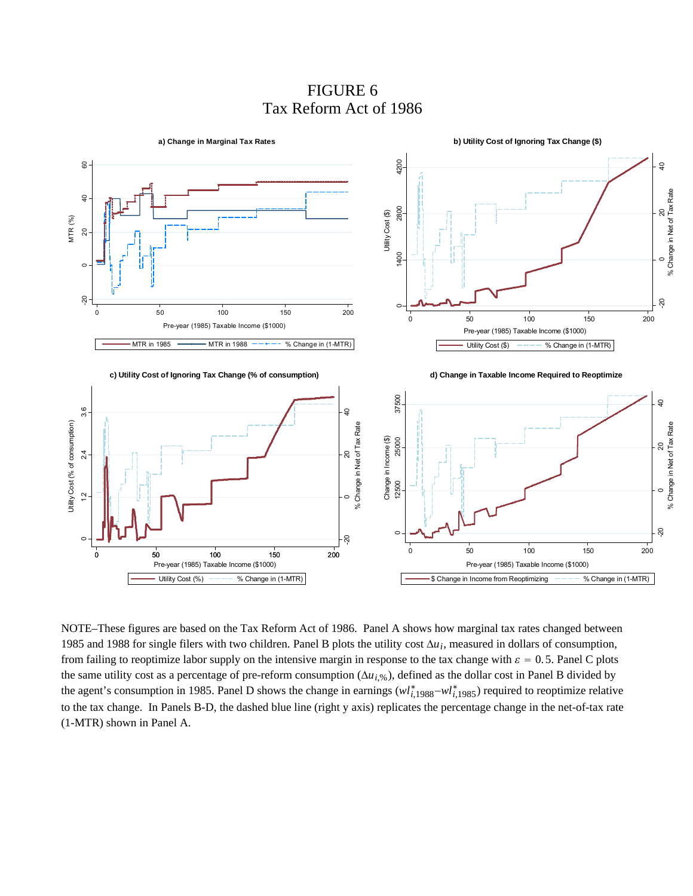# FIGURE 6
## Tax Reform Act of 1986

NOTE–These figures are based on the Tax Reform Act of 1986. Panel A shows how marginal tax rates changed between 1985 and 1988 for single filers with two children. Panel B plots the utility cost $\Delta u_i$, measured in dollars of consumption, from failing to reoptimize labor supply on the intensive margin in response to the tax change with $\varepsilon = 0.5$. Panel C plots the same utility cost as a percentage of pre-reform consumption ($\Delta u_{i,\%}$), defined as the dollar cost in Panel B divided by the agent's consumption in 1985. Panel D shows the change in earnings ($wl^*_{i,1988} - wl^*_{i,1985}$) required to reoptimize relative to the tax change. In Panels B-D, the dashed blue line (right y axis) replicates the percentage change in the net-of-tax rate (1-MTR) shown in Panel A.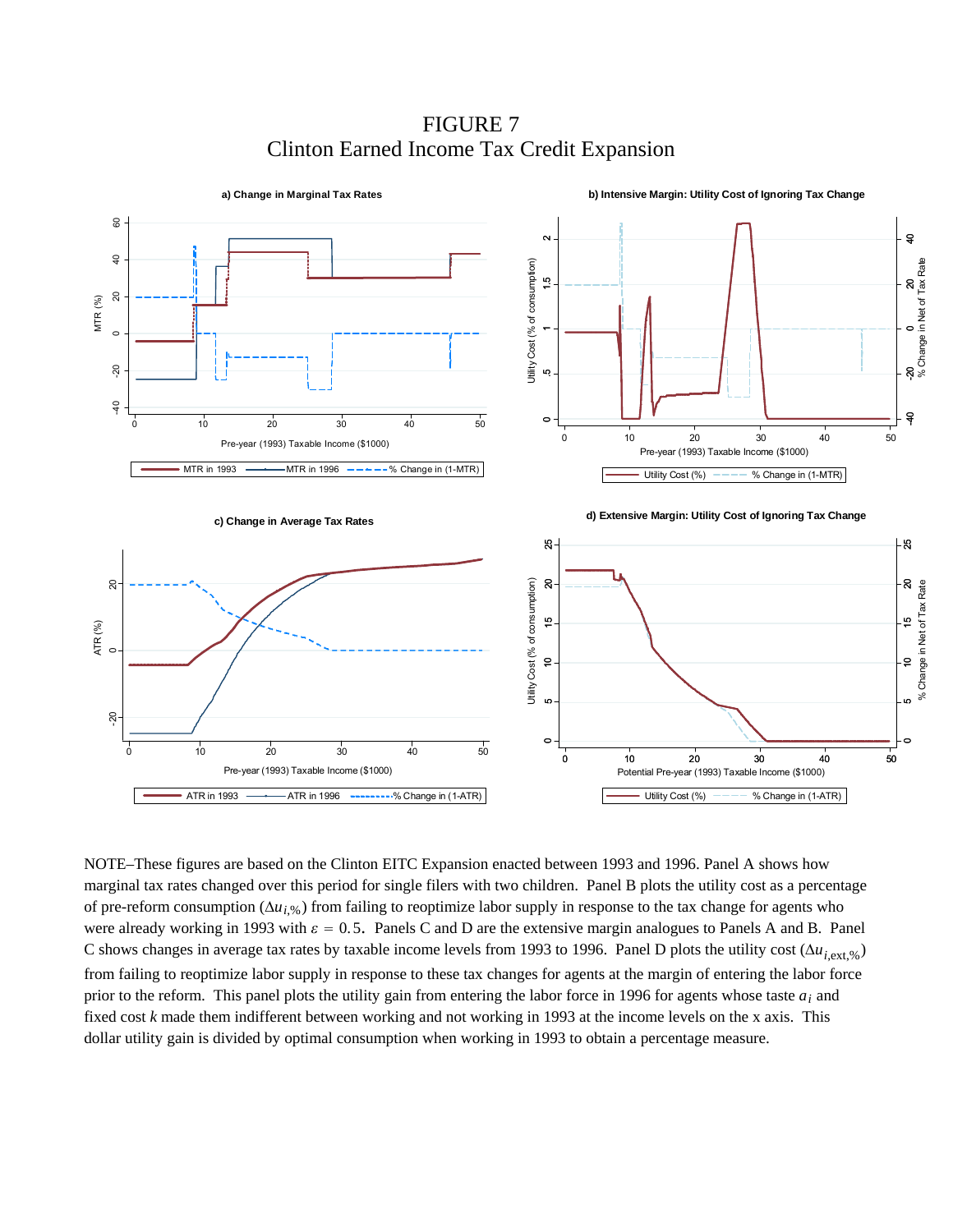# FIGURE 7
## Clinton Earned Income Tax Credit Expansion

**a) Change in Marginal Tax Rates**

**b) Intensive Margin: Utility Cost of Ignoring Tax Change**

**c) Change in Average Tax Rates**

**d) Extensive Margin: Utility Cost of Ignoring Tax Change**

NOTE–These figures are based on the Clinton EITC Expansion enacted between 1993 and 1996. Panel A shows how marginal tax rates changed over this period for single filers with two children. Panel B plots the utility cost as a percentage of pre-reform consumption ($\Delta u_{i,\%}$) from failing to reoptimize labor supply in response to the tax change for agents who were already working in 1993 with $\varepsilon = 0.5$. Panels C and D are the extensive margin analogues to Panels A and B. Panel C shows changes in average tax rates by taxable income levels from 1993 to 1996. Panel D plots the utility cost ($\Delta u_{i,\text{ext},\%}$) from failing to reoptimize labor supply in response to these tax changes for agents at the margin of entering the labor force prior to the reform. This panel plots the utility gain from entering the labor force in 1996 for agents whose taste $a_i$ and fixed cost $k$ made them indifferent between working and not working in 1993 at the income levels on the x axis. This dollar utility gain is divided by optimal consumption when working in 1993 to obtain a percentage measure.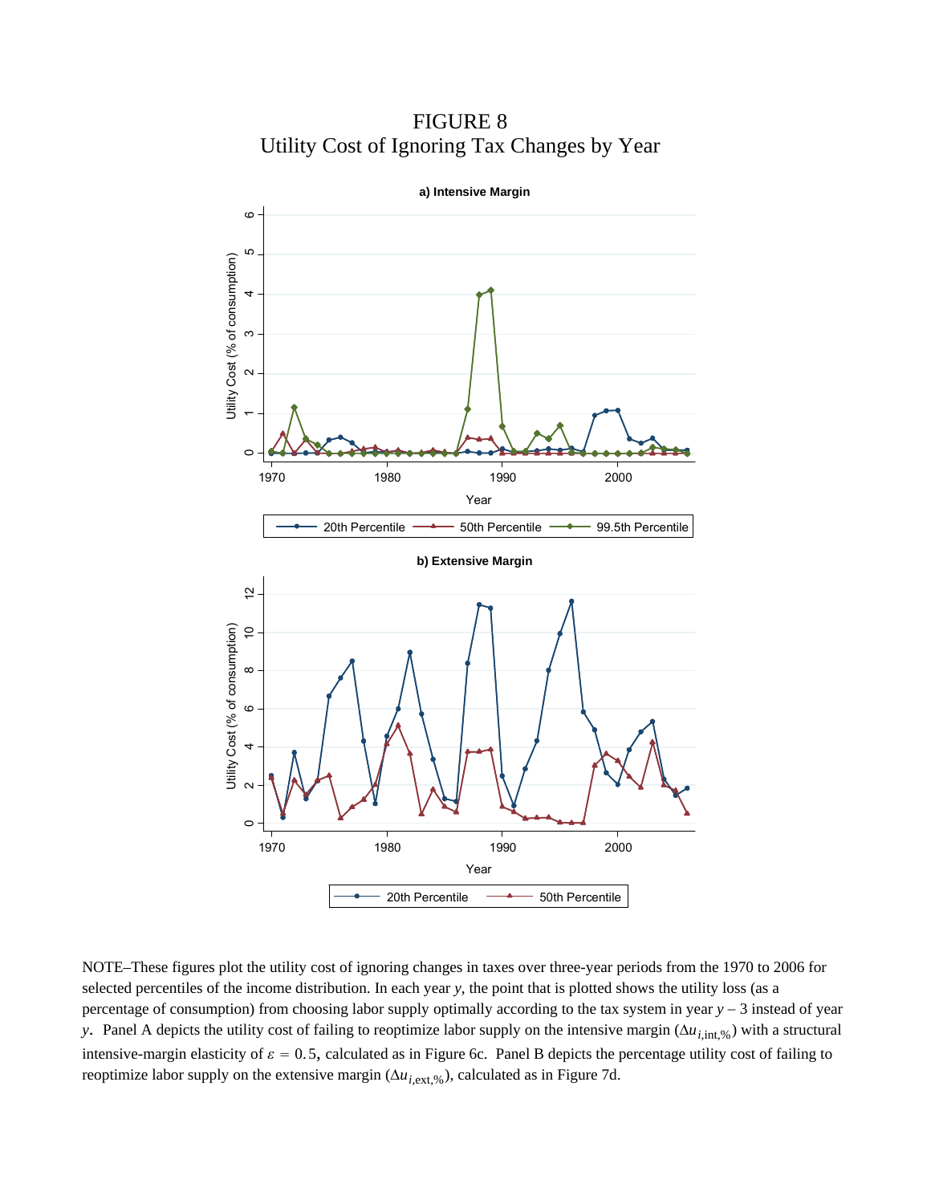# FIGURE 8
## Utility Cost of Ignoring Tax Changes by Year

**a) Intensive Margin**

Utility Cost (% of consumption)

Year

20th Percentile — 50th Percentile — 99.5th Percentile

**b) Extensive Margin**

Utility Cost (% of consumption)

Year

20th Percentile — 50th Percentile

NOTE–These figures plot the utility cost of ignoring changes in taxes over three-year periods from the 1970 to 2006 for selected percentiles of the income distribution. In each year $y$, the point that is plotted shows the utility loss (as a percentage of consumption) from choosing labor supply optimally according to the tax system in year $y-3$ instead of year $y$. Panel A depicts the utility cost of failing to reoptimize labor supply on the intensive margin ($\Delta u_{i,\text{int},\%}$) with a structural intensive-margin elasticity of $\varepsilon = 0.5$, calculated as in Figure 6c. Panel B depicts the percentage utility cost of failing to reoptimize labor supply on the extensive margin ($\Delta u_{i,\text{ext},\%}$), calculated as in Figure 7d.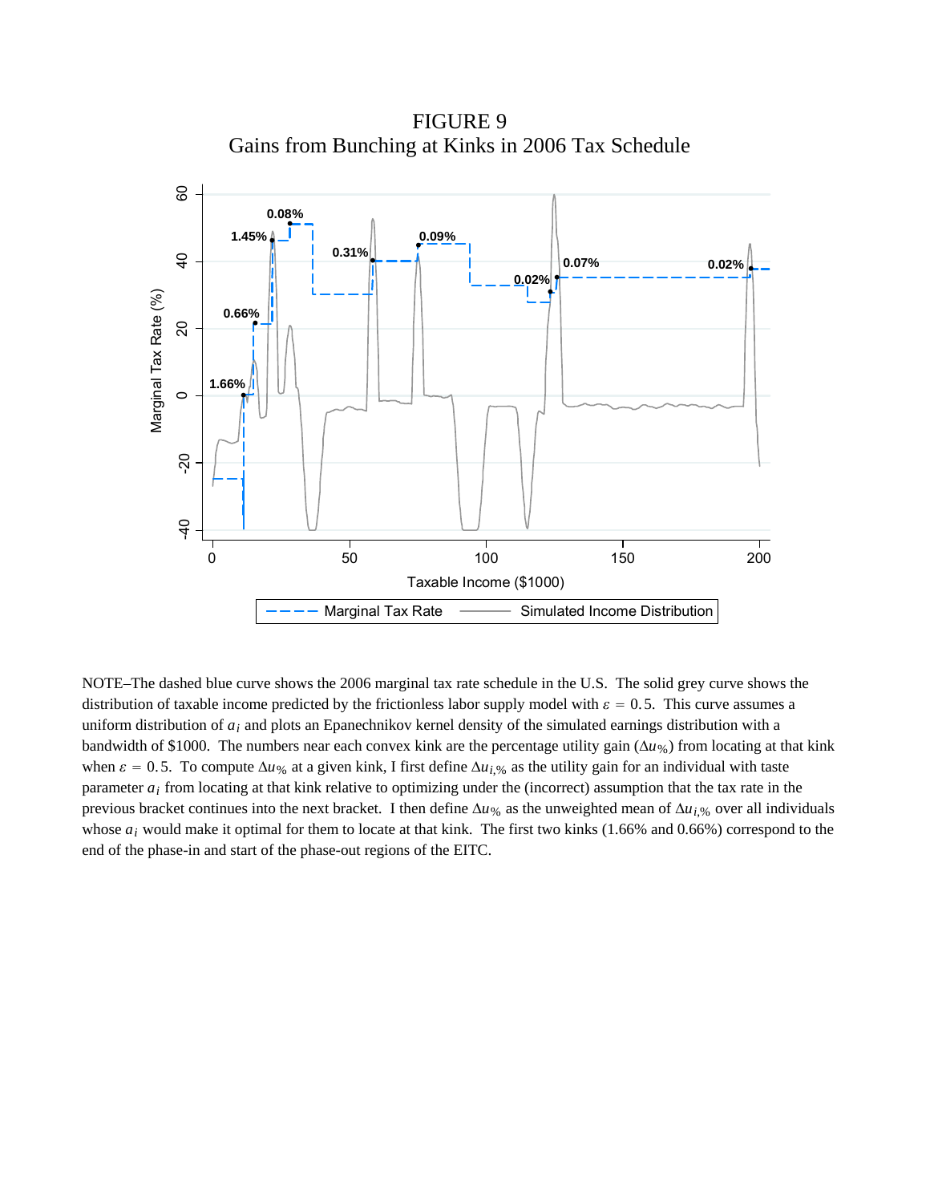FIGURE 9
Gains from Bunching at Kinks in 2006 Tax Schedule

NOTE–The dashed blue curve shows the 2006 marginal tax rate schedule in the U.S. The solid grey curve shows the distribution of taxable income predicted by the frictionless labor supply model with $\varepsilon = 0.5$. This curve assumes a uniform distribution of $a_i$ and plots an Epanechnikov kernel density of the simulated earnings distribution with a bandwidth of \$1000. The numbers near each convex kink are the percentage utility gain ($\Delta u_{\%}$) from locating at that kink when $\varepsilon = 0.5$. To compute $\Delta u_{\%}$ at a given kink, I first define $\Delta u_{i,\%}$ as the utility gain for an individual with taste parameter $a_i$ from locating at that kink relative to optimizing under the (incorrect) assumption that the tax rate in the previous bracket continues into the next bracket. I then define $\Delta u_{\%}$ as the unweighted mean of $\Delta u_{i,\%}$ over all individuals whose $a_i$ would make it optimal for them to locate at that kink. The first two kinks (1.66% and 0.66%) correspond to the end of the phase-in and start of the phase-out regions of the EITC.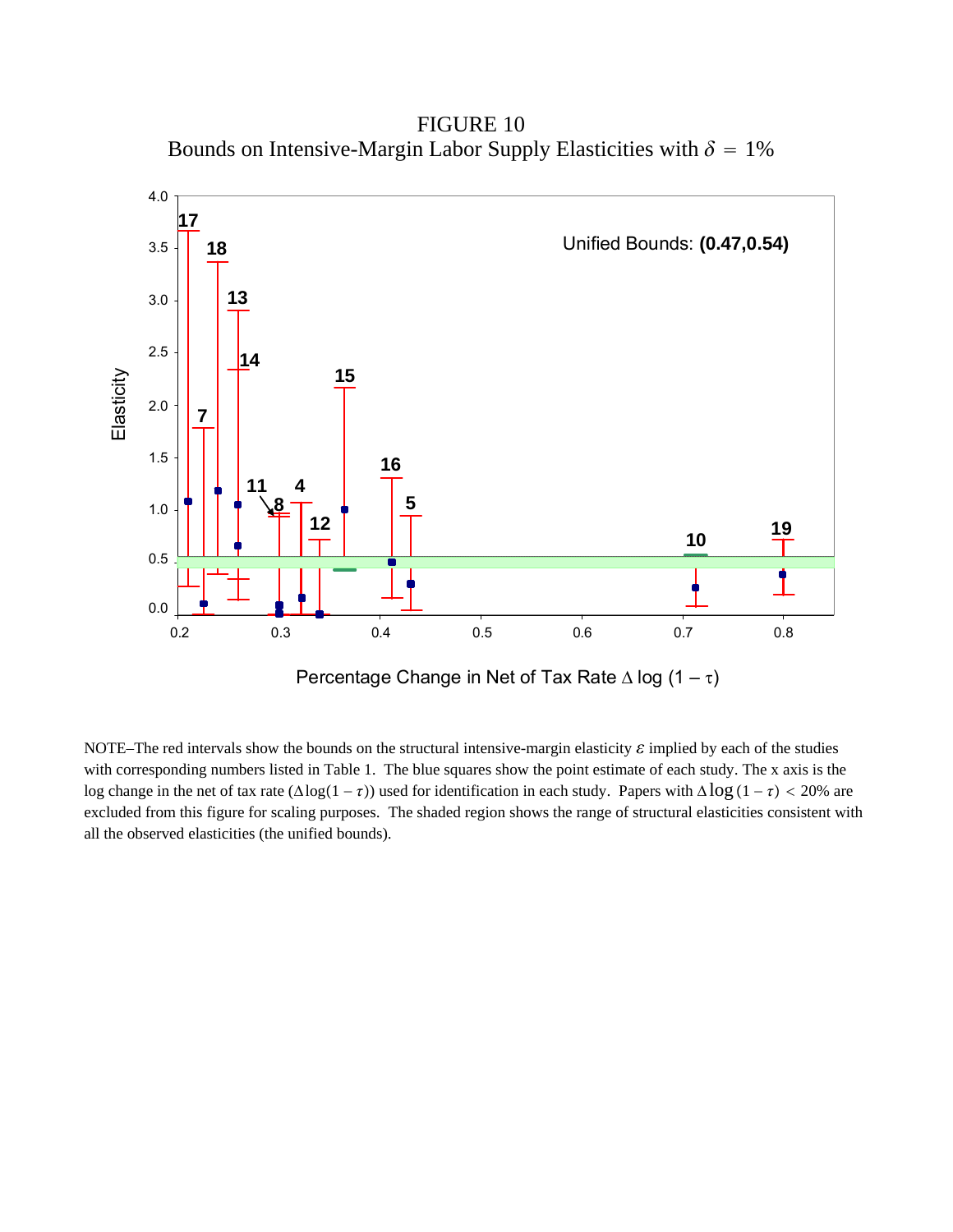FIGURE 10

Bounds on Intensive-Margin Labor Supply Elasticities with $\delta = 1\%$

NOTE–The red intervals show the bounds on the structural intensive-margin elasticity $\varepsilon$ implied by each of the studies with corresponding numbers listed in Table 1. The blue squares show the point estimate of each study. The x axis is the log change in the net of tax rate ($\Delta\log(1-\tau)$) used for identification in each study. Papers with $\Delta\log(1-\tau) < 20\%$ are excluded from this figure for scaling purposes. The shaded region shows the range of structural elasticities consistent with all the observed elasticities (the unified bounds).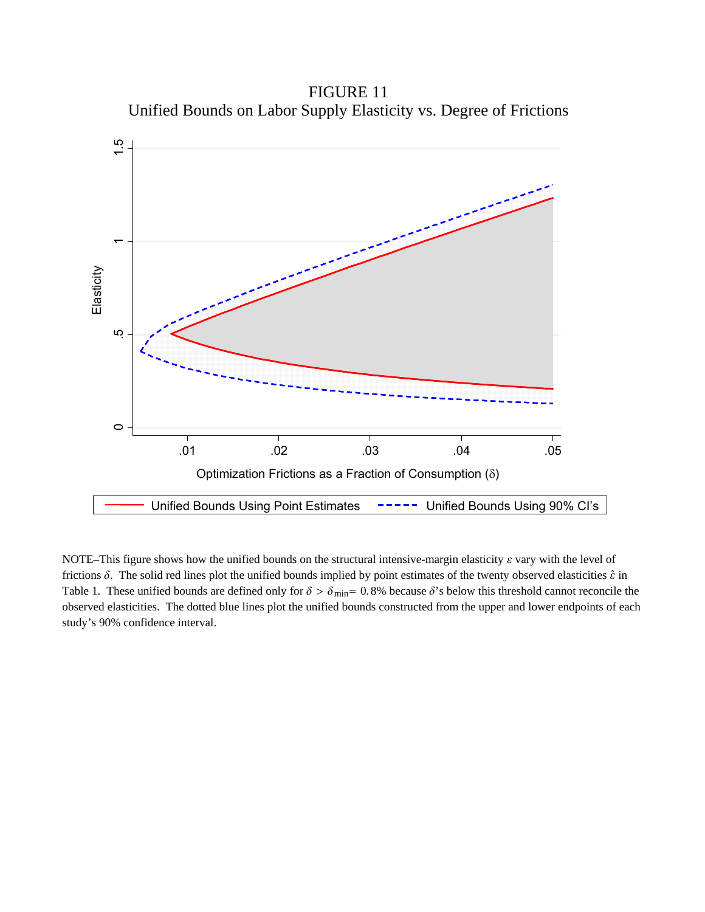FIGURE 11

Unified Bounds on Labor Supply Elasticity vs. Degree of Frictions

NOTE–This figure shows how the unified bounds on the structural intensive-margin elasticity $\varepsilon$ vary with the level of frictions $\delta$. The solid red lines plot the unified bounds implied by point estimates of the twenty observed elasticities $\hat{\varepsilon}$ in Table 1. These unified bounds are defined only for $\delta > \delta_{\min} = 0.8\%$ because $\delta$'s below this threshold cannot reconcile the observed elasticities. The dotted blue lines plot the unified bounds constructed from the upper and lower endpoints of each study's 90% confidence interval.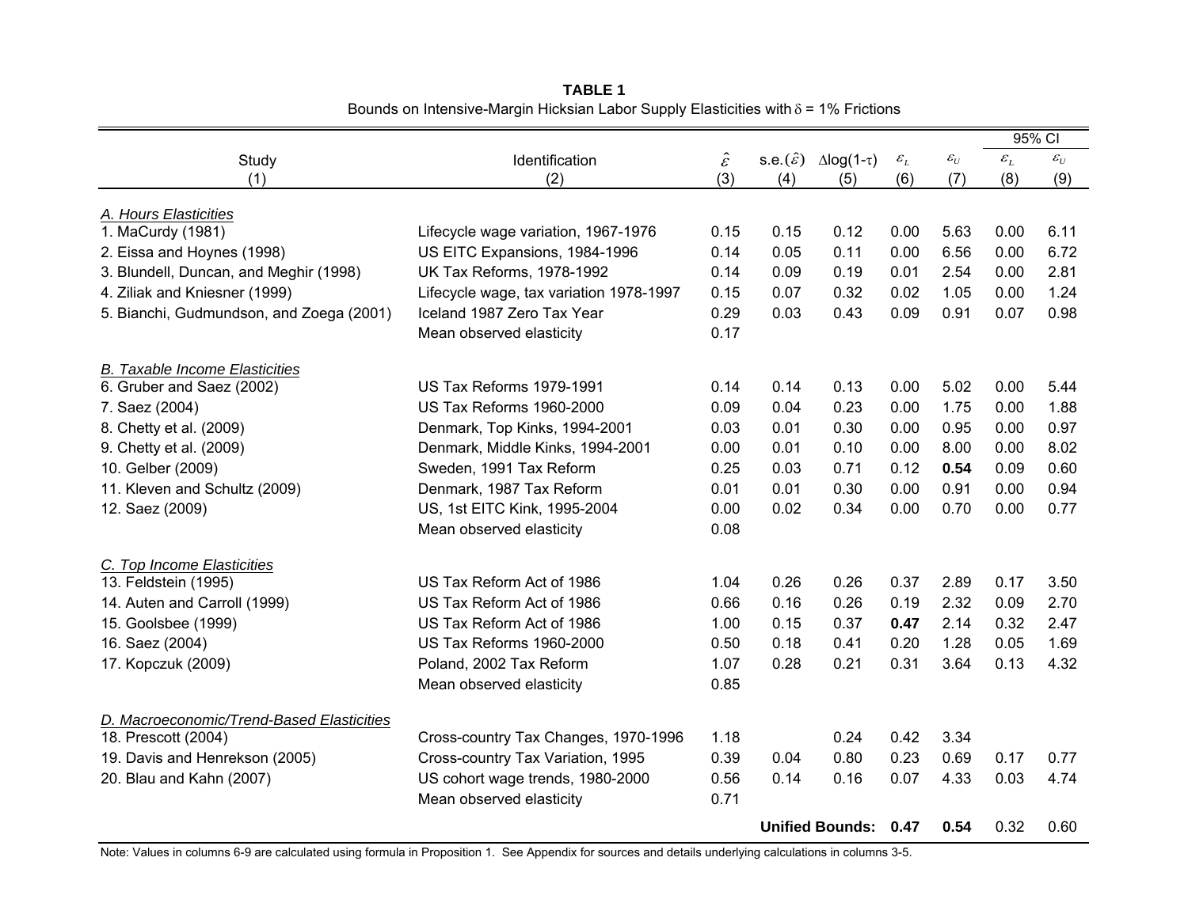**TABLE 1**

Bounds on Intensive-Margin Hicksian Labor Supply Elasticities with $\delta$ = 1% Frictions

| Study | Identification | $\hat{\varepsilon}$ | s.e.($\hat{\varepsilon}$) | $\Delta$log(1-$\tau$) | $\varepsilon_L$ | $\varepsilon_U$ | 95% CI $\varepsilon_L$ | 95% CI $\varepsilon_U$ |
|---|---|---|---|---|---|---|---|---|
| (1) | (2) | (3) | (4) | (5) | (6) | (7) | (8) | (9) |
| *A. Hours Elasticities* | | | | | | | | |
| 1. MaCurdy (1981) | Lifecycle wage variation, 1967-1976 | 0.15 | 0.15 | 0.12 | 0.00 | 5.63 | 0.00 | 6.11 |
| 2. Eissa and Hoynes (1998) | US EITC Expansions, 1984-1996 | 0.14 | 0.05 | 0.11 | 0.00 | 6.56 | 0.00 | 6.72 |
| 3. Blundell, Duncan, and Meghir (1998) | UK Tax Reforms, 1978-1992 | 0.14 | 0.09 | 0.19 | 0.01 | 2.54 | 0.00 | 2.81 |
| 4. Ziliak and Kniesner (1999) | Lifecycle wage, tax variation 1978-1997 | 0.15 | 0.07 | 0.32 | 0.02 | 1.05 | 0.00 | 1.24 |
| 5. Bianchi, Gudmundson, and Zoega (2001) | Iceland 1987 Zero Tax Year | 0.29 | 0.03 | 0.43 | 0.09 | 0.91 | 0.07 | 0.98 |
| | Mean observed elasticity | 0.17 | | | | | | |
| *B. Taxable Income Elasticities* | | | | | | | | |
| 6. Gruber and Saez (2002) | US Tax Reforms 1979-1991 | 0.14 | 0.14 | 0.13 | 0.00 | 5.02 | 0.00 | 5.44 |
| 7. Saez (2004) | US Tax Reforms 1960-2000 | 0.09 | 0.04 | 0.23 | 0.00 | 1.75 | 0.00 | 1.88 |
| 8. Chetty et al. (2009) | Denmark, Top Kinks, 1994-2001 | 0.03 | 0.01 | 0.30 | 0.00 | 0.95 | 0.00 | 0.97 |
| 9. Chetty et al. (2009) | Denmark, Middle Kinks, 1994-2001 | 0.00 | 0.01 | 0.10 | 0.00 | 8.00 | 0.00 | 8.02 |
| 10. Gelber (2009) | Sweden, 1991 Tax Reform | 0.25 | 0.03 | 0.71 | 0.12 | **0.54** | 0.09 | 0.60 |
| 11. Kleven and Schultz (2009) | Denmark, 1987 Tax Reform | 0.01 | 0.01 | 0.30 | 0.00 | 0.91 | 0.00 | 0.94 |
| 12. Saez (2009) | US, 1st EITC Kink, 1995-2004 | 0.00 | 0.02 | 0.34 | 0.00 | 0.70 | 0.00 | 0.77 |
| | Mean observed elasticity | 0.08 | | | | | | |
| *C. Top Income Elasticities* | | | | | | | | |
| 13. Feldstein (1995) | US Tax Reform Act of 1986 | 1.04 | 0.26 | 0.26 | 0.37 | 2.89 | 0.17 | 3.50 |
| 14. Auten and Carroll (1999) | US Tax Reform Act of 1986 | 0.66 | 0.16 | 0.26 | 0.19 | 2.32 | 0.09 | 2.70 |
| 15. Goolsbee (1999) | US Tax Reform Act of 1986 | 1.00 | 0.15 | 0.37 | **0.47** | 2.14 | 0.32 | 2.47 |
| 16. Saez (2004) | US Tax Reforms 1960-2000 | 0.50 | 0.18 | 0.41 | 0.20 | 1.28 | 0.05 | 1.69 |
| 17. Kopczuk (2009) | Poland, 2002 Tax Reform | 1.07 | 0.28 | 0.21 | 0.31 | 3.64 | 0.13 | 4.32 |
| | Mean observed elasticity | 0.85 | | | | | | |
| *D. Macroeconomic/Trend-Based Elasticities* | | | | | | | | |
| 18. Prescott (2004) | Cross-country Tax Changes, 1970-1996 | 1.18 | | 0.24 | 0.42 | 3.34 | | |
| 19. Davis and Henrekson (2005) | Cross-country Tax Variation, 1995 | 0.39 | 0.04 | 0.80 | 0.23 | 0.69 | 0.17 | 0.77 |
| 20. Blau and Kahn (2007) | US cohort wage trends, 1980-2000 | 0.56 | 0.14 | 0.16 | 0.07 | 4.33 | 0.03 | 4.74 |
| | Mean observed elasticity | 0.71 | | | | | | |
| | | | **Unified Bounds:** | | **0.47** | **0.54** | 0.32 | 0.60 |

Note: Values in columns 6-9 are calculated using formula in Proposition 1. See Appendix for sources and details underlying calculations in columns 3-5.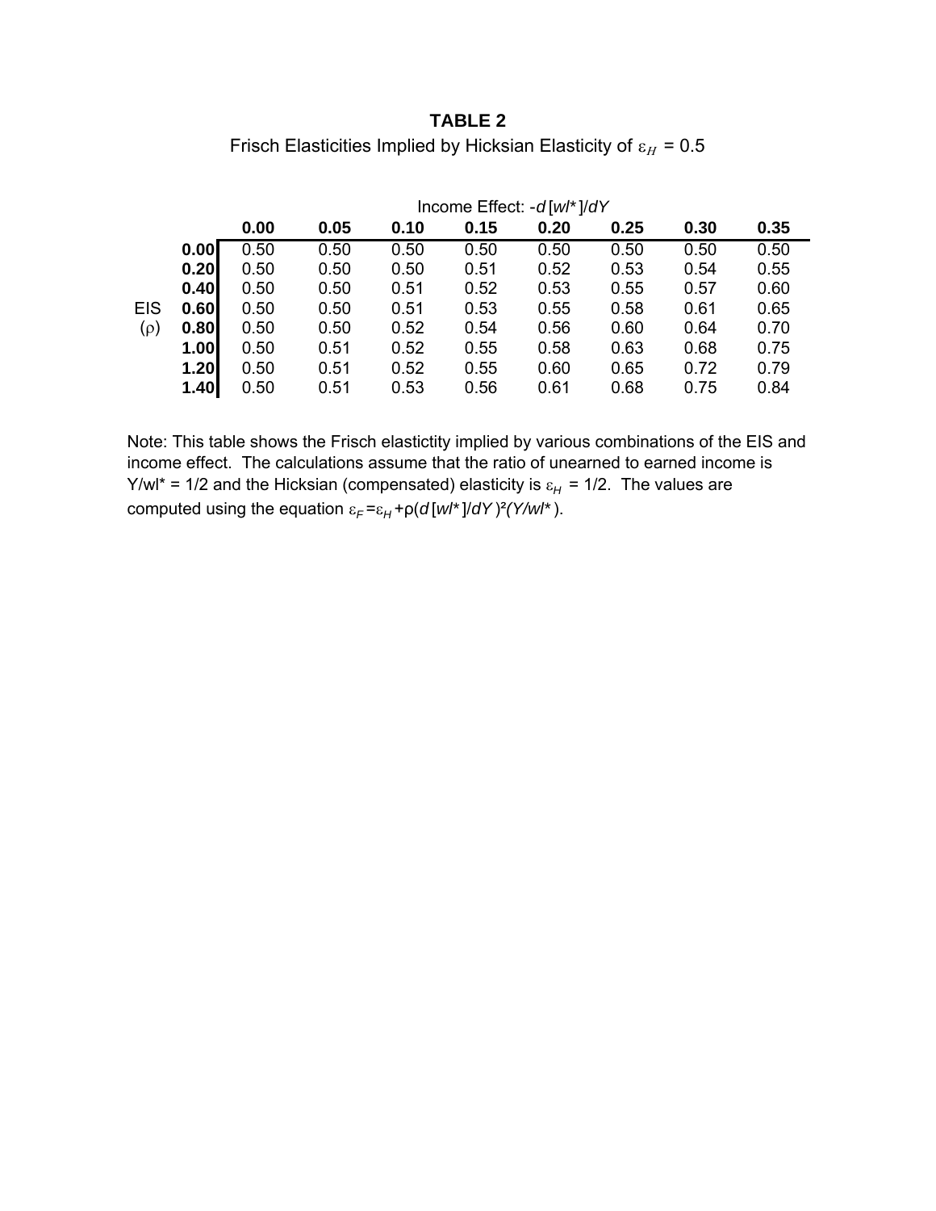**TABLE 2**

Frisch Elasticities Implied by Hicksian Elasticity of $\varepsilon_H$ = 0.5

| | | Income Effect: $-d[wl^*]/dY$ | | | | | | | |
|---|---|---|---|---|---|---|---|---|---|
| | | **0.00** | **0.05** | **0.10** | **0.15** | **0.20** | **0.25** | **0.30** | **0.35** |
| EIS ($\rho$) | **0.00** | 0.50 | 0.50 | 0.50 | 0.50 | 0.50 | 0.50 | 0.50 | 0.50 |
| | **0.20** | 0.50 | 0.50 | 0.50 | 0.51 | 0.52 | 0.53 | 0.54 | 0.55 |
| | **0.40** | 0.50 | 0.50 | 0.51 | 0.52 | 0.53 | 0.55 | 0.57 | 0.60 |
| | **0.60** | 0.50 | 0.50 | 0.51 | 0.53 | 0.55 | 0.58 | 0.61 | 0.65 |
| | **0.80** | 0.50 | 0.50 | 0.52 | 0.54 | 0.56 | 0.60 | 0.64 | 0.70 |
| | **1.00** | 0.50 | 0.51 | 0.52 | 0.55 | 0.58 | 0.63 | 0.68 | 0.75 |
| | **1.20** | 0.50 | 0.51 | 0.52 | 0.55 | 0.60 | 0.65 | 0.72 | 0.79 |
| | **1.40** | 0.50 | 0.51 | 0.53 | 0.56 | 0.61 | 0.68 | 0.75 | 0.84 |

Note: This table shows the Frisch elastictity implied by various combinations of the EIS and income effect. The calculations assume that the ratio of unearned to earned income is $Y/wl^* = 1/2$ and the Hicksian (compensated) elasticity is $\varepsilon_H = 1/2$. The values are computed using the equation $\varepsilon_F = \varepsilon_H + \rho(d[wl^*]/dY)^2(Y/wl^*)$.